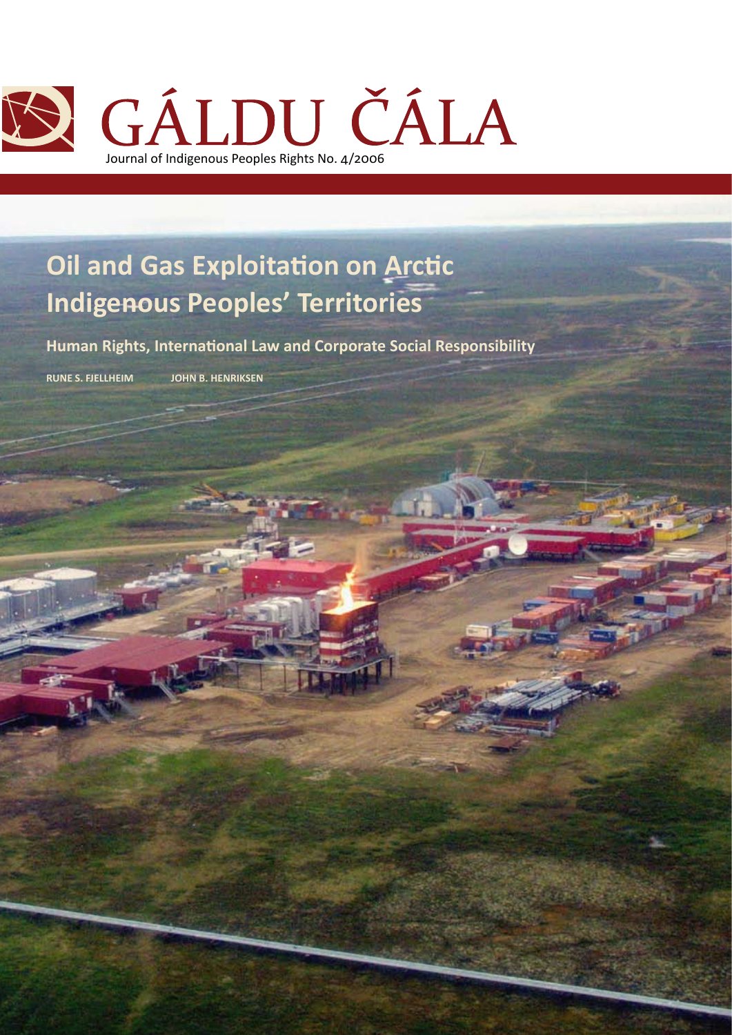# GÁLDU ČÁLA

Journal of Indigenous Peoples Rights No. 4/2006

## Oil and Gas Exploitation on Arctic Indigenous Peoples' Territories

### Human Rights, International Law and Corporate Social Responsibility

**RUNE S. FJELLHEIM JOHN B. HENRIKSEN**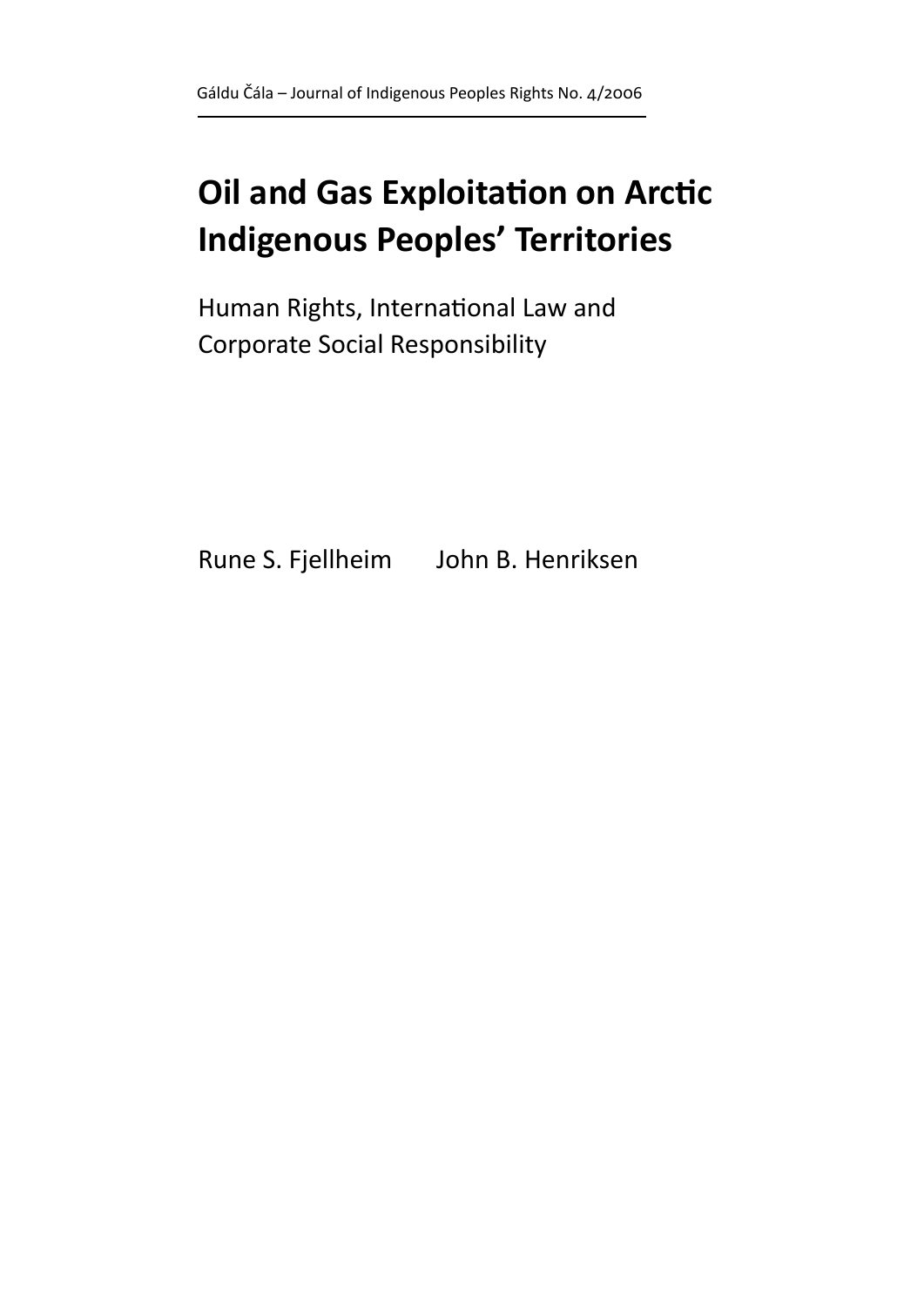Gáldu Čála – Journal of Indigenous Peoples Rights No. 4/2006

# Oil and Gas Exploitation on Arctic Indigenous Peoples' Territories

## Human Rights, International Law and Corporate Social Responsibility

Rune S. Fjellheim John B. Henriksen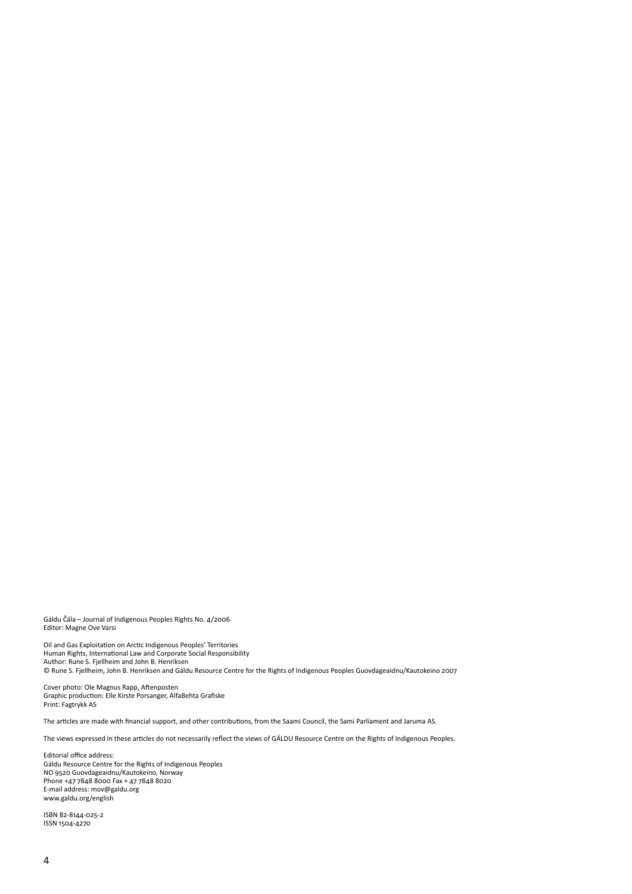Gáldu Čála – Journal of Indigenous Peoples Rights No. 4/2006
Editor: Magne Ove Varsi

Oil and Gas Exploitation on Arctic Indigenous Peoples' Territories
Human Rights, International Law and Corporate Social Responsibility
Author: Rune S. Fjellheim and John B. Henriksen
© Rune S. Fjellheim, John B. Henriksen and Gáldu Resource Centre for the Rights of Indigenous Peoples Guovdageaidnu/Kautokeino 2007

Cover photo: Ole Magnus Rapp, Aftenposten
Graphic production: Elle Kirste Porsanger, AlfaBehta Grafiske
Print: Fagtrykk AS

The articles are made with financial support, and other contributions, from the Saami Council, the Sami Parliament and Jaruma AS.

The views expressed in these articles do not necessarily reflect the views of GÁLDU Resource Centre on the Rights of Indigenous Peoples.

Editorial office address:
Gáldu Resource Centre for the Rights of Indigenous Peoples
NO 9520 Guovdageaidnu/Kautokeino, Norway
Phone +47 7848 8000 Fax + 47 7848 8020
E-mail address: mov@galdu.org
www.galdu.org/english

ISBN 82-8144-025-2
ISSN 1504-4270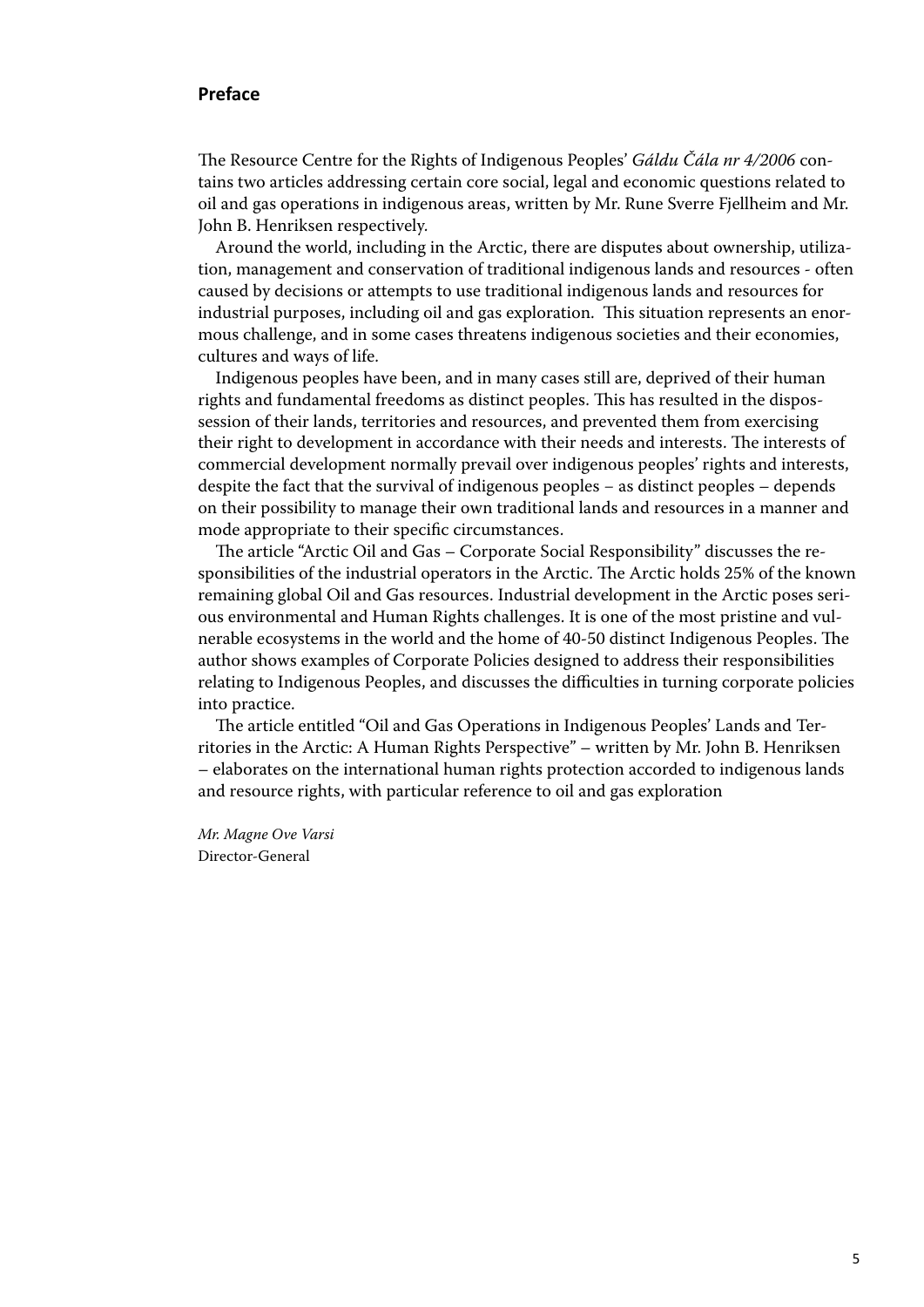## Preface

The Resource Centre for the Rights of Indigenous Peoples' *Gáldu Čála nr 4/2006* contains two articles addressing certain core social, legal and economic questions related to oil and gas operations in indigenous areas, written by Mr. Rune Sverre Fjellheim and Mr. John B. Henriksen respectively.

Around the world, including in the Arctic, there are disputes about ownership, utilization, management and conservation of traditional indigenous lands and resources - often caused by decisions or attempts to use traditional indigenous lands and resources for industrial purposes, including oil and gas exploration. This situation represents an enormous challenge, and in some cases threatens indigenous societies and their economies, cultures and ways of life.

Indigenous peoples have been, and in many cases still are, deprived of their human rights and fundamental freedoms as distinct peoples. This has resulted in the dispossession of their lands, territories and resources, and prevented them from exercising their right to development in accordance with their needs and interests. The interests of commercial development normally prevail over indigenous peoples' rights and interests, despite the fact that the survival of indigenous peoples – as distinct peoples – depends on their possibility to manage their own traditional lands and resources in a manner and mode appropriate to their specific circumstances.

The article "Arctic Oil and Gas – Corporate Social Responsibility" discusses the responsibilities of the industrial operators in the Arctic. The Arctic holds 25% of the known remaining global Oil and Gas resources. Industrial development in the Arctic poses serious environmental and Human Rights challenges. It is one of the most pristine and vulnerable ecosystems in the world and the home of 40-50 distinct Indigenous Peoples. The author shows examples of Corporate Policies designed to address their responsibilities relating to Indigenous Peoples, and discusses the difficulties in turning corporate policies into practice.

The article entitled "Oil and Gas Operations in Indigenous Peoples' Lands and Territories in the Arctic: A Human Rights Perspective" – written by Mr. John B. Henriksen – elaborates on the international human rights protection accorded to indigenous lands and resource rights, with particular reference to oil and gas exploration

*Mr. Magne Ove Varsi*
Director-General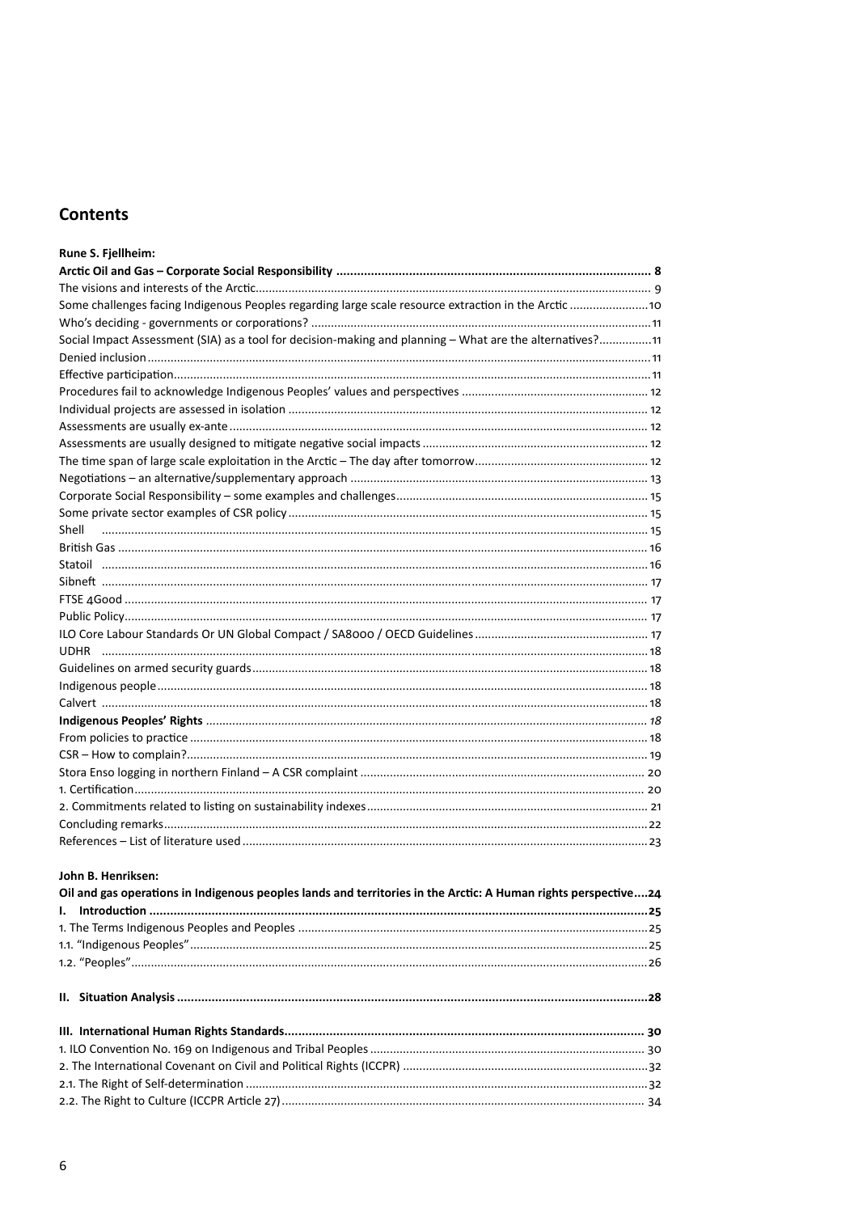## Contents

**Rune S. Fjellheim:**

**Arctic Oil and Gas – Corporate Social Responsibility ........ 8**
The visions and interests of the Arctic........ 9
Some challenges facing Indigenous Peoples regarding large scale resource extraction in the Arctic ........ 10
Who's deciding - governments or corporations? ........ 11
Social Impact Assessment (SIA) as a tool for decision-making and planning – What are the alternatives?........ 11
Denied inclusion........ 11
Effective participation........ 11
Procedures fail to acknowledge Indigenous Peoples' values and perspectives ........ 12
Individual projects are assessed in isolation ........ 12
Assessments are usually ex-ante........ 12
Assessments are usually designed to mitigate negative social impacts ........ 12
The time span of large scale exploitation in the Arctic – The day after tomorrow........ 12
Negotiations – an alternative/supplementary approach ........ 13
Corporate Social Responsibility – some examples and challenges........ 15
Some private sector examples of CSR policy........ 15
Shell ........ 15
British Gas ........ 16
Statoil ........ 16
Sibneft ........ 17
FTSE 4Good ........ 17
Public Policy........ 17
ILO Core Labour Standards Or UN Global Compact / SA8000 / OECD Guidelines........ 17
UDHR ........ 18
Guidelines on armed security guards........ 18
Indigenous people........ 18
Calvert ........ 18
**Indigenous Peoples' Rights** ........ *18*
From policies to practice ........ 18
CSR – How to complain?........ 19
Stora Enso logging in northern Finland – A CSR complaint ........ 20
1. Certification........ 20
2. Commitments related to listing on sustainability indexes........ 21
Concluding remarks........ 22
References – List of literature used ........ 23

**John B. Henriksen:**

**Oil and gas operations in Indigenous peoples lands and territories in the Arctic: A Human rights perspective....24**
**I. Introduction ........ 25**
1. The Terms Indigenous Peoples and Peoples ........ 25
1.1. "Indigenous Peoples"........ 25
1.2. "Peoples"........ 26

**II. Situation Analysis ........ 28**

**III. International Human Rights Standards........ 30**
1. ILO Convention No. 169 on Indigenous and Tribal Peoples ........ 30
2. The International Covenant on Civil and Political Rights (ICCPR) ........ 32
2.1. The Right of Self-determination ........ 32
2.2. The Right to Culture (ICCPR Article 27)........ 34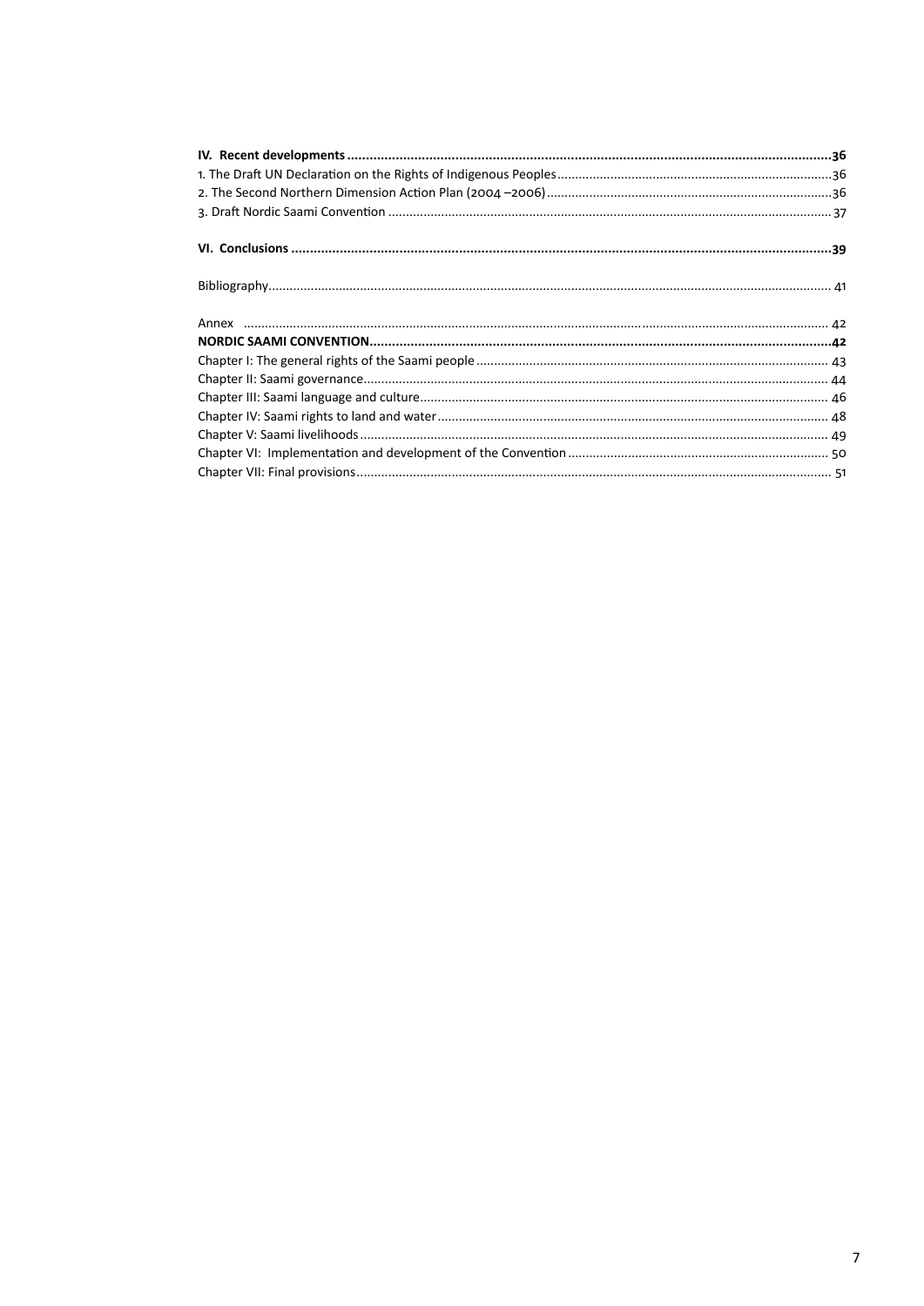**IV. Recent developments** .................................................................................................................................**36**
1. The Draft UN Declaration on the Rights of Indigenous Peoples.............................................................................36
2. The Second Northern Dimension Action Plan (2004 –2006)................................................................................36
3. Draft Nordic Saami Convention ............................................................................................................................37

**VI. Conclusions** ................................................................................................................................................**39**

Bibliography............................................................................................................................................................ 41

Annex ................................................................................................................................................................... 42
**NORDIC SAAMI CONVENTION**..........................................................................................................................**42**
Chapter I: The general rights of the Saami people ................................................................................................. 43
Chapter II: Saami governance................................................................................................................................. 44
Chapter III: Saami language and culture................................................................................................................. 46
Chapter IV: Saami rights to land and water............................................................................................................ 48
Chapter V: Saami livelihoods.................................................................................................................................. 49
Chapter VI: Implementation and development of the Convention ........................................................................ 50
Chapter VII: Final provisions................................................................................................................................... 51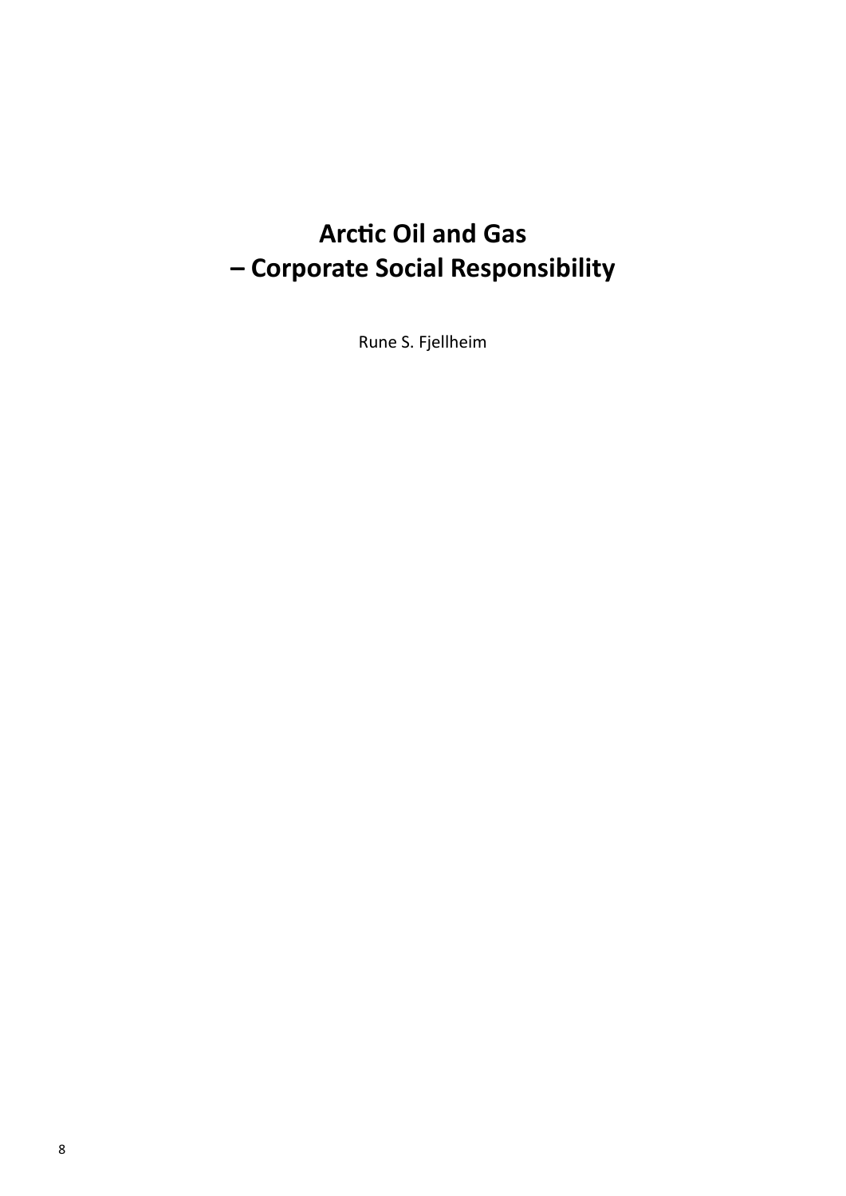# Arctic Oil and Gas – Corporate Social Responsibility

Rune S. Fjellheim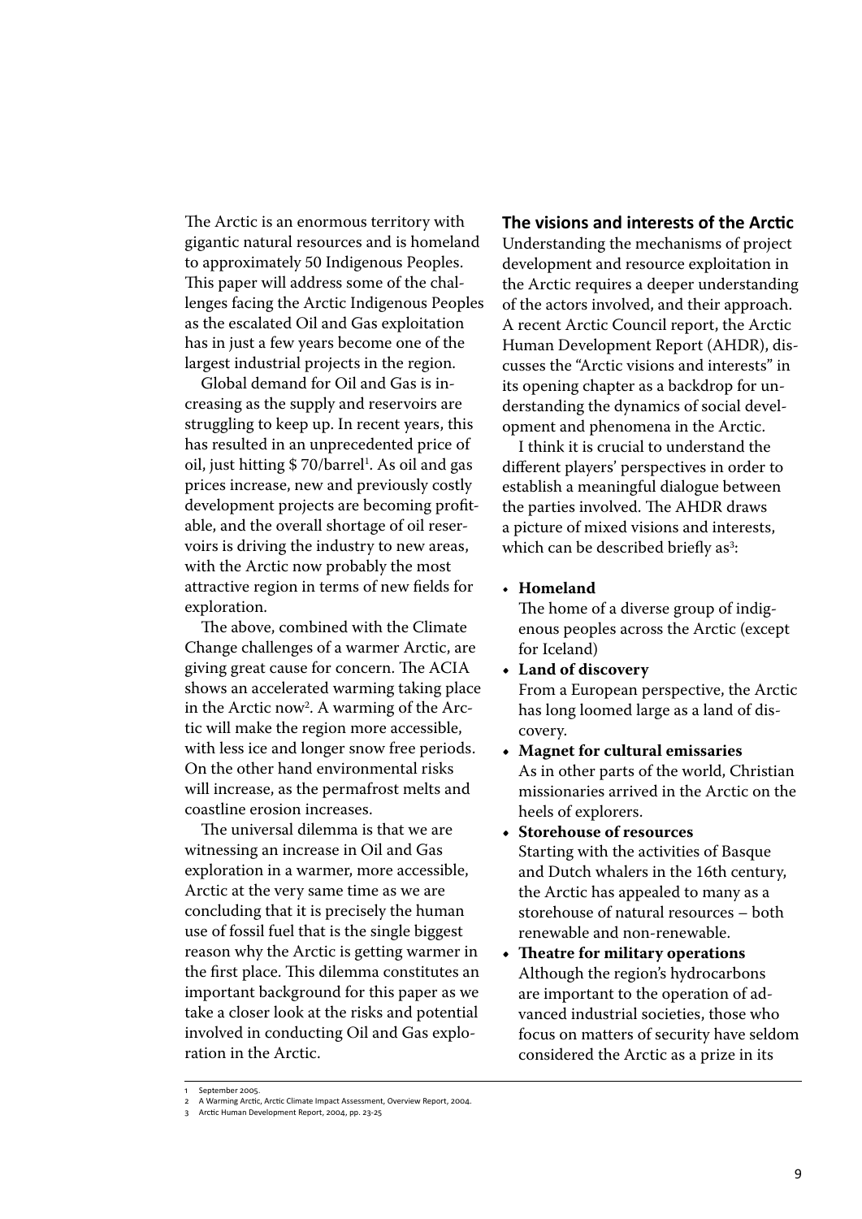The Arctic is an enormous territory with gigantic natural resources and is homeland to approximately 50 Indigenous Peoples. This paper will address some of the challenges facing the Arctic Indigenous Peoples as the escalated Oil and Gas exploitation has in just a few years become one of the largest industrial projects in the region.

Global demand for Oil and Gas is increasing as the supply and reservoirs are struggling to keep up. In recent years, this has resulted in an unprecedented price of oil, just hitting $ 70/barrel[1]. As oil and gas prices increase, new and previously costly development projects are becoming profitable, and the overall shortage of oil reservoirs is driving the industry to new areas, with the Arctic now probably the most attractive region in terms of new fields for exploration.

The above, combined with the Climate Change challenges of a warmer Arctic, are giving great cause for concern. The ACIA shows an accelerated warming taking place in the Arctic now[2]. A warming of the Arctic will make the region more accessible, with less ice and longer snow free periods. On the other hand environmental risks will increase, as the permafrost melts and coastline erosion increases.

The universal dilemma is that we are witnessing an increase in Oil and Gas exploration in a warmer, more accessible, Arctic at the very same time as we are concluding that it is precisely the human use of fossil fuel that is the single biggest reason why the Arctic is getting warmer in the first place. This dilemma constitutes an important background for this paper as we take a closer look at the risks and potential involved in conducting Oil and Gas exploration in the Arctic.

## The visions and interests of the Arctic

Understanding the mechanisms of project development and resource exploitation in the Arctic requires a deeper understanding of the actors involved, and their approach. A recent Arctic Council report, the Arctic Human Development Report (AHDR), discusses the "Arctic visions and interests" in its opening chapter as a backdrop for understanding the dynamics of social development and phenomena in the Arctic.

I think it is crucial to understand the different players' perspectives in order to establish a meaningful dialogue between the parties involved. The AHDR draws a picture of mixed visions and interests, which can be described briefly as[3]:

- **Homeland**
  The home of a diverse group of indigenous peoples across the Arctic (except for Iceland)
- **Land of discovery**
  From a European perspective, the Arctic has long loomed large as a land of discovery.
- **Magnet for cultural emissaries**
  As in other parts of the world, Christian missionaries arrived in the Arctic on the heels of explorers.
- **Storehouse of resources**
  Starting with the activities of Basque and Dutch whalers in the 16th century, the Arctic has appealed to many as a storehouse of natural resources – both renewable and non-renewable.
- **Theatre for military operations**
  Although the region's hydrocarbons are important to the operation of advanced industrial societies, those who focus on matters of security have seldom considered the Arctic as a prize in its

---

1 September 2005.
2 A Warming Arctic, Arctic Climate Impact Assessment, Overview Report, 2004.
3 Arctic Human Development Report, 2004, pp. 23-25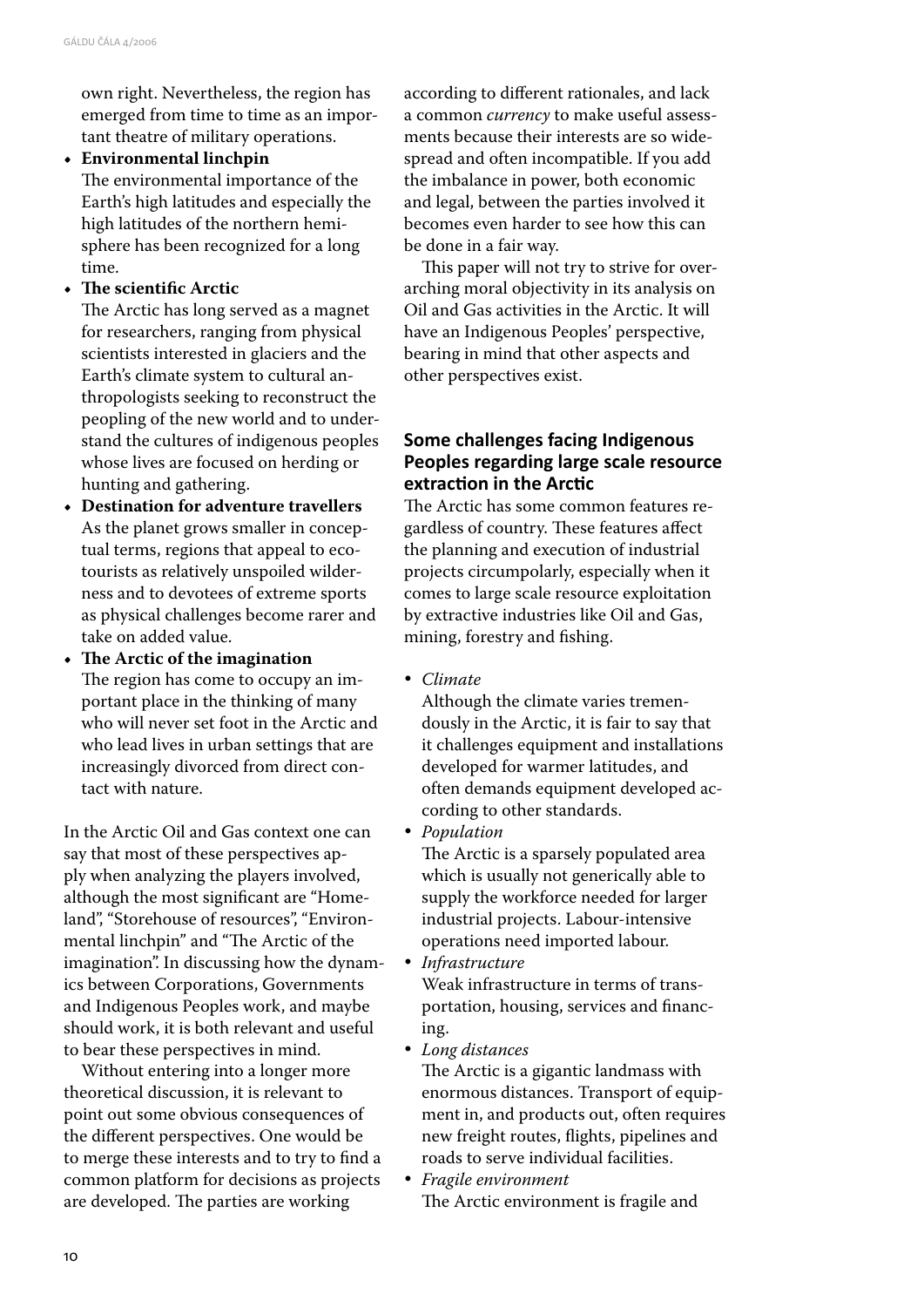own right. Nevertheless, the region has emerged from time to time as an important theatre of military operations.

- **Environmental linchpin**
  The environmental importance of the Earth's high latitudes and especially the high latitudes of the northern hemisphere has been recognized for a long time.
- **The scientific Arctic**
  The Arctic has long served as a magnet for researchers, ranging from physical scientists interested in glaciers and the Earth's climate system to cultural anthropologists seeking to reconstruct the peopling of the new world and to understand the cultures of indigenous peoples whose lives are focused on herding or hunting and gathering.
- **Destination for adventure travellers**
  As the planet grows smaller in conceptual terms, regions that appeal to ecotourists as relatively unspoiled wilderness and to devotees of extreme sports as physical challenges become rarer and take on added value.
- **The Arctic of the imagination**
  The region has come to occupy an important place in the thinking of many who will never set foot in the Arctic and who lead lives in urban settings that are increasingly divorced from direct contact with nature.

In the Arctic Oil and Gas context one can say that most of these perspectives apply when analyzing the players involved, although the most significant are "Homeland", "Storehouse of resources", "Environmental linchpin" and "The Arctic of the imagination". In discussing how the dynamics between Corporations, Governments and Indigenous Peoples work, and maybe should work, it is both relevant and useful to bear these perspectives in mind.

Without entering into a longer more theoretical discussion, it is relevant to point out some obvious consequences of the different perspectives. One would be to merge these interests and to try to find a common platform for decisions as projects are developed. The parties are working according to different rationales, and lack a common *currency* to make useful assessments because their interests are so widespread and often incompatible. If you add the imbalance in power, both economic and legal, between the parties involved it becomes even harder to see how this can be done in a fair way.

This paper will not try to strive for overarching moral objectivity in its analysis on Oil and Gas activities in the Arctic. It will have an Indigenous Peoples' perspective, bearing in mind that other aspects and other perspectives exist.

## Some challenges facing Indigenous Peoples regarding large scale resource extraction in the Arctic

The Arctic has some common features regardless of country. These features affect the planning and execution of industrial projects circumpolarly, especially when it comes to large scale resource exploitation by extractive industries like Oil and Gas, mining, forestry and fishing.

- *Climate*
  Although the climate varies tremendously in the Arctic, it is fair to say that it challenges equipment and installations developed for warmer latitudes, and often demands equipment developed according to other standards.
- *Population*
  The Arctic is a sparsely populated area which is usually not generically able to supply the workforce needed for larger industrial projects. Labour-intensive operations need imported labour.
- *Infrastructure*
  Weak infrastructure in terms of transportation, housing, services and financing.
- *Long distances*
  The Arctic is a gigantic landmass with enormous distances. Transport of equipment in, and products out, often requires new freight routes, flights, pipelines and roads to serve individual facilities.
- *Fragile environment*
  The Arctic environment is fragile and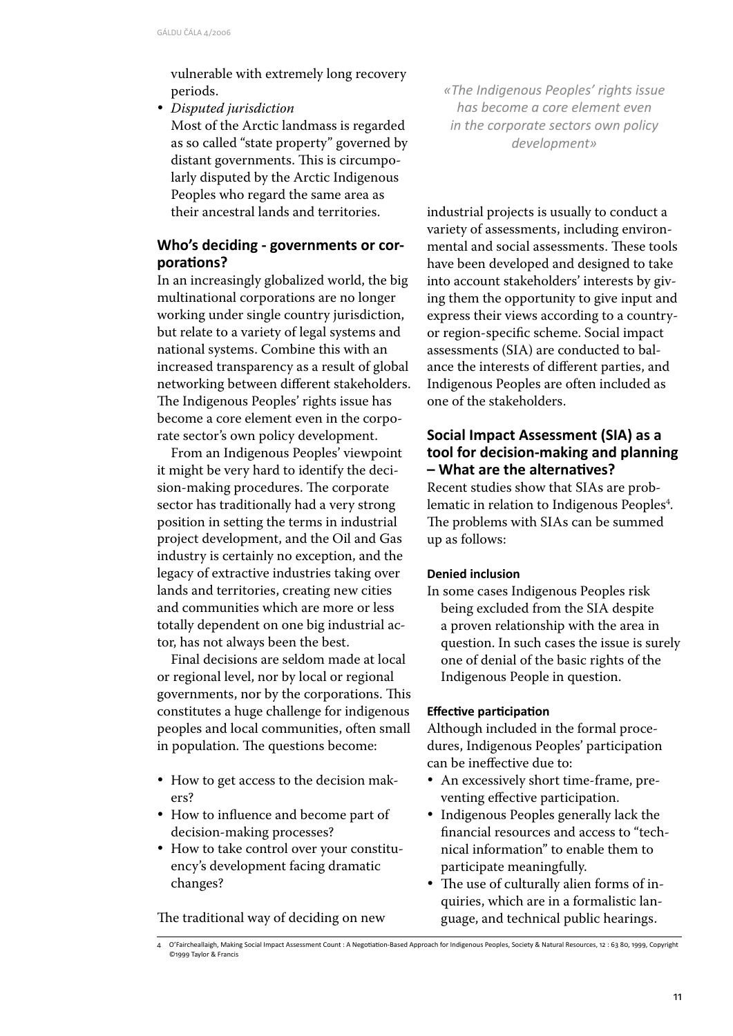vulnerable with extremely long recovery periods.

- *Disputed jurisdiction*
  Most of the Arctic landmass is regarded as so called "state property" governed by distant governments. This is circumpolarly disputed by the Arctic Indigenous Peoples who regard the same area as their ancestral lands and territories.

## Who's deciding - governments or corporations?

In an increasingly globalized world, the big multinational corporations are no longer working under single country jurisdiction, but relate to a variety of legal systems and national systems. Combine this with an increased transparency as a result of global networking between different stakeholders. The Indigenous Peoples' rights issue has become a core element even in the corporate sector's own policy development.

From an Indigenous Peoples' viewpoint it might be very hard to identify the decision-making procedures. The corporate sector has traditionally had a very strong position in setting the terms in industrial project development, and the Oil and Gas industry is certainly no exception, and the legacy of extractive industries taking over lands and territories, creating new cities and communities which are more or less totally dependent on one big industrial actor, has not always been the best.

Final decisions are seldom made at local or regional level, nor by local or regional governments, nor by the corporations. This constitutes a huge challenge for indigenous peoples and local communities, often small in population. The questions become:

- How to get access to the decision makers?
- How to influence and become part of decision-making processes?
- How to take control over your constituency's development facing dramatic changes?

The traditional way of deciding on new industrial projects is usually to conduct a variety of assessments, including environmental and social assessments. These tools have been developed and designed to take into account stakeholders' interests by giving them the opportunity to give input and express their views according to a country- or region-specific scheme. Social impact assessments (SIA) are conducted to balance the interests of different parties, and Indigenous Peoples are often included as one of the stakeholders.

*«The Indigenous Peoples' rights issue has become a core element even in the corporate sectors own policy development»*

## Social Impact Assessment (SIA) as a tool for decision-making and planning – What are the alternatives?

Recent studies show that SIAs are problematic in relation to Indigenous Peoples[4]. The problems with SIAs can be summed up as follows:

#### Denied inclusion

In some cases Indigenous Peoples risk being excluded from the SIA despite a proven relationship with the area in question. In such cases the issue is surely one of denial of the basic rights of the Indigenous People in question.

#### Effective participation

Although included in the formal procedures, Indigenous Peoples' participation can be ineffective due to:

- An excessively short time-frame, preventing effective participation.
- Indigenous Peoples generally lack the financial resources and access to "technical information" to enable them to participate meaningfully.
- The use of culturally alien forms of inquiries, which are in a formalistic language, and technical public hearings.

4 O'Faircheallaigh, Making Social Impact Assessment Count : A Negotiation-Based Approach for Indigenous Peoples, Society & Natural Resources, 12 : 63 80, 1999, Copyright ©1999 Taylor & Francis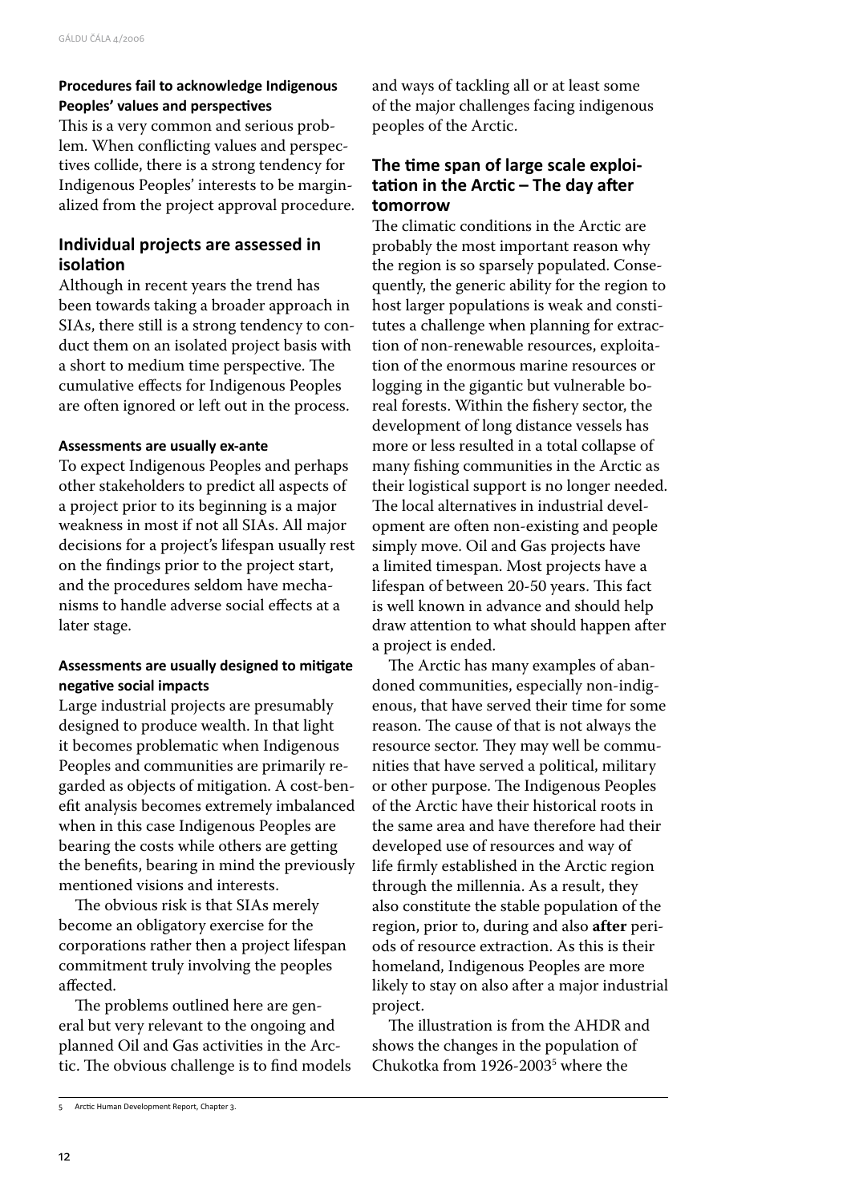#### Procedures fail to acknowledge Indigenous Peoples' values and perspectives

This is a very common and serious problem. When conflicting values and perspectives collide, there is a strong tendency for Indigenous Peoples' interests to be marginalized from the project approval procedure.

### Individual projects are assessed in isolation

Although in recent years the trend has been towards taking a broader approach in SIAs, there still is a strong tendency to conduct them on an isolated project basis with a short to medium time perspective. The cumulative effects for Indigenous Peoples are often ignored or left out in the process.

#### Assessments are usually ex-ante

To expect Indigenous Peoples and perhaps other stakeholders to predict all aspects of a project prior to its beginning is a major weakness in most if not all SIAs. All major decisions for a project's lifespan usually rest on the findings prior to the project start, and the procedures seldom have mechanisms to handle adverse social effects at a later stage.

#### Assessments are usually designed to mitigate negative social impacts

Large industrial projects are presumably designed to produce wealth. In that light it becomes problematic when Indigenous Peoples and communities are primarily regarded as objects of mitigation. A cost-benefit analysis becomes extremely imbalanced when in this case Indigenous Peoples are bearing the costs while others are getting the benefits, bearing in mind the previously mentioned visions and interests.

The obvious risk is that SIAs merely become an obligatory exercise for the corporations rather then a project lifespan commitment truly involving the peoples affected.

The problems outlined here are general but very relevant to the ongoing and planned Oil and Gas activities in the Arctic. The obvious challenge is to find models and ways of tackling all or at least some of the major challenges facing indigenous peoples of the Arctic.

### The time span of large scale exploitation in the Arctic – The day after tomorrow

The climatic conditions in the Arctic are probably the most important reason why the region is so sparsely populated. Consequently, the generic ability for the region to host larger populations is weak and constitutes a challenge when planning for extraction of non-renewable resources, exploitation of the enormous marine resources or logging in the gigantic but vulnerable boreal forests. Within the fishery sector, the development of long distance vessels has more or less resulted in a total collapse of many fishing communities in the Arctic as their logistical support is no longer needed. The local alternatives in industrial development are often non-existing and people simply move. Oil and Gas projects have a limited timespan. Most projects have a lifespan of between 20-50 years. This fact is well known in advance and should help draw attention to what should happen after a project is ended.

The Arctic has many examples of abandoned communities, especially non-indigenous, that have served their time for some reason. The cause of that is not always the resource sector. They may well be communities that have served a political, military or other purpose. The Indigenous Peoples of the Arctic have their historical roots in the same area and have therefore had their developed use of resources and way of life firmly established in the Arctic region through the millennia. As a result, they also constitute the stable population of the region, prior to, during and also **after** periods of resource extraction. As this is their homeland, Indigenous Peoples are more likely to stay on also after a major industrial project.

The illustration is from the AHDR and shows the changes in the population of Chukotka from 1926-2003[5] where the

[5] Arctic Human Development Report, Chapter 3.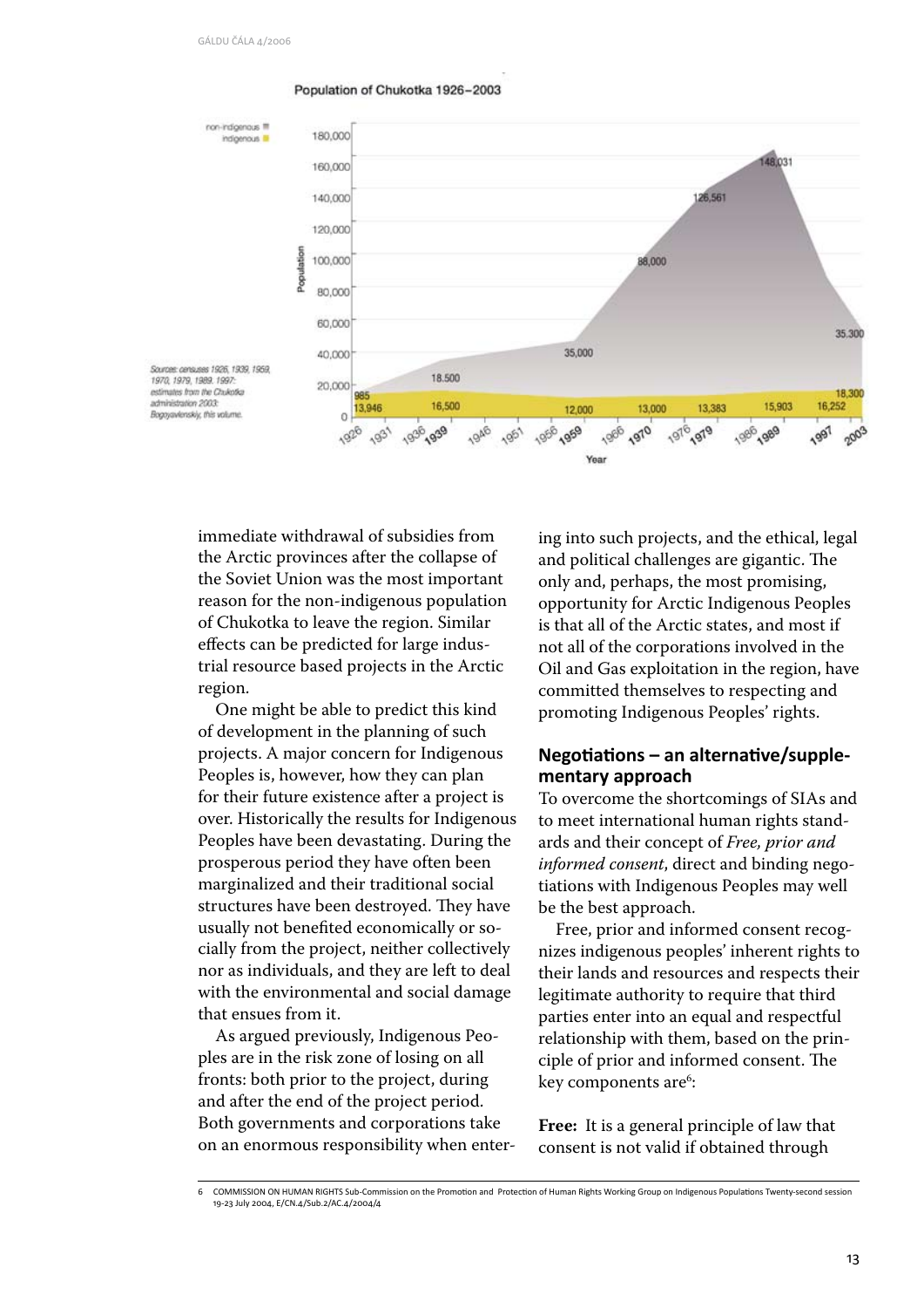Population of Chukotka 1926–2003

| Year | Indigenous | Non-indigenous |
|---|---|---|
| 1926 | 13,946 | 985 |
| 1939 | 16,500 | 18.500 |
| 1959 | 12,000 | 35,000 |
| 1970 | 13,000 | 88,000 |
| 1979 | 13,383 | 126,561 |
| 1989 | 15,903 | 148,031 |
| 1997 | 16,252 | |
| 2003 | 18,300 | 35.300 |

Sources: censuses 1926, 1939, 1959, 1970, 1979, 1989. 1997: estimates from the Chukotka administration 2003: Bogoyavlenskiy, this volume.

immediate withdrawal of subsidies from the Arctic provinces after the collapse of the Soviet Union was the most important reason for the non-indigenous population of Chukotka to leave the region. Similar effects can be predicted for large industrial resource based projects in the Arctic region.

One might be able to predict this kind of development in the planning of such projects. A major concern for Indigenous Peoples is, however, how they can plan for their future existence after a project is over. Historically the results for Indigenous Peoples have been devastating. During the prosperous period they have often been marginalized and their traditional social structures have been destroyed. They have usually not benefited economically or socially from the project, neither collectively nor as individuals, and they are left to deal with the environmental and social damage that ensues from it.

As argued previously, Indigenous Peoples are in the risk zone of losing on all fronts: both prior to the project, during and after the end of the project period. Both governments and corporations take on an enormous responsibility when entering into such projects, and the ethical, legal and political challenges are gigantic. The only and, perhaps, the most promising, opportunity for Arctic Indigenous Peoples is that all of the Arctic states, and most if not all of the corporations involved in the Oil and Gas exploitation in the region, have committed themselves to respecting and promoting Indigenous Peoples' rights.

## Negotiations – an alternative/supplementary approach

To overcome the shortcomings of SIAs and to meet international human rights standards and their concept of *Free, prior and informed consent*, direct and binding negotiations with Indigenous Peoples may well be the best approach.

Free, prior and informed consent recognizes indigenous peoples' inherent rights to their lands and resources and respects their legitimate authority to require that third parties enter into an equal and respectful relationship with them, based on the principle of prior and informed consent. The key components are[6]:

**Free:** It is a general principle of law that consent is not valid if obtained through

6 COMMISSION ON HUMAN RIGHTS Sub-Commission on the Promotion and Protection of Human Rights Working Group on Indigenous Populations Twenty-second session 19-23 July 2004, E/CN.4/Sub.2/AC.4/2004/4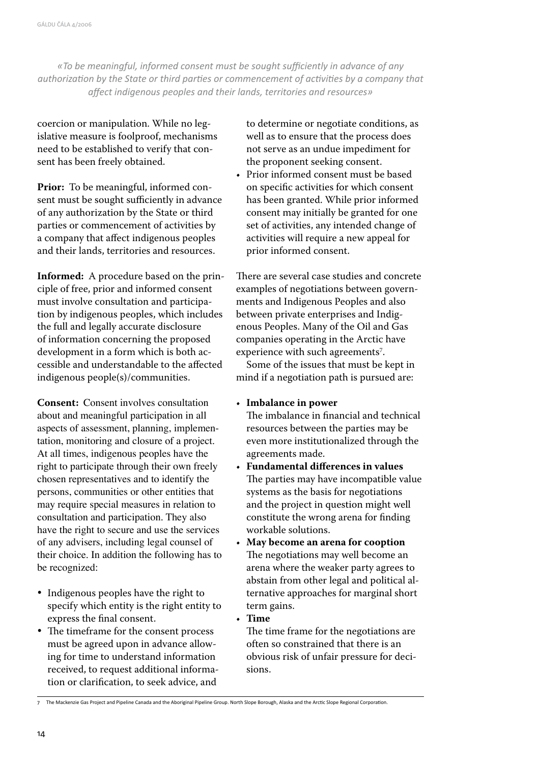*«To be meaningful, informed consent must be sought sufficiently in advance of any authorization by the State or third parties or commencement of activities by a company that affect indigenous peoples and their lands, territories and resources»*

coercion or manipulation. While no legislative measure is foolproof, mechanisms need to be established to verify that consent has been freely obtained.

**Prior:** To be meaningful, informed consent must be sought sufficiently in advance of any authorization by the State or third parties or commencement of activities by a company that affect indigenous peoples and their lands, territories and resources.

**Informed:** A procedure based on the principle of free, prior and informed consent must involve consultation and participation by indigenous peoples, which includes the full and legally accurate disclosure of information concerning the proposed development in a form which is both accessible and understandable to the affected indigenous people(s)/communities.

**Consent:** Consent involves consultation about and meaningful participation in all aspects of assessment, planning, implementation, monitoring and closure of a project. At all times, indigenous peoples have the right to participate through their own freely chosen representatives and to identify the persons, communities or other entities that may require special measures in relation to consultation and participation. They also have the right to secure and use the services of any advisers, including legal counsel of their choice. In addition the following has to be recognized:

- Indigenous peoples have the right to specify which entity is the right entity to express the final consent.
- The timeframe for the consent process must be agreed upon in advance allowing for time to understand information received, to request additional information or clarification, to seek advice, and to determine or negotiate conditions, as well as to ensure that the process does not serve as an undue impediment for the proponent seeking consent.
- Prior informed consent must be based on specific activities for which consent has been granted. While prior informed consent may initially be granted for one set of activities, any intended change of activities will require a new appeal for prior informed consent.

There are several case studies and concrete examples of negotiations between governments and Indigenous Peoples and also between private enterprises and Indigenous Peoples. Many of the Oil and Gas companies operating in the Arctic have experience with such agreements[7].

Some of the issues that must be kept in mind if a negotiation path is pursued are:

- **Imbalance in power**
  The imbalance in financial and technical resources between the parties may be even more institutionalized through the agreements made.
- **Fundamental differences in values**
  The parties may have incompatible value systems as the basis for negotiations and the project in question might well constitute the wrong arena for finding workable solutions.
- **May become an arena for cooption**
  The negotiations may well become an arena where the weaker party agrees to abstain from other legal and political alternative approaches for marginal short term gains.
- **Time**
  The time frame for the negotiations are often so constrained that there is an obvious risk of unfair pressure for decisions.

7 The Mackenzie Gas Project and Pipeline Canada and the Aboriginal Pipeline Group. North Slope Borough, Alaska and the Arctic Slope Regional Corporation.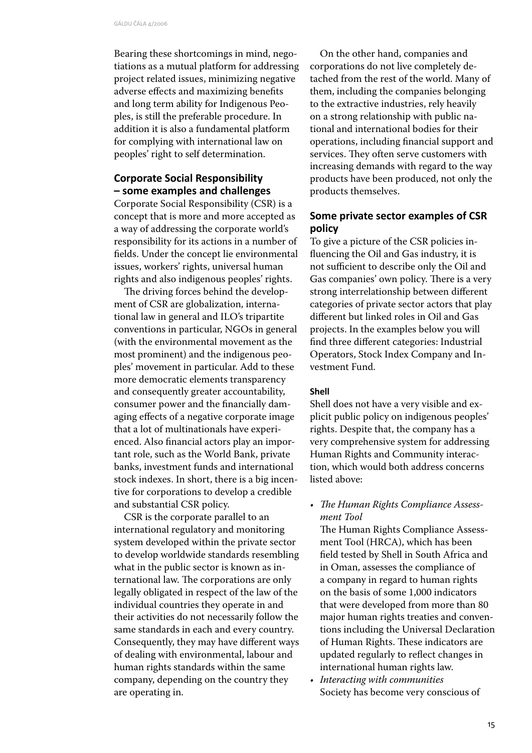Bearing these shortcomings in mind, negotiations as a mutual platform for addressing project related issues, minimizing negative adverse effects and maximizing benefits and long term ability for Indigenous Peoples, is still the preferable procedure. In addition it is also a fundamental platform for complying with international law on peoples' right to self determination.

## Corporate Social Responsibility – some examples and challenges

Corporate Social Responsibility (CSR) is a concept that is more and more accepted as a way of addressing the corporate world's responsibility for its actions in a number of fields. Under the concept lie environmental issues, workers' rights, universal human rights and also indigenous peoples' rights.

The driving forces behind the development of CSR are globalization, international law in general and ILO's tripartite conventions in particular, NGOs in general (with the environmental movement as the most prominent) and the indigenous peoples' movement in particular. Add to these more democratic elements transparency and consequently greater accountability, consumer power and the financially damaging effects of a negative corporate image that a lot of multinationals have experienced. Also financial actors play an important role, such as the World Bank, private banks, investment funds and international stock indexes. In short, there is a big incentive for corporations to develop a credible and substantial CSR policy.

CSR is the corporate parallel to an international regulatory and monitoring system developed within the private sector to develop worldwide standards resembling what in the public sector is known as international law. The corporations are only legally obligated in respect of the law of the individual countries they operate in and their activities do not necessarily follow the same standards in each and every country. Consequently, they may have different ways of dealing with environmental, labour and human rights standards within the same company, depending on the country they are operating in.

On the other hand, companies and corporations do not live completely detached from the rest of the world. Many of them, including the companies belonging to the extractive industries, rely heavily on a strong relationship with public national and international bodies for their operations, including financial support and services. They often serve customers with increasing demands with regard to the way products have been produced, not only the products themselves.

## Some private sector examples of CSR policy

To give a picture of the CSR policies influencing the Oil and Gas industry, it is not sufficient to describe only the Oil and Gas companies' own policy. There is a very strong interrelationship between different categories of private sector actors that play different but linked roles in Oil and Gas projects. In the examples below you will find three different categories: Industrial Operators, Stock Index Company and Investment Fund.

### Shell

Shell does not have a very visible and explicit public policy on indigenous peoples' rights. Despite that, the company has a very comprehensive system for addressing Human Rights and Community interaction, which would both address concerns listed above:

- *The Human Rights Compliance Assessment Tool*
  The Human Rights Compliance Assessment Tool (HRCA), which has been field tested by Shell in South Africa and in Oman, assesses the compliance of a company in regard to human rights on the basis of some 1,000 indicators that were developed from more than 80 major human rights treaties and conventions including the Universal Declaration of Human Rights. These indicators are updated regularly to reflect changes in international human rights law.
- *Interacting with communities*
  Society has become very conscious of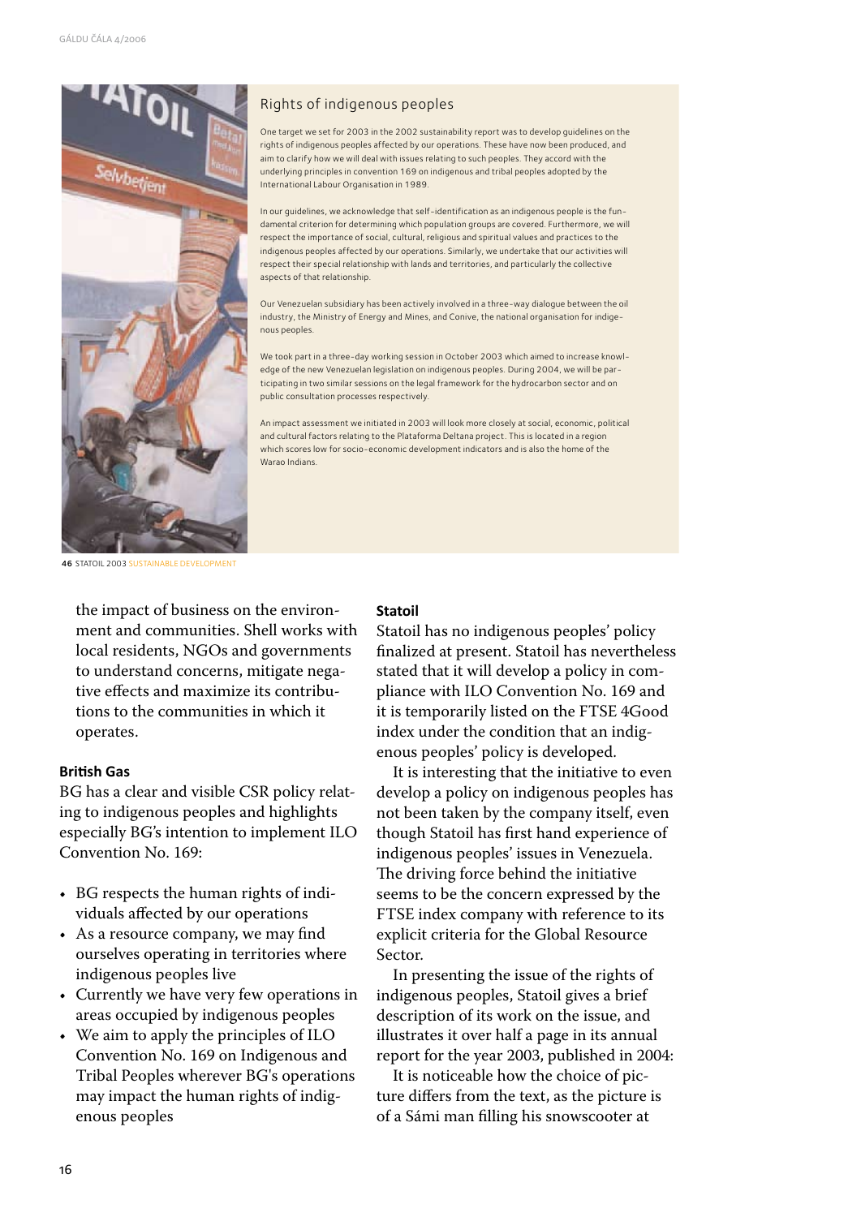## Rights of indigenous peoples

One target we set for 2003 in the 2002 sustainability report was to develop guidelines on the rights of indigenous peoples affected by our operations. These have now been produced, and aim to clarify how we will deal with issues relating to such peoples. They accord with the underlying principles in convention 169 on indigenous and tribal peoples adopted by the International Labour Organisation in 1989.

In our guidelines, we acknowledge that self-identification as an indigenous people is the fundamental criterion for determining which population groups are covered. Furthermore, we will respect the importance of social, cultural, religious and spiritual values and practices to the indigenous peoples affected by our operations. Similarly, we undertake that our activities will respect their special relationship with lands and territories, and particularly the collective aspects of that relationship.

Our Venezuelan subsidiary has been actively involved in a three-way dialogue between the oil industry, the Ministry of Energy and Mines, and Conive, the national organisation for indigenous peoples.

We took part in a three-day working session in October 2003 which aimed to increase knowledge of the new Venezuelan legislation on indigenous peoples. During 2004, we will be participating in two similar sessions on the legal framework for the hydrocarbon sector and on public consultation processes respectively.

An impact assessment we initiated in 2003 will look more closely at social, economic, political and cultural factors relating to the Plataforma Deltana project. This is located in a region which scores low for socio-economic development indicators and is also the home of the Warao Indians.

46 STATOIL 2003 SUSTAINABLE DEVELOPMENT

the impact of business on the environment and communities. Shell works with local residents, NGOs and governments to understand concerns, mitigate negative effects and maximize its contributions to the communities in which it operates.

**British Gas**

BG has a clear and visible CSR policy relating to indigenous peoples and highlights especially BG's intention to implement ILO Convention No. 169:

- BG respects the human rights of individuals affected by our operations
- As a resource company, we may find ourselves operating in territories where indigenous peoples live
- Currently we have very few operations in areas occupied by indigenous peoples
- We aim to apply the principles of ILO Convention No. 169 on Indigenous and Tribal Peoples wherever BG's operations may impact the human rights of indigenous peoples

**Statoil**

Statoil has no indigenous peoples' policy finalized at present. Statoil has nevertheless stated that it will develop a policy in compliance with ILO Convention No. 169 and it is temporarily listed on the FTSE 4Good index under the condition that an indigenous peoples' policy is developed.

It is interesting that the initiative to even develop a policy on indigenous peoples has not been taken by the company itself, even though Statoil has first hand experience of indigenous peoples' issues in Venezuela. The driving force behind the initiative seems to be the concern expressed by the FTSE index company with reference to its explicit criteria for the Global Resource Sector.

In presenting the issue of the rights of indigenous peoples, Statoil gives a brief description of its work on the issue, and illustrates it over half a page in its annual report for the year 2003, published in 2004:

It is noticeable how the choice of picture differs from the text, as the picture is of a Sámi man filling his snowscooter at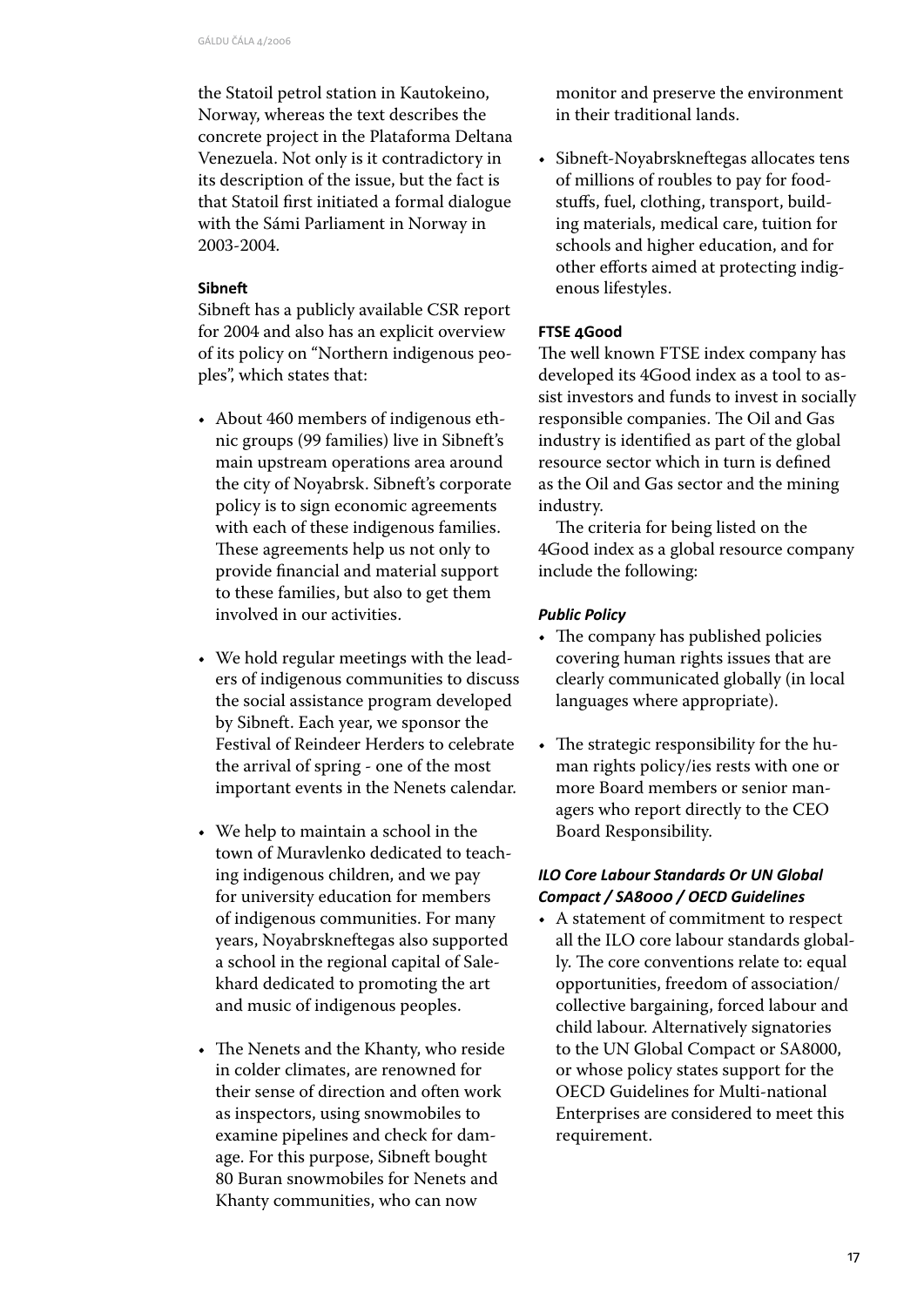the Statoil petrol station in Kautokeino, Norway, whereas the text describes the concrete project in the Plataforma Deltana Venezuela. Not only is it contradictory in its description of the issue, but the fact is that Statoil first initiated a formal dialogue with the Sámi Parliament in Norway in 2003-2004.

### Sibneft

Sibneft has a publicly available CSR report for 2004 and also has an explicit overview of its policy on "Northern indigenous peoples", which states that:

- About 460 members of indigenous ethnic groups (99 families) live in Sibneft's main upstream operations area around the city of Noyabrsk. Sibneft's corporate policy is to sign economic agreements with each of these indigenous families. These agreements help us not only to provide financial and material support to these families, but also to get them involved in our activities.

- We hold regular meetings with the leaders of indigenous communities to discuss the social assistance program developed by Sibneft. Each year, we sponsor the Festival of Reindeer Herders to celebrate the arrival of spring - one of the most important events in the Nenets calendar.

- We help to maintain a school in the town of Muravlenko dedicated to teaching indigenous children, and we pay for university education for members of indigenous communities. For many years, Noyabrskneftegas also supported a school in the regional capital of Salekhard dedicated to promoting the art and music of indigenous peoples.

- The Nenets and the Khanty, who reside in colder climates, are renowned for their sense of direction and often work as inspectors, using snowmobiles to examine pipelines and check for damage. For this purpose, Sibneft bought 80 Buran snowmobiles for Nenets and Khanty communities, who can now monitor and preserve the environment in their traditional lands.

- Sibneft-Noyabrskneftegas allocates tens of millions of roubles to pay for foodstuffs, fuel, clothing, transport, building materials, medical care, tuition for schools and higher education, and for other efforts aimed at protecting indigenous lifestyles.

### FTSE 4Good

The well known FTSE index company has developed its 4Good index as a tool to assist investors and funds to invest in socially responsible companies. The Oil and Gas industry is identified as part of the global resource sector which in turn is defined as the Oil and Gas sector and the mining industry.

The criteria for being listed on the 4Good index as a global resource company include the following:

#### *Public Policy*

- The company has published policies covering human rights issues that are clearly communicated globally (in local languages where appropriate).

- The strategic responsibility for the human rights policy/ies rests with one or more Board members or senior managers who report directly to the CEO Board Responsibility.

#### *ILO Core Labour Standards Or UN Global Compact / SA8000 / OECD Guidelines*

- A statement of commitment to respect all the ILO core labour standards globally. The core conventions relate to: equal opportunities, freedom of association/ collective bargaining, forced labour and child labour. Alternatively signatories to the UN Global Compact or SA8000, or whose policy states support for the OECD Guidelines for Multi-national Enterprises are considered to meet this requirement.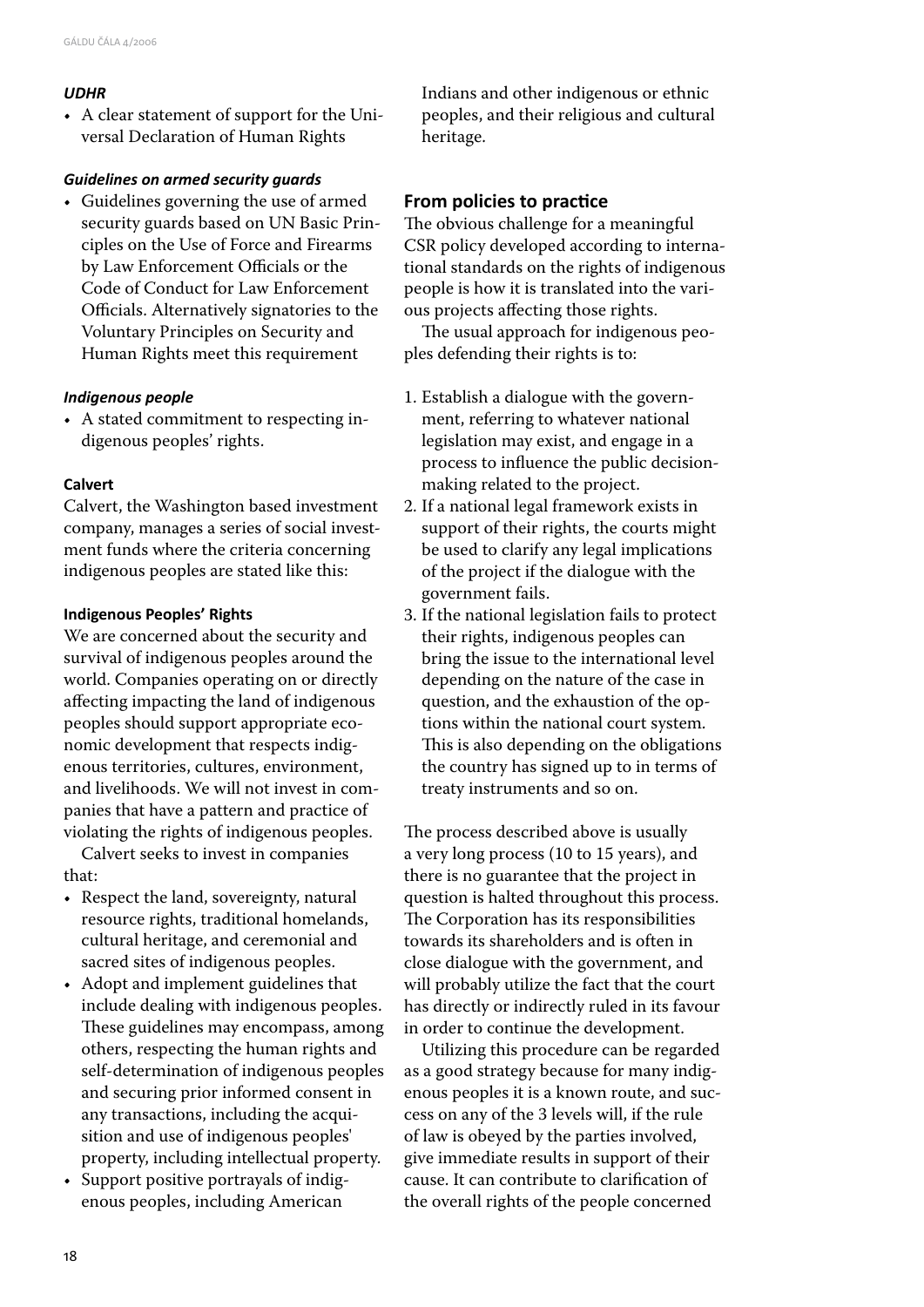***UDHR***

- A clear statement of support for the Universal Declaration of Human Rights

***Guidelines on armed security guards***

- Guidelines governing the use of armed security guards based on UN Basic Principles on the Use of Force and Firearms by Law Enforcement Officials or the Code of Conduct for Law Enforcement Officials. Alternatively signatories to the Voluntary Principles on Security and Human Rights meet this requirement

***Indigenous people***

- A stated commitment to respecting indigenous peoples' rights.

**Calvert**

Calvert, the Washington based investment company, manages a series of social investment funds where the criteria concerning indigenous peoples are stated like this:

**Indigenous Peoples' Rights**

We are concerned about the security and survival of indigenous peoples around the world. Companies operating on or directly affecting impacting the land of indigenous peoples should support appropriate economic development that respects indigenous territories, cultures, environment, and livelihoods. We will not invest in companies that have a pattern and practice of violating the rights of indigenous peoples.

Calvert seeks to invest in companies that:

- Respect the land, sovereignty, natural resource rights, traditional homelands, cultural heritage, and ceremonial and sacred sites of indigenous peoples.
- Adopt and implement guidelines that include dealing with indigenous peoples. These guidelines may encompass, among others, respecting the human rights and self-determination of indigenous peoples and securing prior informed consent in any transactions, including the acquisition and use of indigenous peoples' property, including intellectual property.
- Support positive portrayals of indigenous peoples, including American Indians and other indigenous or ethnic peoples, and their religious and cultural heritage.

## From policies to practice

The obvious challenge for a meaningful CSR policy developed according to international standards on the rights of indigenous people is how it is translated into the various projects affecting those rights.

The usual approach for indigenous peoples defending their rights is to:

1. Establish a dialogue with the government, referring to whatever national legislation may exist, and engage in a process to influence the public decision-making related to the project.
2. If a national legal framework exists in support of their rights, the courts might be used to clarify any legal implications of the project if the dialogue with the government fails.
3. If the national legislation fails to protect their rights, indigenous peoples can bring the issue to the international level depending on the nature of the case in question, and the exhaustion of the options within the national court system. This is also depending on the obligations the country has signed up to in terms of treaty instruments and so on.

The process described above is usually a very long process (10 to 15 years), and there is no guarantee that the project in question is halted throughout this process. The Corporation has its responsibilities towards its shareholders and is often in close dialogue with the government, and will probably utilize the fact that the court has directly or indirectly ruled in its favour in order to continue the development.

Utilizing this procedure can be regarded as a good strategy because for many indigenous peoples it is a known route, and success on any of the 3 levels will, if the rule of law is obeyed by the parties involved, give immediate results in support of their cause. It can contribute to clarification of the overall rights of the people concerned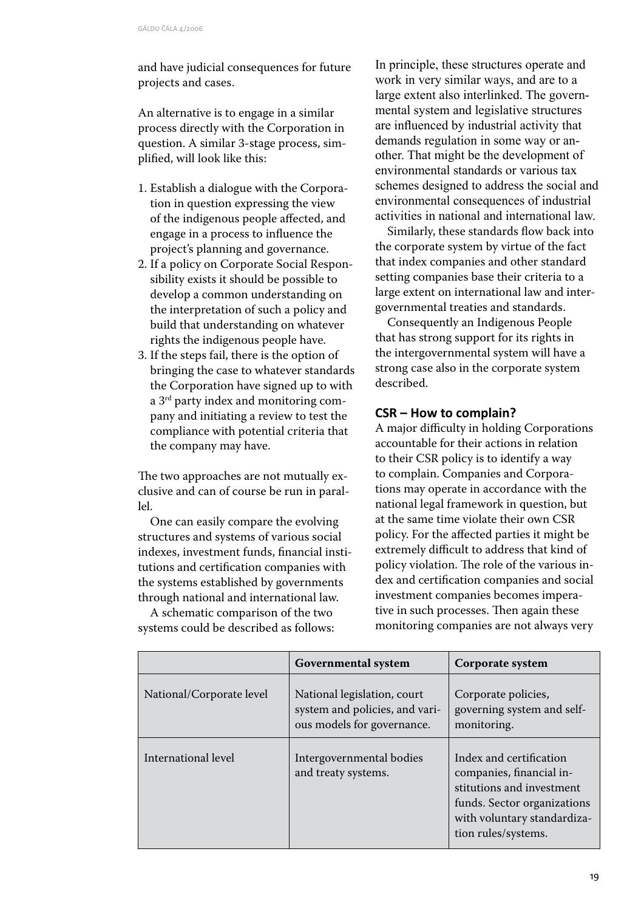and have judicial consequences for future projects and cases.

An alternative is to engage in a similar process directly with the Corporation in question. A similar 3-stage process, simplified, will look like this:

1. Establish a dialogue with the Corporation in question expressing the view of the indigenous people affected, and engage in a process to influence the project's planning and governance.
2. If a policy on Corporate Social Responsibility exists it should be possible to develop a common understanding on the interpretation of such a policy and build that understanding on whatever rights the indigenous people have.
3. If the steps fail, there is the option of bringing the case to whatever standards the Corporation have signed up to with a 3rd party index and monitoring company and initiating a review to test the compliance with potential criteria that the company may have.

The two approaches are not mutually exclusive and can of course be run in parallel.

One can easily compare the evolving structures and systems of various social indexes, investment funds, financial institutions and certification companies with the systems established by governments through national and international law.

A schematic comparison of the two systems could be described as follows:

| | Governmental system | Corporate system |
|---|---|---|
| National/Corporate level | National legislation, court system and policies, and various models for governance. | Corporate policies, governing system and self-monitoring. |
| International level | Intergovernmental bodies and treaty systems. | Index and certification companies, financial institutions and investment funds. Sector organizations with voluntary standardization rules/systems. |

In principle, these structures operate and work in very similar ways, and are to a large extent also interlinked. The governmental system and legislative structures are influenced by industrial activity that demands regulation in some way or another. That might be the development of environmental standards or various tax schemes designed to address the social and environmental consequences of industrial activities in national and international law.

Similarly, these standards flow back into the corporate system by virtue of the fact that index companies and other standard setting companies base their criteria to a large extent on international law and intergovernmental treaties and standards.

Consequently an Indigenous People that has strong support for its rights in the intergovernmental system will have a strong case also in the corporate system described.

## CSR – How to complain?

A major difficulty in holding Corporations accountable for their actions in relation to their CSR policy is to identify a way to complain. Companies and Corporations may operate in accordance with the national legal framework in question, but at the same time violate their own CSR policy. For the affected parties it might be extremely difficult to address that kind of policy violation. The role of the various index and certification companies and social investment companies becomes imperative in such processes. Then again these monitoring companies are not always very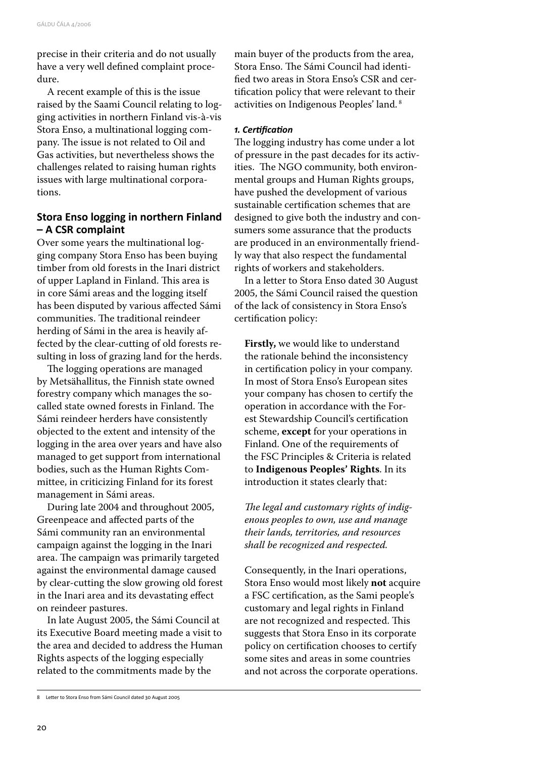precise in their criteria and do not usually have a very well defined complaint procedure.

A recent example of this is the issue raised by the Saami Council relating to logging activities in northern Finland vis-à-vis Stora Enso, a multinational logging company. The issue is not related to Oil and Gas activities, but nevertheless shows the challenges related to raising human rights issues with large multinational corporations.

## Stora Enso logging in northern Finland – A CSR complaint

Over some years the multinational logging company Stora Enso has been buying timber from old forests in the Inari district of upper Lapland in Finland. This area is in core Sámi areas and the logging itself has been disputed by various affected Sámi communities. The traditional reindeer herding of Sámi in the area is heavily affected by the clear-cutting of old forests resulting in loss of grazing land for the herds.

The logging operations are managed by Metsähallitus, the Finnish state owned forestry company which manages the so-called state owned forests in Finland. The Sámi reindeer herders have consistently objected to the extent and intensity of the logging in the area over years and have also managed to get support from international bodies, such as the Human Rights Committee, in criticizing Finland for its forest management in Sámi areas.

During late 2004 and throughout 2005, Greenpeace and affected parts of the Sámi community ran an environmental campaign against the logging in the Inari area. The campaign was primarily targeted against the environmental damage caused by clear-cutting the slow growing old forest in the Inari area and its devastating effect on reindeer pastures.

In late August 2005, the Sámi Council at its Executive Board meeting made a visit to the area and decided to address the Human Rights aspects of the logging especially related to the commitments made by the main buyer of the products from the area, Stora Enso. The Sámi Council had identified two areas in Stora Enso's CSR and certification policy that were relevant to their activities on Indigenous Peoples' land.[8]

### *1. Certification*

The logging industry has come under a lot of pressure in the past decades for its activities. The NGO community, both environmental groups and Human Rights groups, have pushed the development of various sustainable certification schemes that are designed to give both the industry and consumers some assurance that the products are produced in an environmentally friendly way that also respect the fundamental rights of workers and stakeholders.

In a letter to Stora Enso dated 30 August 2005, the Sámi Council raised the question of the lack of consistency in Stora Enso's certification policy:

> **Firstly,** we would like to understand the rationale behind the inconsistency in certification policy in your company. In most of Stora Enso's European sites your company has chosen to certify the operation in accordance with the Forest Stewardship Council's certification scheme, **except** for your operations in Finland. One of the requirements of the FSC Principles & Criteria is related to **Indigenous Peoples' Rights**. In its introduction it states clearly that:
>
> *The legal and customary rights of indigenous peoples to own, use and manage their lands, territories, and resources shall be recognized and respected.*
>
> Consequently, in the Inari operations, Stora Enso would most likely **not** acquire a FSC certification, as the Sami people's customary and legal rights in Finland are not recognized and respected. This suggests that Stora Enso in its corporate policy on certification chooses to certify some sites and areas in some countries and not across the corporate operations.

---

8 Letter to Stora Enso from Sámi Council dated 30 August 2005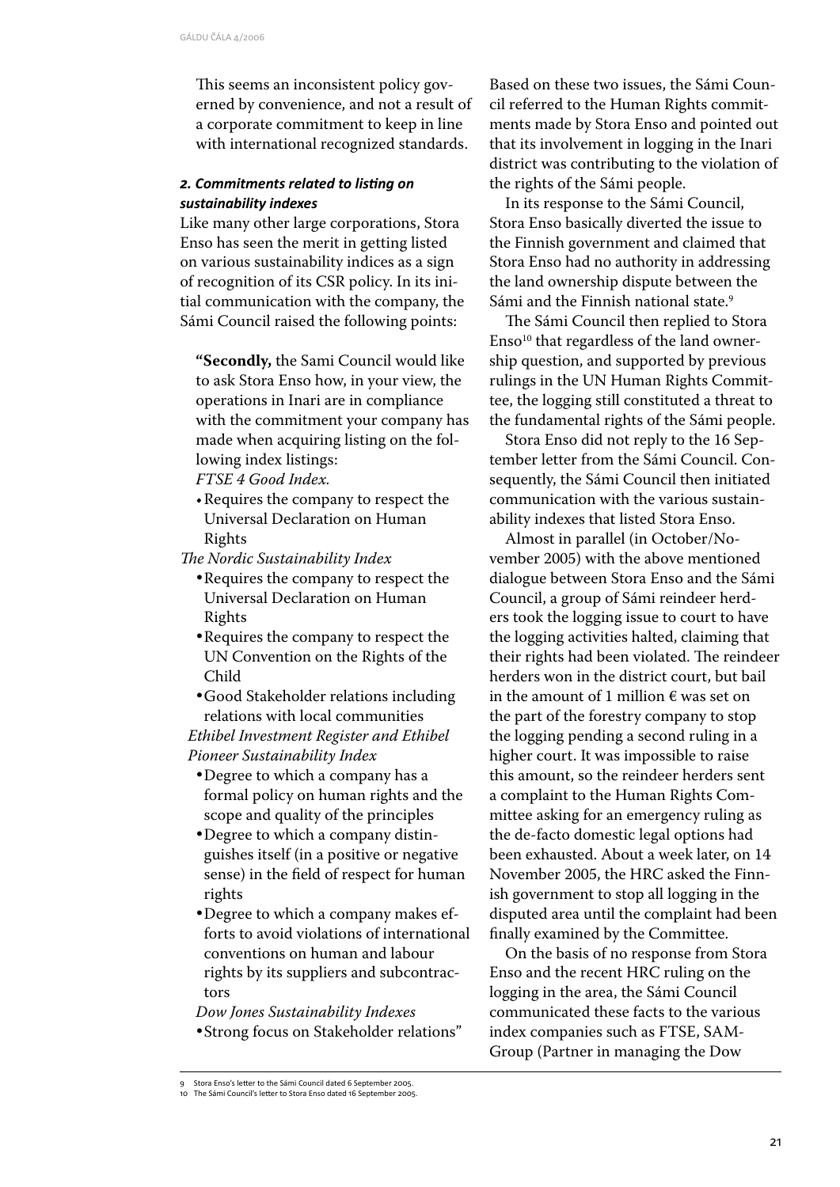This seems an inconsistent policy governed by convenience, and not a result of a corporate commitment to keep in line with international recognized standards.

### *2. Commitments related to listing on sustainability indexes*

Like many other large corporations, Stora Enso has seen the merit in getting listed on various sustainability indices as a sign of recognition of its CSR policy. In its initial communication with the company, the Sámi Council raised the following points:

> "**Secondly,** the Sami Council would like to ask Stora Enso how, in your view, the operations in Inari are in compliance with the commitment your company has made when acquiring listing on the following index listings:
>
> *FTSE 4 Good Index.*
> - Requires the company to respect the Universal Declaration on Human Rights
>
> *The Nordic Sustainability Index*
> - Requires the company to respect the Universal Declaration on Human Rights
> - Requires the company to respect the UN Convention on the Rights of the Child
> - Good Stakeholder relations including relations with local communities
>
> *Ethibel Investment Register and Ethibel Pioneer Sustainability Index*
> - Degree to which a company has a formal policy on human rights and the scope and quality of the principles
> - Degree to which a company distinguishes itself (in a positive or negative sense) in the field of respect for human rights
> - Degree to which a company makes efforts to avoid violations of international conventions on human and labour rights by its suppliers and subcontractors
>
> *Dow Jones Sustainability Indexes*
> - Strong focus on Stakeholder relations"

Based on these two issues, the Sámi Council referred to the Human Rights commitments made by Stora Enso and pointed out that its involvement in logging in the Inari district was contributing to the violation of the rights of the Sámi people.

In its response to the Sámi Council, Stora Enso basically diverted the issue to the Finnish government and claimed that Stora Enso had no authority in addressing the land ownership dispute between the Sámi and the Finnish national state.[9]

The Sámi Council then replied to Stora Enso[10] that regardless of the land ownership question, and supported by previous rulings in the UN Human Rights Committee, the logging still constituted a threat to the fundamental rights of the Sámi people.

Stora Enso did not reply to the 16 September letter from the Sámi Council. Consequently, the Sámi Council then initiated communication with the various sustainability indexes that listed Stora Enso.

Almost in parallel (in October/November 2005) with the above mentioned dialogue between Stora Enso and the Sámi Council, a group of Sámi reindeer herders took the logging issue to court to have the logging activities halted, claiming that their rights had been violated. The reindeer herders won in the district court, but bail in the amount of 1 million € was set on the part of the forestry company to stop the logging pending a second ruling in a higher court. It was impossible to raise this amount, so the reindeer herders sent a complaint to the Human Rights Committee asking for an emergency ruling as the de-facto domestic legal options had been exhausted. About a week later, on 14 November 2005, the HRC asked the Finnish government to stop all logging in the disputed area until the complaint had been finally examined by the Committee.

On the basis of no response from Stora Enso and the recent HRC ruling on the logging in the area, the Sámi Council communicated these facts to the various index companies such as FTSE, SAM-Group (Partner in managing the Dow

---

9 Stora Enso's letter to the Sámi Council dated 6 September 2005.

10 The Sámi Council's letter to Stora Enso dated 16 September 2005.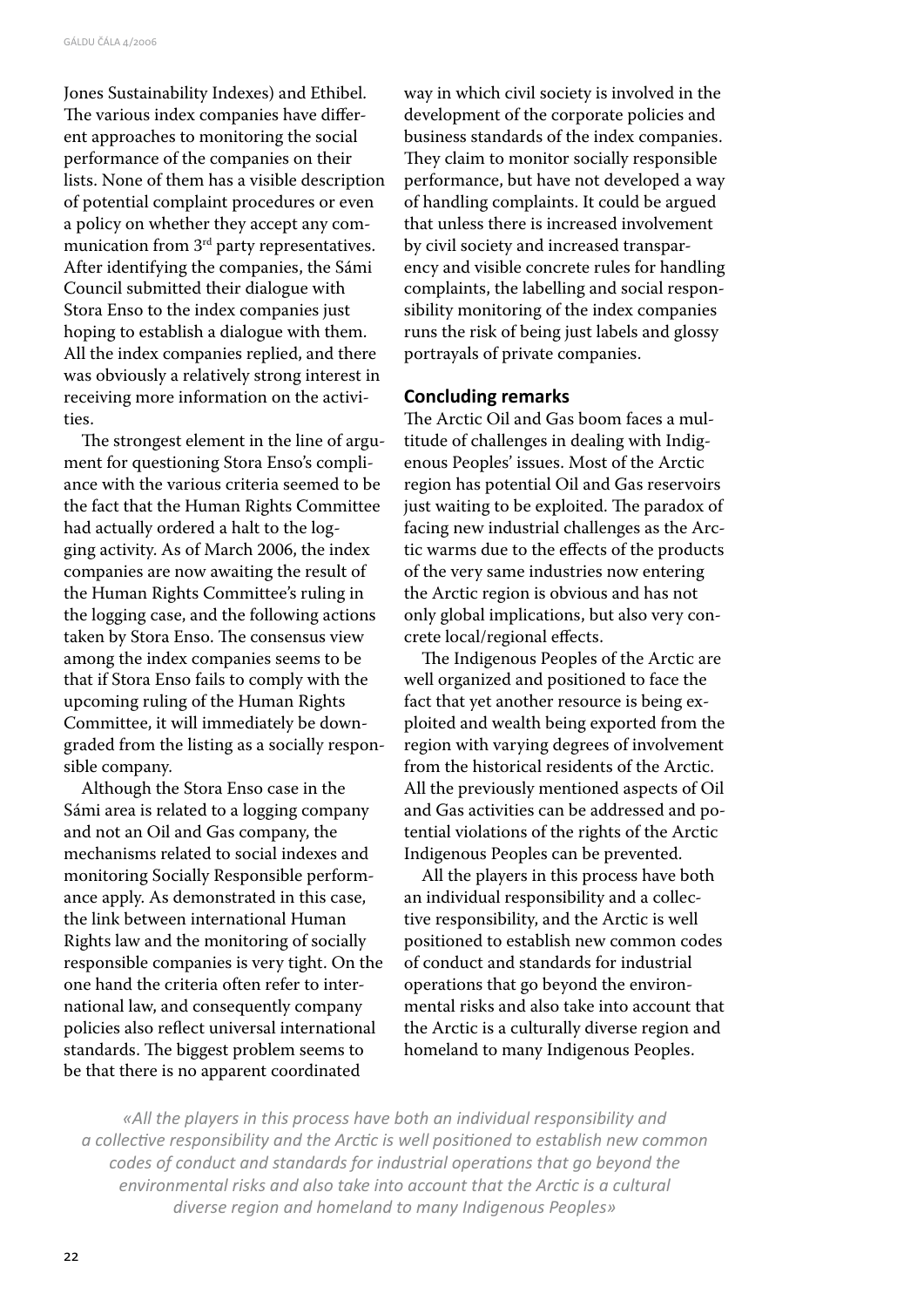Jones Sustainability Indexes) and Ethibel. The various index companies have different approaches to monitoring the social performance of the companies on their lists. None of them has a visible description of potential complaint procedures or even a policy on whether they accept any communication from 3rd party representatives. After identifying the companies, the Sámi Council submitted their dialogue with Stora Enso to the index companies just hoping to establish a dialogue with them. All the index companies replied, and there was obviously a relatively strong interest in receiving more information on the activities.

The strongest element in the line of argument for questioning Stora Enso's compliance with the various criteria seemed to be the fact that the Human Rights Committee had actually ordered a halt to the logging activity. As of March 2006, the index companies are now awaiting the result of the Human Rights Committee's ruling in the logging case, and the following actions taken by Stora Enso. The consensus view among the index companies seems to be that if Stora Enso fails to comply with the upcoming ruling of the Human Rights Committee, it will immediately be downgraded from the listing as a socially responsible company.

Although the Stora Enso case in the Sámi area is related to a logging company and not an Oil and Gas company, the mechanisms related to social indexes and monitoring Socially Responsible performance apply. As demonstrated in this case, the link between international Human Rights law and the monitoring of socially responsible companies is very tight. On the one hand the criteria often refer to international law, and consequently company policies also reflect universal international standards. The biggest problem seems to be that there is no apparent coordinated way in which civil society is involved in the development of the corporate policies and business standards of the index companies. They claim to monitor socially responsible performance, but have not developed a way of handling complaints. It could be argued that unless there is increased involvement by civil society and increased transparency and visible concrete rules for handling complaints, the labelling and social responsibility monitoring of the index companies runs the risk of being just labels and glossy portrayals of private companies.

## Concluding remarks

The Arctic Oil and Gas boom faces a multitude of challenges in dealing with Indigenous Peoples' issues. Most of the Arctic region has potential Oil and Gas reservoirs just waiting to be exploited. The paradox of facing new industrial challenges as the Arctic warms due to the effects of the products of the very same industries now entering the Arctic region is obvious and has not only global implications, but also very concrete local/regional effects.

The Indigenous Peoples of the Arctic are well organized and positioned to face the fact that yet another resource is being exploited and wealth being exported from the region with varying degrees of involvement from the historical residents of the Arctic. All the previously mentioned aspects of Oil and Gas activities can be addressed and potential violations of the rights of the Arctic Indigenous Peoples can be prevented.

All the players in this process have both an individual responsibility and a collective responsibility, and the Arctic is well positioned to establish new common codes of conduct and standards for industrial operations that go beyond the environmental risks and also take into account that the Arctic is a culturally diverse region and homeland to many Indigenous Peoples.

*«All the players in this process have both an individual responsibility and a collective responsibility and the Arctic is well positioned to establish new common codes of conduct and standards for industrial operations that go beyond the environmental risks and also take into account that the Arctic is a cultural diverse region and homeland to many Indigenous Peoples»*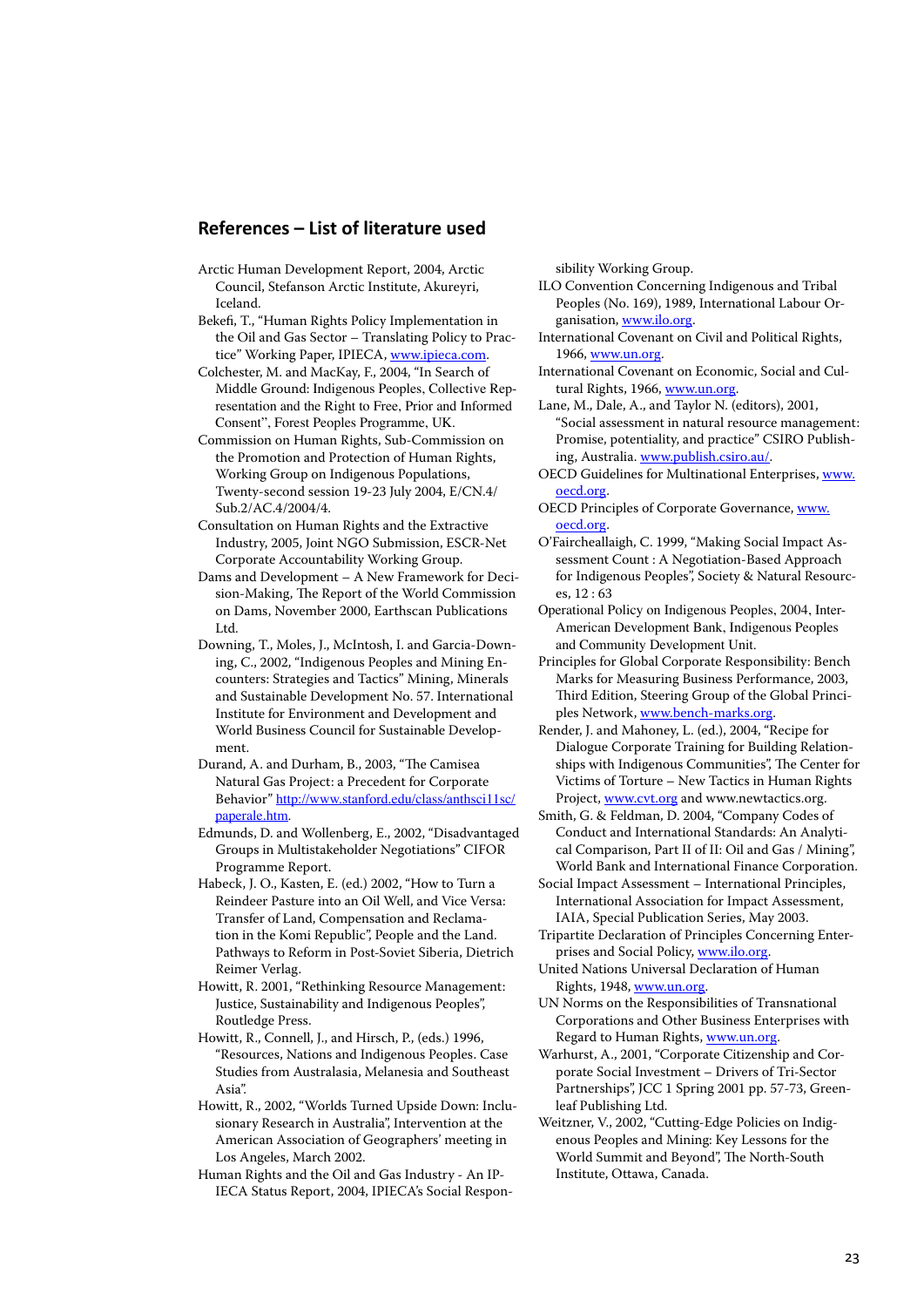## References – List of literature used

Arctic Human Development Report, 2004, Arctic Council, Stefanson Arctic Institute, Akureyri, Iceland.

Bekefi, T., "Human Rights Policy Implementation in the Oil and Gas Sector – Translating Policy to Practice" Working Paper, IPIECA, www.ipieca.com.

Colchester, M. and MacKay, F., 2004, "In Search of Middle Ground: Indigenous Peoples, Collective Representation and the Right to Free, Prior and Informed Consent", Forest Peoples Programme, UK.

Commission on Human Rights, Sub-Commission on the Promotion and Protection of Human Rights, Working Group on Indigenous Populations, Twenty-second session 19-23 July 2004, E/CN.4/Sub.2/AC.4/2004/4.

Consultation on Human Rights and the Extractive Industry, 2005, Joint NGO Submission, ESCR-Net Corporate Accountability Working Group.

Dams and Development – A New Framework for Decision-Making, The Report of the World Commission on Dams, November 2000, Earthscan Publications Ltd.

Downing, T., Moles, J., McIntosh, I. and Garcia-Downing, C., 2002, "Indigenous Peoples and Mining Encounters: Strategies and Tactics" Mining, Minerals and Sustainable Development No. 57. International Institute for Environment and Development and World Business Council for Sustainable Development.

Durand, A. and Durham, B., 2003, "The Camisea Natural Gas Project: a Precedent for Corporate Behavior" http://www.stanford.edu/class/anthsci11sc/paperale.htm.

Edmunds, D. and Wollenberg, E., 2002, "Disadvantaged Groups in Multistakeholder Negotiations" CIFOR Programme Report.

Habeck, J. O., Kasten, E. (ed.) 2002, "How to Turn a Reindeer Pasture into an Oil Well, and Vice Versa: Transfer of Land, Compensation and Reclamation in the Komi Republic", People and the Land. Pathways to Reform in Post-Soviet Siberia, Dietrich Reimer Verlag.

Howitt, R. 2001, "Rethinking Resource Management: Justice, Sustainability and Indigenous Peoples", Routledge Press.

Howitt, R., Connell, J., and Hirsch, P., (eds.) 1996, "Resources, Nations and Indigenous Peoples. Case Studies from Australasia, Melanesia and Southeast Asia".

Howitt, R., 2002, "Worlds Turned Upside Down: Inclusionary Research in Australia", Intervention at the American Association of Geographers' meeting in Los Angeles, March 2002.

Human Rights and the Oil and Gas Industry - An IPIECA Status Report, 2004, IPIECA's Social Responsibility Working Group.

ILO Convention Concerning Indigenous and Tribal Peoples (No. 169), 1989, International Labour Organisation, www.ilo.org.

International Covenant on Civil and Political Rights, 1966, www.un.org.

International Covenant on Economic, Social and Cultural Rights, 1966, www.un.org.

Lane, M., Dale, A., and Taylor N. (editors), 2001, "Social assessment in natural resource management: Promise, potentiality, and practice" CSIRO Publishing, Australia. www.publish.csiro.au/.

OECD Guidelines for Multinational Enterprises, www.oecd.org.

OECD Principles of Corporate Governance, www.oecd.org.

O'Faircheallaigh, C. 1999, "Making Social Impact Assessment Count : A Negotiation-Based Approach for Indigenous Peoples", Society & Natural Resources, 12 : 63

Operational Policy on Indigenous Peoples, 2004, Inter-American Development Bank, Indigenous Peoples and Community Development Unit.

Principles for Global Corporate Responsibility: Bench Marks for Measuring Business Performance, 2003, Third Edition, Steering Group of the Global Principles Network, www.bench-marks.org.

Render, J. and Mahoney, L. (ed.), 2004, "Recipe for Dialogue Corporate Training for Building Relationships with Indigenous Communities", The Center for Victims of Torture – New Tactics in Human Rights Project, www.cvt.org and www.newtactics.org.

Smith, G. & Feldman, D. 2004, "Company Codes of Conduct and International Standards: An Analytical Comparison, Part II of II: Oil and Gas / Mining", World Bank and International Finance Corporation.

Social Impact Assessment – International Principles, International Association for Impact Assessment, IAIA, Special Publication Series, May 2003.

Tripartite Declaration of Principles Concerning Enterprises and Social Policy, www.ilo.org.

United Nations Universal Declaration of Human Rights, 1948, www.un.org.

UN Norms on the Responsibilities of Transnational Corporations and Other Business Enterprises with Regard to Human Rights, www.un.org.

Warhurst, A., 2001, "Corporate Citizenship and Corporate Social Investment – Drivers of Tri-Sector Partnerships", JCC 1 Spring 2001 pp. 57-73, Greenleaf Publishing Ltd.

Weitzner, V., 2002, "Cutting-Edge Policies on Indigenous Peoples and Mining: Key Lessons for the World Summit and Beyond", The North-South Institute, Ottawa, Canada.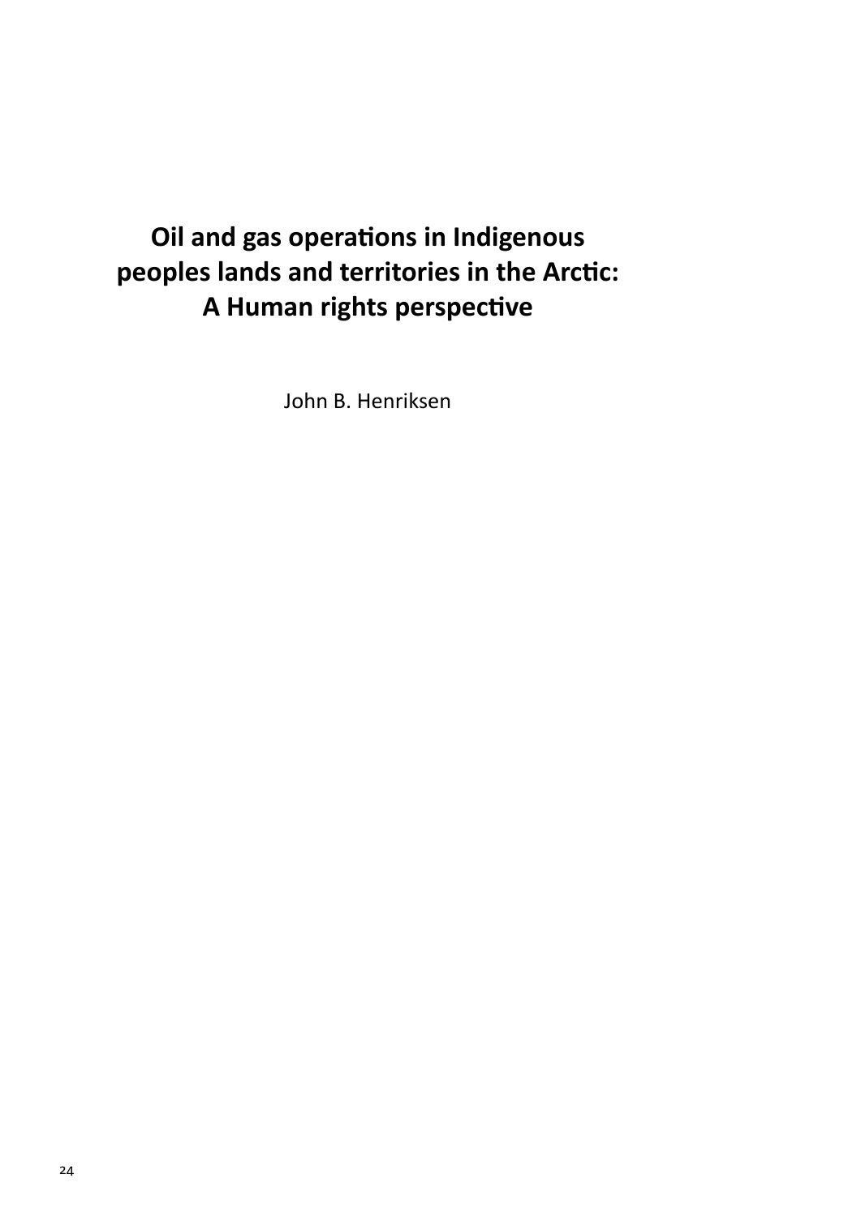# Oil and gas operations in Indigenous peoples lands and territories in the Arctic: A Human rights perspective

John B. Henriksen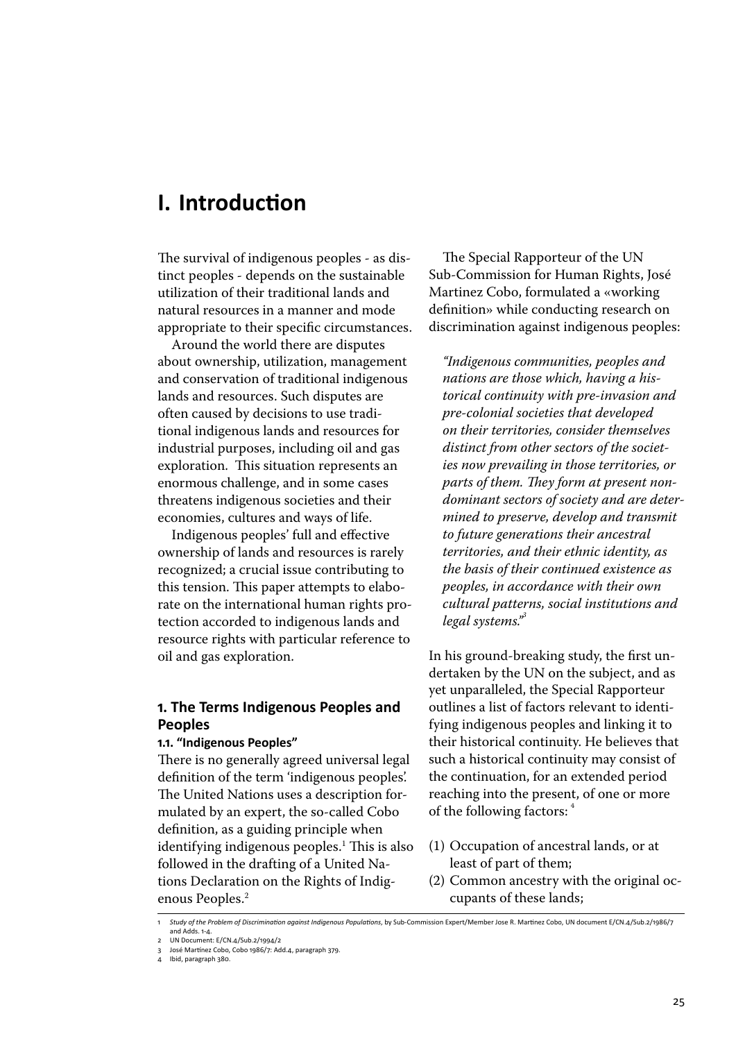# I. Introduction

The survival of indigenous peoples - as distinct peoples - depends on the sustainable utilization of their traditional lands and natural resources in a manner and mode appropriate to their specific circumstances.

Around the world there are disputes about ownership, utilization, management and conservation of traditional indigenous lands and resources. Such disputes are often caused by decisions to use traditional indigenous lands and resources for industrial purposes, including oil and gas exploration. This situation represents an enormous challenge, and in some cases threatens indigenous societies and their economies, cultures and ways of life.

Indigenous peoples' full and effective ownership of lands and resources is rarely recognized; a crucial issue contributing to this tension. This paper attempts to elaborate on the international human rights protection accorded to indigenous lands and resource rights with particular reference to oil and gas exploration.

## 1. The Terms Indigenous Peoples and Peoples

### 1.1. "Indigenous Peoples"

There is no generally agreed universal legal definition of the term 'indigenous peoples'. The United Nations uses a description formulated by an expert, the so-called Cobo definition, as a guiding principle when identifying indigenous peoples.[1] This is also followed in the drafting of a United Nations Declaration on the Rights of Indigenous Peoples.[2]

The Special Rapporteur of the UN Sub-Commission for Human Rights, José Martinez Cobo, formulated a «working definition» while conducting research on discrimination against indigenous peoples:

> *"Indigenous communities, peoples and nations are those which, having a historical continuity with pre-invasion and pre-colonial societies that developed on their territories, consider themselves distinct from other sectors of the societies now prevailing in those territories, or parts of them. They form at present non-dominant sectors of society and are determined to preserve, develop and transmit to future generations their ancestral territories, and their ethnic identity, as the basis of their continued existence as peoples, in accordance with their own cultural patterns, social institutions and legal systems."*[3]

In his ground-breaking study, the first undertaken by the UN on the subject, and as yet unparalleled, the Special Rapporteur outlines a list of factors relevant to identifying indigenous peoples and linking it to their historical continuity. He believes that such a historical continuity may consist of the continuation, for an extended period reaching into the present, of one or more of the following factors: [4]

(1) Occupation of ancestral lands, or at least of part of them;
(2) Common ancestry with the original occupants of these lands;

---

1 *Study of the Problem of Discrimination against Indigenous Populations*, by Sub-Commission Expert/Member Jose R. Martinez Cobo, UN document E/CN.4/Sub.2/1986/7 and Adds. 1-4.
2 UN Document: E/CN.4/Sub.2/1994/2
3 José Martinez Cobo, Cobo 1986/7: Add.4, paragraph 379.
4 Ibid, paragraph 380.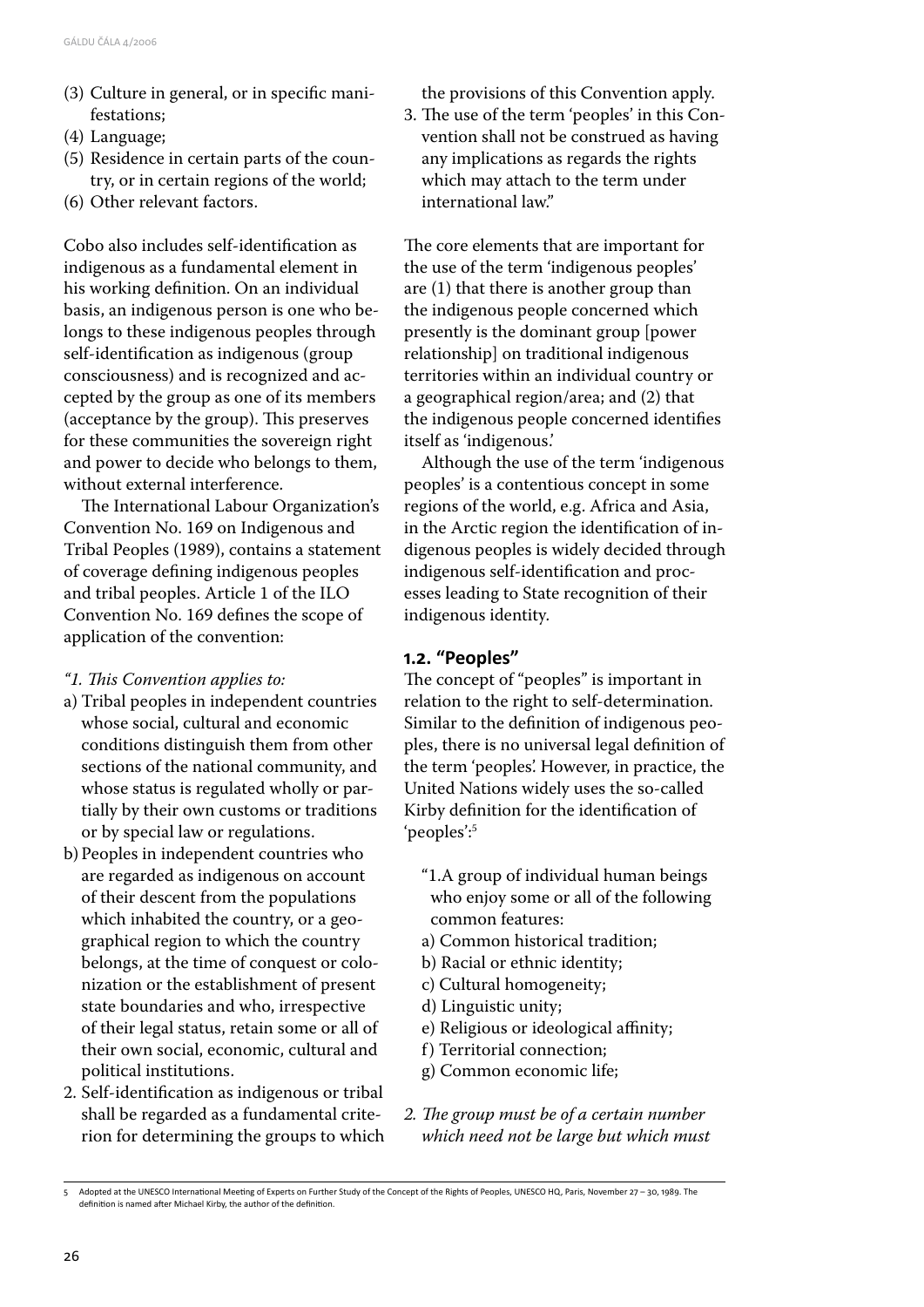(3) Culture in general, or in specific manifestations;
(4) Language;
(5) Residence in certain parts of the country, or in certain regions of the world;
(6) Other relevant factors.

Cobo also includes self-identification as indigenous as a fundamental element in his working definition. On an individual basis, an indigenous person is one who belongs to these indigenous peoples through self-identification as indigenous (group consciousness) and is recognized and accepted by the group as one of its members (acceptance by the group). This preserves for these communities the sovereign right and power to decide who belongs to them, without external interference.

The International Labour Organization's Convention No. 169 on Indigenous and Tribal Peoples (1989), contains a statement of coverage defining indigenous peoples and tribal peoples. Article 1 of the ILO Convention No. 169 defines the scope of application of the convention:

*"1. This Convention applies to:*

a) Tribal peoples in independent countries whose social, cultural and economic conditions distinguish them from other sections of the national community, and whose status is regulated wholly or partially by their own customs or traditions or by special law or regulations.

b) Peoples in independent countries who are regarded as indigenous on account of their descent from the populations which inhabited the country, or a geographical region to which the country belongs, at the time of conquest or colonization or the establishment of present state boundaries and who, irrespective of their legal status, retain some or all of their own social, economic, cultural and political institutions.

2. Self-identification as indigenous or tribal shall be regarded as a fundamental criterion for determining the groups to which the provisions of this Convention apply.

3. The use of the term 'peoples' in this Convention shall not be construed as having any implications as regards the rights which may attach to the term under international law."

The core elements that are important for the use of the term 'indigenous peoples' are (1) that there is another group than the indigenous people concerned which presently is the dominant group [power relationship] on traditional indigenous territories within an individual country or a geographical region/area; and (2) that the indigenous people concerned identifies itself as 'indigenous.'

Although the use of the term 'indigenous peoples' is a contentious concept in some regions of the world, e.g. Africa and Asia, in the Arctic region the identification of indigenous peoples is widely decided through indigenous self-identification and processes leading to State recognition of their indigenous identity.

### 1.2. "Peoples"

The concept of "peoples" is important in relation to the right to self-determination. Similar to the definition of indigenous peoples, there is no universal legal definition of the term 'peoples'. However, in practice, the United Nations widely uses the so-called Kirby definition for the identification of 'peoples':[5]

"1.A group of individual human beings who enjoy some or all of the following common features:

a) Common historical tradition;
b) Racial or ethnic identity;
c) Cultural homogeneity;
d) Linguistic unity;
e) Religious or ideological affinity;
f) Territorial connection;
g) Common economic life;

*2. The group must be of a certain number which need not be large but which must*

---

5 Adopted at the UNESCO International Meeting of Experts on Further Study of the Concept of the Rights of Peoples, UNESCO HQ, Paris, November 27 – 30, 1989. The definition is named after Michael Kirby, the author of the definition.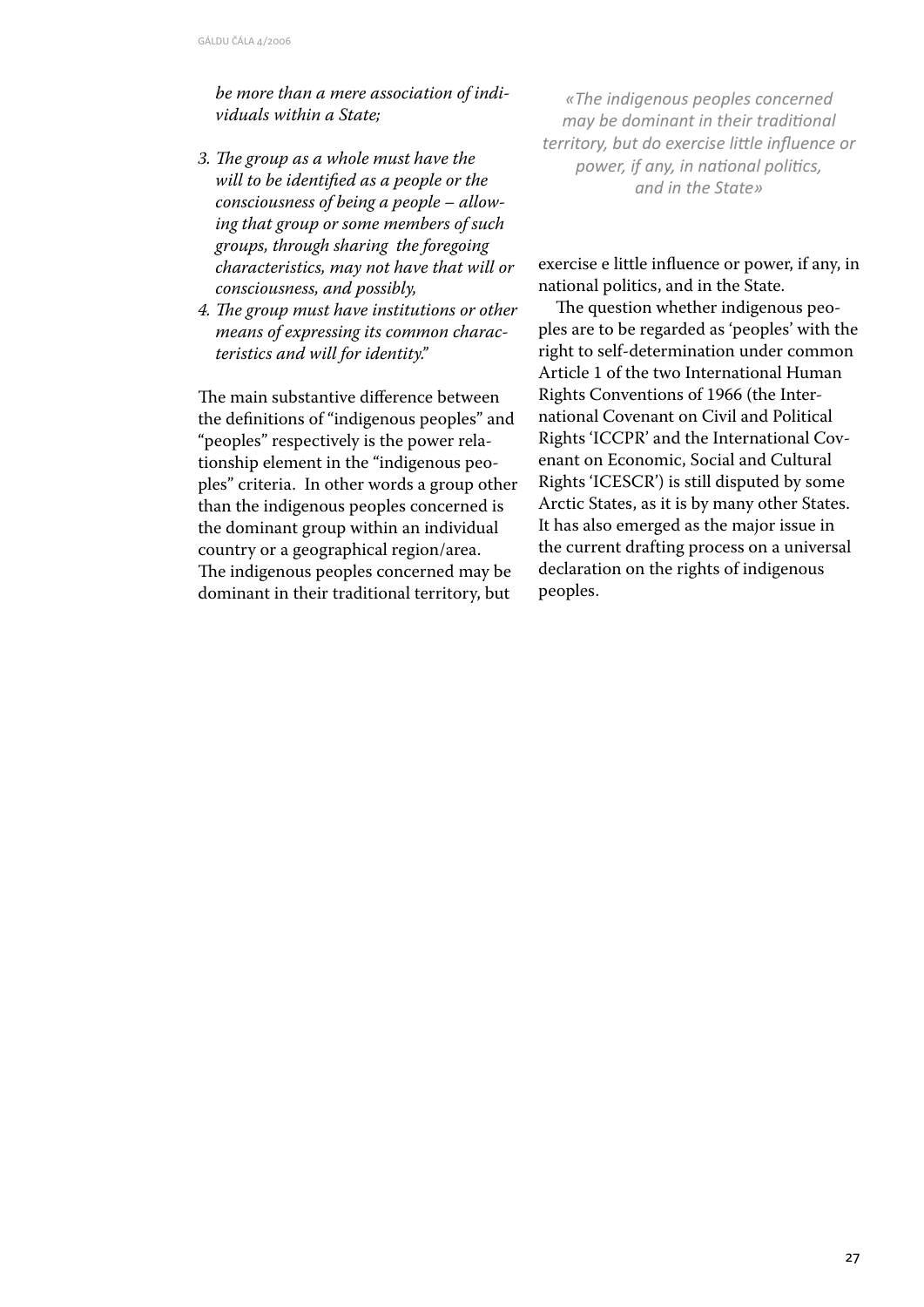*be more than a mere association of individuals within a State;*

3. *The group as a whole must have the will to be identified as a people or the consciousness of being a people – allowing that group or some members of such groups, through sharing the foregoing characteristics, may not have that will or consciousness, and possibly,*
4. *The group must have institutions or other means of expressing its common characteristics and will for identity."*

The main substantive difference between the definitions of "indigenous peoples" and "peoples" respectively is the power relationship element in the "indigenous peoples" criteria. In other words a group other than the indigenous peoples concerned is the dominant group within an individual country or a geographical region/area. The indigenous peoples concerned may be dominant in their traditional territory, but exercise e little influence or power, if any, in national politics, and in the State.

*«The indigenous peoples concerned may be dominant in their traditional territory, but do exercise little influence or power, if any, in national politics, and in the State»*

The question whether indigenous peoples are to be regarded as 'peoples' with the right to self-determination under common Article 1 of the two International Human Rights Conventions of 1966 (the International Covenant on Civil and Political Rights 'ICCPR' and the International Covenant on Economic, Social and Cultural Rights 'ICESCR') is still disputed by some Arctic States, as it is by many other States. It has also emerged as the major issue in the current drafting process on a universal declaration on the rights of indigenous peoples.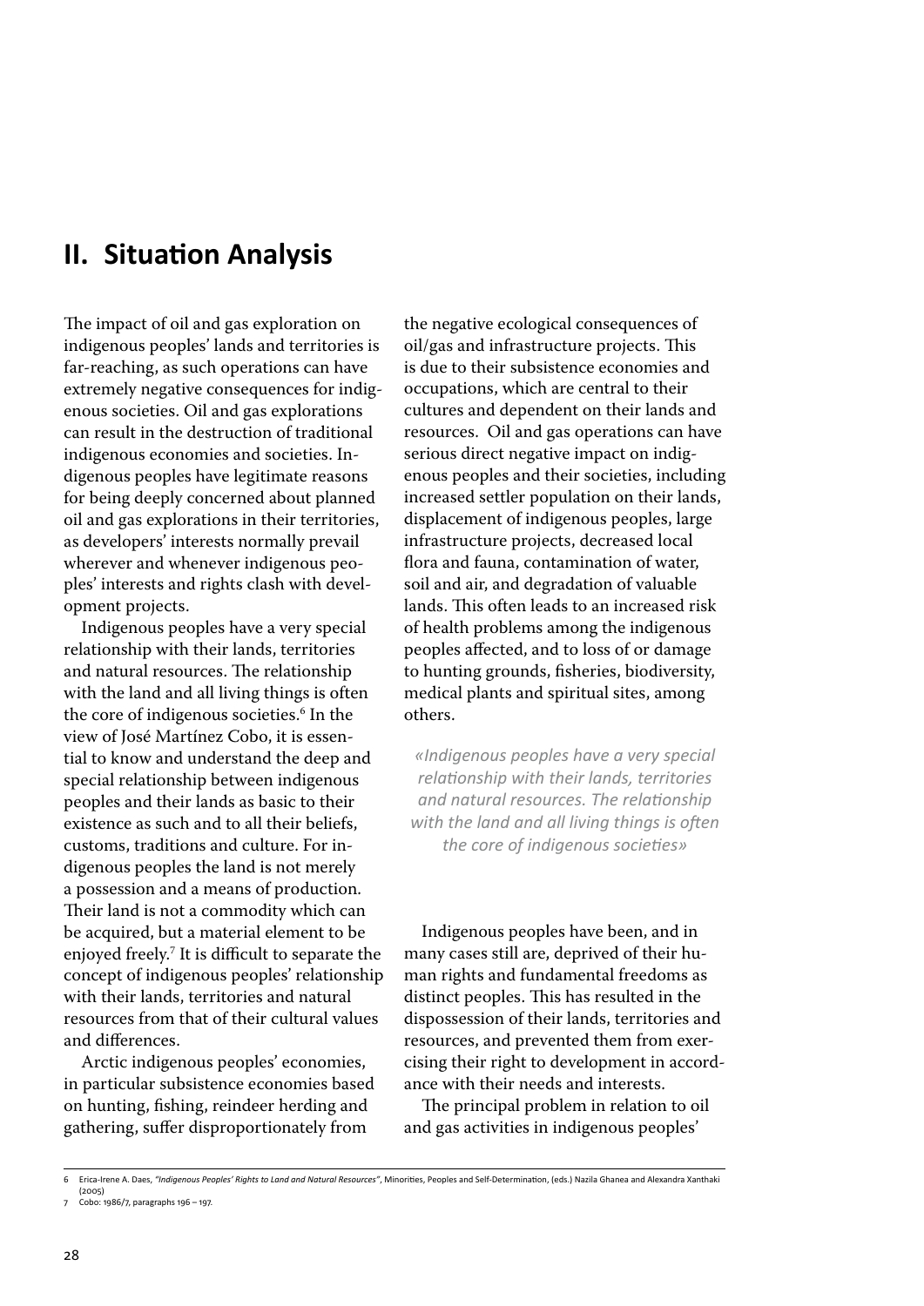## II. Situation Analysis

The impact of oil and gas exploration on indigenous peoples' lands and territories is far-reaching, as such operations can have extremely negative consequences for indigenous societies. Oil and gas explorations can result in the destruction of traditional indigenous economies and societies. Indigenous peoples have legitimate reasons for being deeply concerned about planned oil and gas explorations in their territories, as developers' interests normally prevail wherever and whenever indigenous peoples' interests and rights clash with development projects.

Indigenous peoples have a very special relationship with their lands, territories and natural resources. The relationship with the land and all living things is often the core of indigenous societies.[6] In the view of José Martínez Cobo, it is essential to know and understand the deep and special relationship between indigenous peoples and their lands as basic to their existence as such and to all their beliefs, customs, traditions and culture. For indigenous peoples the land is not merely a possession and a means of production. Their land is not a commodity which can be acquired, but a material element to be enjoyed freely.[7] It is difficult to separate the concept of indigenous peoples' relationship with their lands, territories and natural resources from that of their cultural values and differences.

Arctic indigenous peoples' economies, in particular subsistence economies based on hunting, fishing, reindeer herding and gathering, suffer disproportionately from the negative ecological consequences of oil/gas and infrastructure projects. This is due to their subsistence economies and occupations, which are central to their cultures and dependent on their lands and resources. Oil and gas operations can have serious direct negative impact on indigenous peoples and their societies, including increased settler population on their lands, displacement of indigenous peoples, large infrastructure projects, decreased local flora and fauna, contamination of water, soil and air, and degradation of valuable lands. This often leads to an increased risk of health problems among the indigenous peoples affected, and to loss of or damage to hunting grounds, fisheries, biodiversity, medical plants and spiritual sites, among others.

> *«Indigenous peoples have a very special relationship with their lands, territories and natural resources. The relationship with the land and all living things is often the core of indigenous societies»*

Indigenous peoples have been, and in many cases still are, deprived of their human rights and fundamental freedoms as distinct peoples. This has resulted in the dispossession of their lands, territories and resources, and prevented them from exercising their right to development in accordance with their needs and interests.

The principal problem in relation to oil and gas activities in indigenous peoples'

---

6 Erica-Irene A. Daes, *"Indigenous Peoples' Rights to Land and Natural Resources"*, Minorities, Peoples and Self-Determination, (eds.) Nazila Ghanea and Alexandra Xanthaki (2005)

7 Cobo: 1986/7, paragraphs 196 – 197.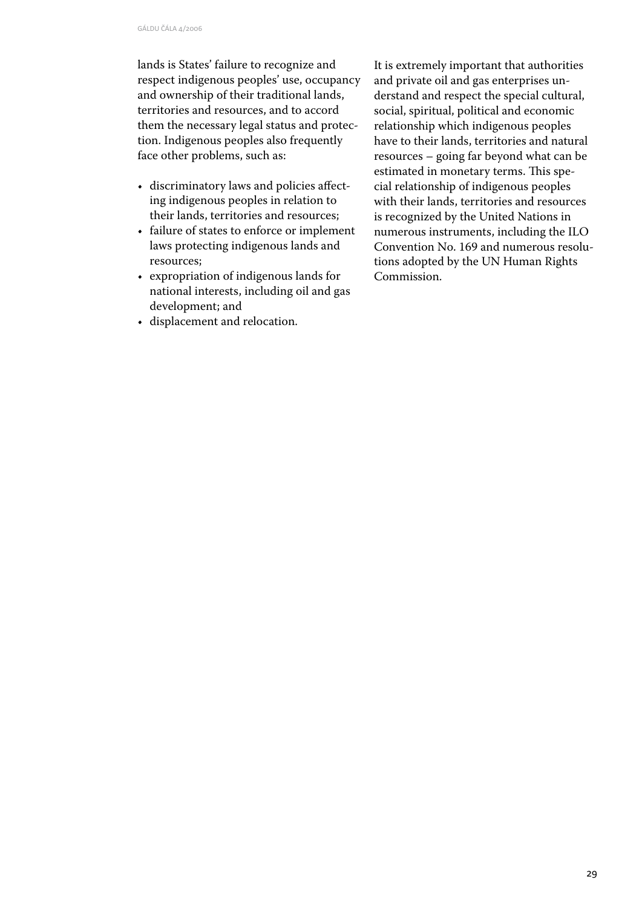lands is States' failure to recognize and respect indigenous peoples' use, occupancy and ownership of their traditional lands, territories and resources, and to accord them the necessary legal status and protection. Indigenous peoples also frequently face other problems, such as:

- discriminatory laws and policies affecting indigenous peoples in relation to their lands, territories and resources;
- failure of states to enforce or implement laws protecting indigenous lands and resources;
- expropriation of indigenous lands for national interests, including oil and gas development; and
- displacement and relocation.

It is extremely important that authorities and private oil and gas enterprises understand and respect the special cultural, social, spiritual, political and economic relationship which indigenous peoples have to their lands, territories and natural resources – going far beyond what can be estimated in monetary terms. This special relationship of indigenous peoples with their lands, territories and resources is recognized by the United Nations in numerous instruments, including the ILO Convention No. 169 and numerous resolutions adopted by the UN Human Rights Commission.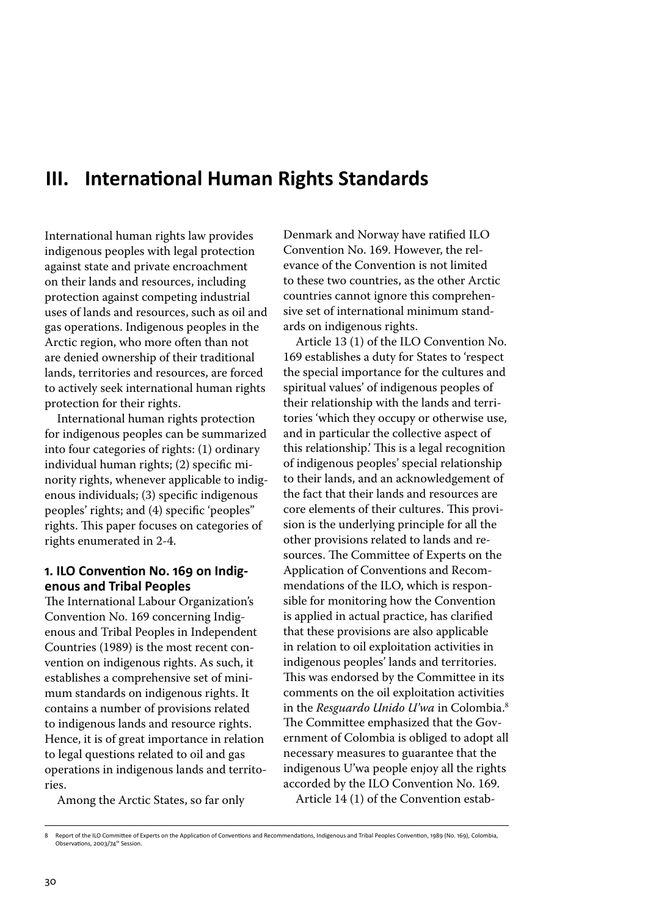# III. International Human Rights Standards

International human rights law provides indigenous peoples with legal protection against state and private encroachment on their lands and resources, including protection against competing industrial uses of lands and resources, such as oil and gas operations. Indigenous peoples in the Arctic region, who more often than not are denied ownership of their traditional lands, territories and resources, are forced to actively seek international human rights protection for their rights.

International human rights protection for indigenous peoples can be summarized into four categories of rights: (1) ordinary individual human rights; (2) specific minority rights, whenever applicable to indigenous individuals; (3) specific indigenous peoples' rights; and (4) specific 'peoples'' rights. This paper focuses on categories of rights enumerated in 2-4.

### 1. ILO Convention No. 169 on Indigenous and Tribal Peoples

The International Labour Organization's Convention No. 169 concerning Indigenous and Tribal Peoples in Independent Countries (1989) is the most recent convention on indigenous rights. As such, it establishes a comprehensive set of minimum standards on indigenous rights. It contains a number of provisions related to indigenous lands and resource rights. Hence, it is of great importance in relation to legal questions related to oil and gas operations in indigenous lands and territories.

Among the Arctic States, so far only Denmark and Norway have ratified ILO Convention No. 169. However, the relevance of the Convention is not limited to these two countries, as the other Arctic countries cannot ignore this comprehensive set of international minimum standards on indigenous rights.

Article 13 (1) of the ILO Convention No. 169 establishes a duty for States to 'respect the special importance for the cultures and spiritual values' of indigenous peoples of their relationship with the lands and territories 'which they occupy or otherwise use, and in particular the collective aspect of this relationship.' This is a legal recognition of indigenous peoples' special relationship to their lands, and an acknowledgement of the fact that their lands and resources are core elements of their cultures. This provision is the underlying principle for all the other provisions related to lands and resources. The Committee of Experts on the Application of Conventions and Recommendations of the ILO, which is responsible for monitoring how the Convention is applied in actual practice, has clarified that these provisions are also applicable in relation to oil exploitation activities in indigenous peoples' lands and territories. This was endorsed by the Committee in its comments on the oil exploitation activities in the *Resguardo Unido U'wa* in Colombia.[8] The Committee emphasized that the Government of Colombia is obliged to adopt all necessary measures to guarantee that the indigenous U'wa people enjoy all the rights accorded by the ILO Convention No. 169.

Article 14 (1) of the Convention estab-

---

8 Report of the ILO Committee of Experts on the Application of Conventions and Recommendations, Indigenous and Tribal Peoples Convention, 1989 (No. 169), Colombia, Observations, 2003/74th Session.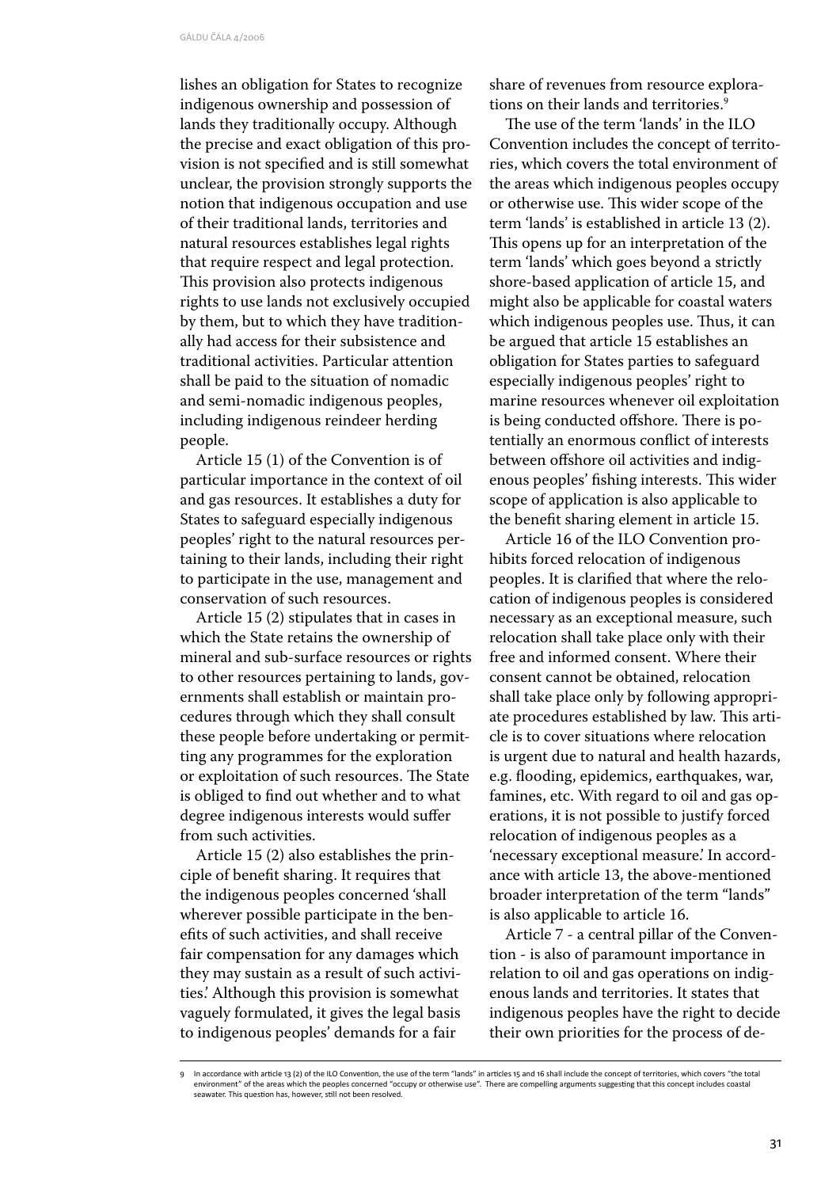lishes an obligation for States to recognize indigenous ownership and possession of lands they traditionally occupy. Although the precise and exact obligation of this provision is not specified and is still somewhat unclear, the provision strongly supports the notion that indigenous occupation and use of their traditional lands, territories and natural resources establishes legal rights that require respect and legal protection. This provision also protects indigenous rights to use lands not exclusively occupied by them, but to which they have traditionally had access for their subsistence and traditional activities. Particular attention shall be paid to the situation of nomadic and semi-nomadic indigenous peoples, including indigenous reindeer herding people.

Article 15 (1) of the Convention is of particular importance in the context of oil and gas resources. It establishes a duty for States to safeguard especially indigenous peoples' right to the natural resources pertaining to their lands, including their right to participate in the use, management and conservation of such resources.

Article 15 (2) stipulates that in cases in which the State retains the ownership of mineral and sub-surface resources or rights to other resources pertaining to lands, governments shall establish or maintain procedures through which they shall consult these people before undertaking or permitting any programmes for the exploration or exploitation of such resources. The State is obliged to find out whether and to what degree indigenous interests would suffer from such activities.

Article 15 (2) also establishes the principle of benefit sharing. It requires that the indigenous peoples concerned 'shall wherever possible participate in the benefits of such activities, and shall receive fair compensation for any damages which they may sustain as a result of such activities.' Although this provision is somewhat vaguely formulated, it gives the legal basis to indigenous peoples' demands for a fair share of revenues from resource explorations on their lands and territories.[9]

The use of the term 'lands' in the ILO Convention includes the concept of territories, which covers the total environment of the areas which indigenous peoples occupy or otherwise use. This wider scope of the term 'lands' is established in article 13 (2). This opens up for an interpretation of the term 'lands' which goes beyond a strictly shore-based application of article 15, and might also be applicable for coastal waters which indigenous peoples use. Thus, it can be argued that article 15 establishes an obligation for States parties to safeguard especially indigenous peoples' right to marine resources whenever oil exploitation is being conducted offshore. There is potentially an enormous conflict of interests between offshore oil activities and indigenous peoples' fishing interests. This wider scope of application is also applicable to the benefit sharing element in article 15.

Article 16 of the ILO Convention prohibits forced relocation of indigenous peoples. It is clarified that where the relocation of indigenous peoples is considered necessary as an exceptional measure, such relocation shall take place only with their free and informed consent. Where their consent cannot be obtained, relocation shall take place only by following appropriate procedures established by law. This article is to cover situations where relocation is urgent due to natural and health hazards, e.g. flooding, epidemics, earthquakes, war, famines, etc. With regard to oil and gas operations, it is not possible to justify forced relocation of indigenous peoples as a 'necessary exceptional measure.' In accordance with article 13, the above-mentioned broader interpretation of the term "lands" is also applicable to article 16.

Article 7 - a central pillar of the Convention - is also of paramount importance in relation to oil and gas operations on indigenous lands and territories. It states that indigenous peoples have the right to decide their own priorities for the process of de-

---

9 In accordance with article 13 (2) of the ILO Convention, the use of the term "lands" in articles 15 and 16 shall include the concept of territories, which covers "the total environment" of the areas which the peoples concerned "occupy or otherwise use". There are compelling arguments suggesting that this concept includes coastal seawater. This question has, however, still not been resolved.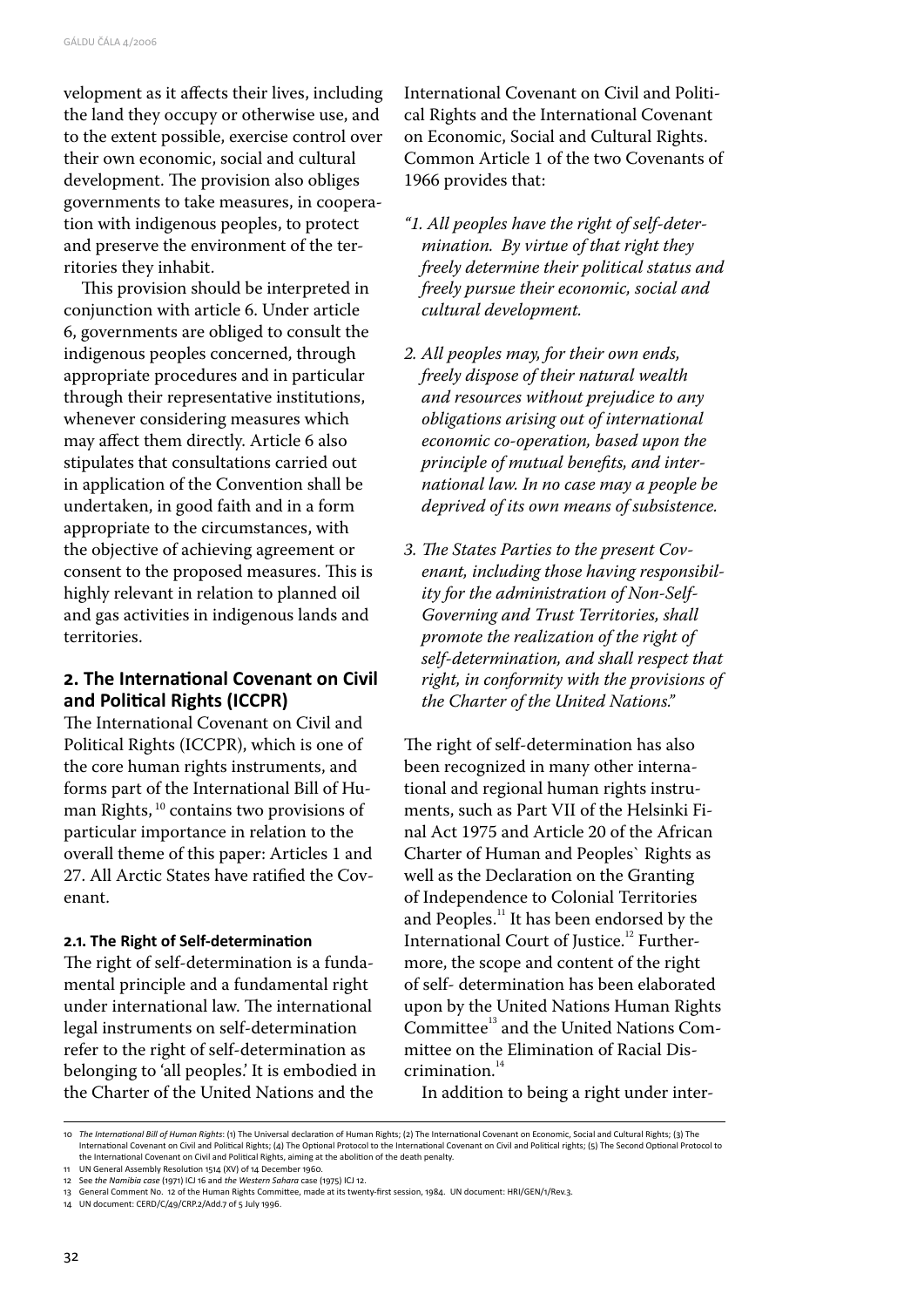velopment as it affects their lives, including the land they occupy or otherwise use, and to the extent possible, exercise control over their own economic, social and cultural development. The provision also obliges governments to take measures, in cooperation with indigenous peoples, to protect and preserve the environment of the territories they inhabit.

This provision should be interpreted in conjunction with article 6. Under article 6, governments are obliged to consult the indigenous peoples concerned, through appropriate procedures and in particular through their representative institutions, whenever considering measures which may affect them directly. Article 6 also stipulates that consultations carried out in application of the Convention shall be undertaken, in good faith and in a form appropriate to the circumstances, with the objective of achieving agreement or consent to the proposed measures. This is highly relevant in relation to planned oil and gas activities in indigenous lands and territories.

## 2. The International Covenant on Civil and Political Rights (ICCPR)

The International Covenant on Civil and Political Rights (ICCPR), which is one of the core human rights instruments, and forms part of the International Bill of Human Rights,[10] contains two provisions of particular importance in relation to the overall theme of this paper: Articles 1 and 27. All Arctic States have ratified the Covenant.

### 2.1. The Right of Self-determination

The right of self-determination is a fundamental principle and a fundamental right under international law. The international legal instruments on self-determination refer to the right of self-determination as belonging to 'all peoples.' It is embodied in the Charter of the United Nations and the International Covenant on Civil and Political Rights and the International Covenant on Economic, Social and Cultural Rights. Common Article 1 of the two Covenants of 1966 provides that:

*"1. All peoples have the right of self-determination. By virtue of that right they freely determine their political status and freely pursue their economic, social and cultural development.*

*2. All peoples may, for their own ends, freely dispose of their natural wealth and resources without prejudice to any obligations arising out of international economic co-operation, based upon the principle of mutual benefits, and international law. In no case may a people be deprived of its own means of subsistence.*

*3. The States Parties to the present Covenant, including those having responsibility for the administration of Non-Self-Governing and Trust Territories, shall promote the realization of the right of self-determination, and shall respect that right, in conformity with the provisions of the Charter of the United Nations."*

The right of self-determination has also been recognized in many other international and regional human rights instruments, such as Part VII of the Helsinki Final Act 1975 and Article 20 of the African Charter of Human and Peoples` Rights as well as the Declaration on the Granting of Independence to Colonial Territories and Peoples.[11] It has been endorsed by the International Court of Justice.[12] Furthermore, the scope and content of the right of self- determination has been elaborated upon by the United Nations Human Rights Committee[13] and the United Nations Committee on the Elimination of Racial Discrimination.[14]

In addition to being a right under inter-

---

10 *The International Bill of Human Rights*: (1) The Universal declaration of Human Rights; (2) The International Covenant on Economic, Social and Cultural Rights; (3) The International Covenant on Civil and Political Rights; (4) The Optional Protocol to the International Covenant on Civil and Political rights; (5) The Second Optional Protocol to the International Covenant on Civil and Political Rights, aiming at the abolition of the death penalty.

11 UN General Assembly Resolution 1514 (XV) of 14 December 1960.

12 See *the Namibia case* (1971) ICJ 16 and *the Western Sahara* case (1975) ICJ 12.

13 General Comment No. 12 of the Human Rights Committee, made at its twenty-first session, 1984. UN document: HRI/GEN/1/Rev.3.

14 UN document: CERD/C/49/CRP.2/Add.7 of 5 July 1996.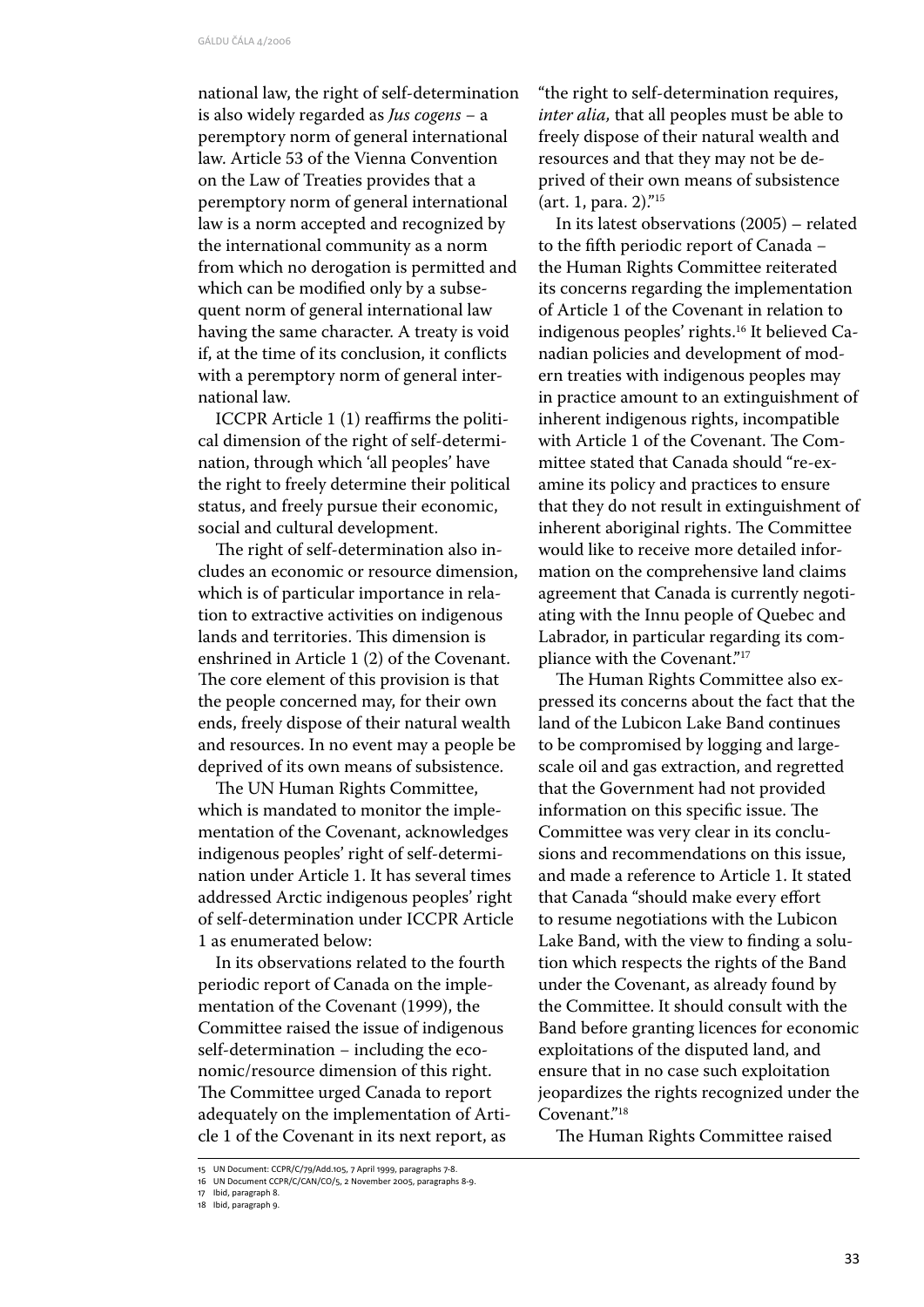national law, the right of self-determination is also widely regarded as *Jus cogens* – a peremptory norm of general international law. Article 53 of the Vienna Convention on the Law of Treaties provides that a peremptory norm of general international law is a norm accepted and recognized by the international community as a norm from which no derogation is permitted and which can be modified only by a subsequent norm of general international law having the same character. A treaty is void if, at the time of its conclusion, it conflicts with a peremptory norm of general international law.

ICCPR Article 1 (1) reaffirms the political dimension of the right of self-determination, through which 'all peoples' have the right to freely determine their political status, and freely pursue their economic, social and cultural development.

The right of self-determination also includes an economic or resource dimension, which is of particular importance in relation to extractive activities on indigenous lands and territories. This dimension is enshrined in Article 1 (2) of the Covenant. The core element of this provision is that the people concerned may, for their own ends, freely dispose of their natural wealth and resources. In no event may a people be deprived of its own means of subsistence.

The UN Human Rights Committee, which is mandated to monitor the implementation of the Covenant, acknowledges indigenous peoples' right of self-determination under Article 1. It has several times addressed Arctic indigenous peoples' right of self-determination under ICCPR Article 1 as enumerated below:

In its observations related to the fourth periodic report of Canada on the implementation of the Covenant (1999), the Committee raised the issue of indigenous self-determination – including the economic/resource dimension of this right. The Committee urged Canada to report adequately on the implementation of Article 1 of the Covenant in its next report, as "the right to self-determination requires, *inter alia,* that all peoples must be able to freely dispose of their natural wealth and resources and that they may not be deprived of their own means of subsistence (art. 1, para. 2)."[15]

In its latest observations (2005) – related to the fifth periodic report of Canada – the Human Rights Committee reiterated its concerns regarding the implementation of Article 1 of the Covenant in relation to indigenous peoples' rights.[16] It believed Canadian policies and development of modern treaties with indigenous peoples may in practice amount to an extinguishment of inherent indigenous rights, incompatible with Article 1 of the Covenant. The Committee stated that Canada should "re-examine its policy and practices to ensure that they do not result in extinguishment of inherent aboriginal rights. The Committee would like to receive more detailed information on the comprehensive land claims agreement that Canada is currently negotiating with the Innu people of Quebec and Labrador, in particular regarding its compliance with the Covenant."[17]

The Human Rights Committee also expressed its concerns about the fact that the land of the Lubicon Lake Band continues to be compromised by logging and large-scale oil and gas extraction, and regretted that the Government had not provided information on this specific issue. The Committee was very clear in its conclusions and recommendations on this issue, and made a reference to Article 1. It stated that Canada "should make every effort to resume negotiations with the Lubicon Lake Band, with the view to finding a solution which respects the rights of the Band under the Covenant, as already found by the Committee. It should consult with the Band before granting licences for economic exploitations of the disputed land, and ensure that in no case such exploitation jeopardizes the rights recognized under the Covenant."[18]

The Human Rights Committee raised

---

15 UN Document: CCPR/C/79/Add.105, 7 April 1999, paragraphs 7-8.

16 UN Document CCPR/C/CAN/CO/5, 2 November 2005, paragraphs 8-9.

17 Ibid, paragraph 8.

18 Ibid, paragraph 9.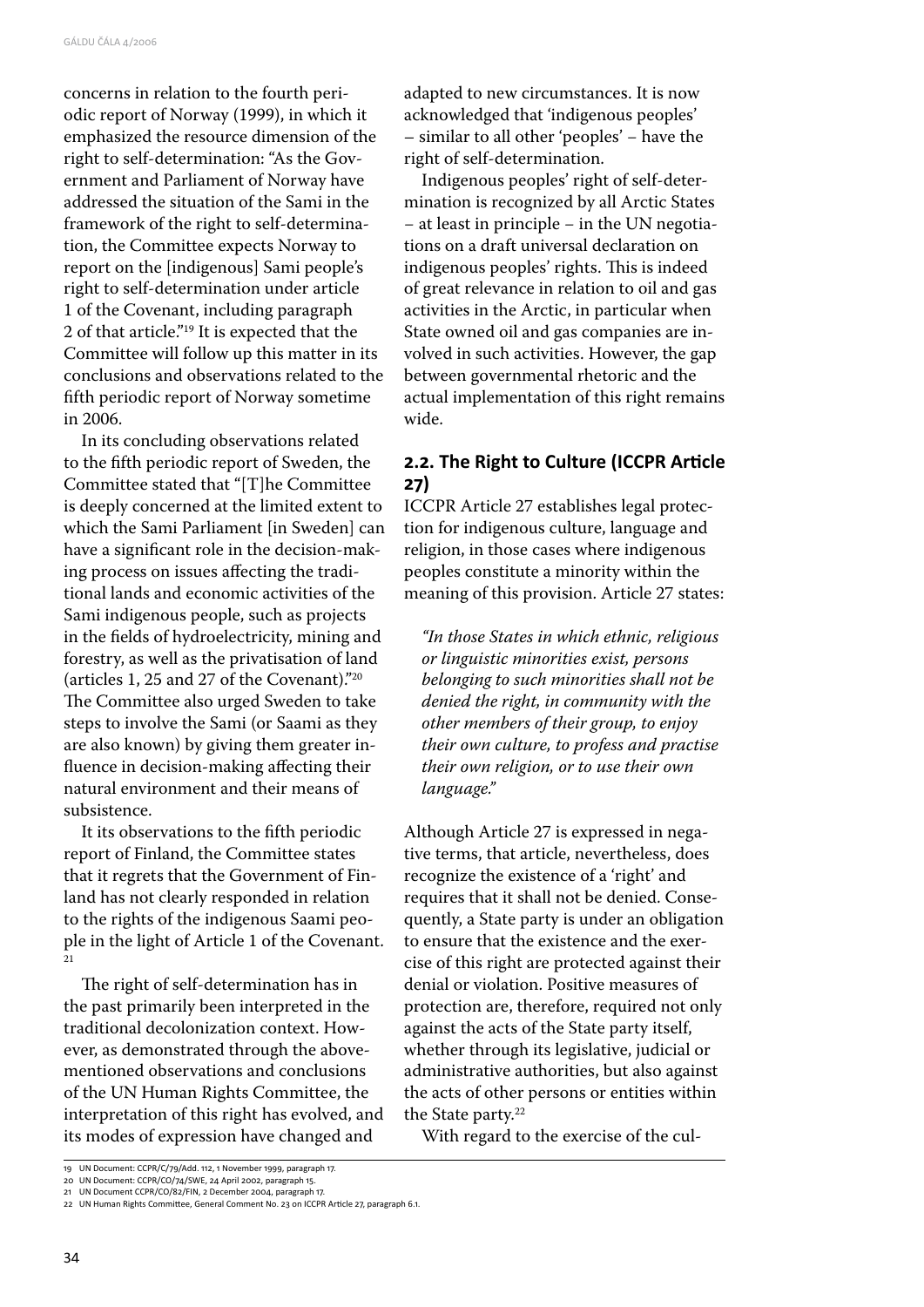concerns in relation to the fourth periodic report of Norway (1999), in which it emphasized the resource dimension of the right to self-determination: "As the Government and Parliament of Norway have addressed the situation of the Sami in the framework of the right to self-determination, the Committee expects Norway to report on the [indigenous] Sami people's right to self-determination under article 1 of the Covenant, including paragraph 2 of that article."[19] It is expected that the Committee will follow up this matter in its conclusions and observations related to the fifth periodic report of Norway sometime in 2006.

In its concluding observations related to the fifth periodic report of Sweden, the Committee stated that "[T]he Committee is deeply concerned at the limited extent to which the Sami Parliament [in Sweden] can have a significant role in the decision-making process on issues affecting the traditional lands and economic activities of the Sami indigenous people, such as projects in the fields of hydroelectricity, mining and forestry, as well as the privatisation of land (articles 1, 25 and 27 of the Covenant)."[20] The Committee also urged Sweden to take steps to involve the Sami (or Saami as they are also known) by giving them greater influence in decision-making affecting their natural environment and their means of subsistence.

It its observations to the fifth periodic report of Finland, the Committee states that it regrets that the Government of Finland has not clearly responded in relation to the rights of the indigenous Saami people in the light of Article 1 of the Covenant.[21]

The right of self-determination has in the past primarily been interpreted in the traditional decolonization context. However, as demonstrated through the above-mentioned observations and conclusions of the UN Human Rights Committee, the interpretation of this right has evolved, and its modes of expression have changed and adapted to new circumstances. It is now acknowledged that 'indigenous peoples' – similar to all other 'peoples' – have the right of self-determination.

Indigenous peoples' right of self-determination is recognized by all Arctic States – at least in principle – in the UN negotiations on a draft universal declaration on indigenous peoples' rights. This is indeed of great relevance in relation to oil and gas activities in the Arctic, in particular when State owned oil and gas companies are involved in such activities. However, the gap between governmental rhetoric and the actual implementation of this right remains wide.

## 2.2. The Right to Culture (ICCPR Article 27)

ICCPR Article 27 establishes legal protection for indigenous culture, language and religion, in those cases where indigenous peoples constitute a minority within the meaning of this provision. Article 27 states:

> *"In those States in which ethnic, religious or linguistic minorities exist, persons belonging to such minorities shall not be denied the right, in community with the other members of their group, to enjoy their own culture, to profess and practise their own religion, or to use their own language."*

Although Article 27 is expressed in negative terms, that article, nevertheless, does recognize the existence of a 'right' and requires that it shall not be denied. Consequently, a State party is under an obligation to ensure that the existence and the exercise of this right are protected against their denial or violation. Positive measures of protection are, therefore, required not only against the acts of the State party itself, whether through its legislative, judicial or administrative authorities, but also against the acts of other persons or entities within the State party.[22]

With regard to the exercise of the cul-

---

19 UN Document: CCPR/C/79/Add. 112, 1 November 1999, paragraph 17.

20 UN Document: CCPR/CO/74/SWE, 24 April 2002, paragraph 15.

21 UN Document CCPR/CO/82/FIN, 2 December 2004, paragraph 17.

22 UN Human Rights Committee, General Comment No. 23 on ICCPR Article 27, paragraph 6.1.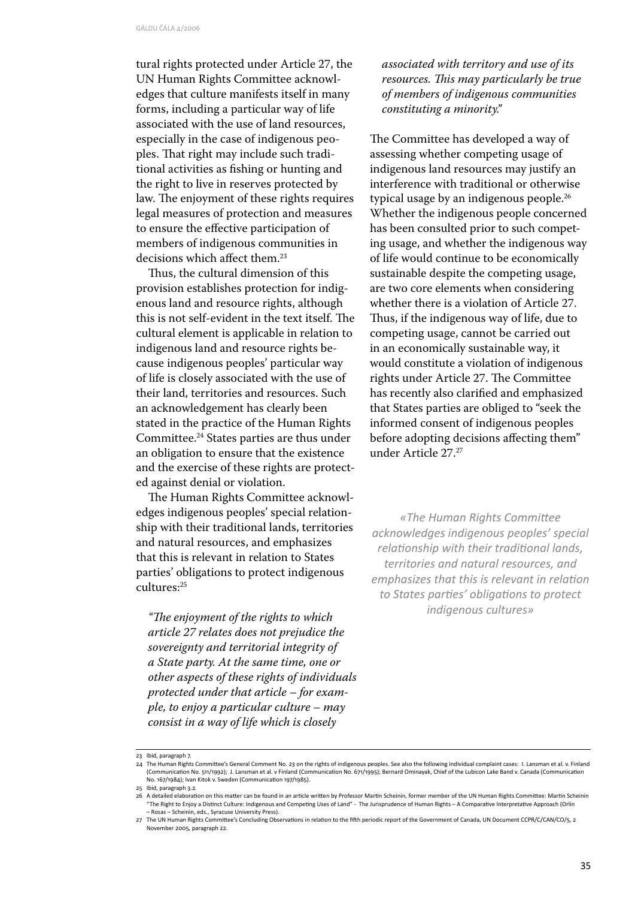tural rights protected under Article 27, the UN Human Rights Committee acknowledges that culture manifests itself in many forms, including a particular way of life associated with the use of land resources, especially in the case of indigenous peoples. That right may include such traditional activities as fishing or hunting and the right to live in reserves protected by law. The enjoyment of these rights requires legal measures of protection and measures to ensure the effective participation of members of indigenous communities in decisions which affect them.[23]

Thus, the cultural dimension of this provision establishes protection for indigenous land and resource rights, although this is not self-evident in the text itself. The cultural element is applicable in relation to indigenous land and resource rights because indigenous peoples' particular way of life is closely associated with the use of their land, territories and resources. Such an acknowledgement has clearly been stated in the practice of the Human Rights Committee.[24] States parties are thus under an obligation to ensure that the existence and the exercise of these rights are protected against denial or violation.

The Human Rights Committee acknowledges indigenous peoples' special relationship with their traditional lands, territories and natural resources, and emphasizes that this is relevant in relation to States parties' obligations to protect indigenous cultures:[25]

*"The enjoyment of the rights to which article 27 relates does not prejudice the sovereignty and territorial integrity of a State party. At the same time, one or other aspects of these rights of individuals protected under that article – for example, to enjoy a particular culture – may consist in a way of life which is closely associated with territory and use of its resources. This may particularly be true of members of indigenous communities constituting a minority."*

The Committee has developed a way of assessing whether competing usage of indigenous land resources may justify an interference with traditional or otherwise typical usage by an indigenous people.[26] Whether the indigenous people concerned has been consulted prior to such competing usage, and whether the indigenous way of life would continue to be economically sustainable despite the competing usage, are two core elements when considering whether there is a violation of Article 27. Thus, if the indigenous way of life, due to competing usage, cannot be carried out in an economically sustainable way, it would constitute a violation of indigenous rights under Article 27. The Committee has recently also clarified and emphasized that States parties are obliged to "seek the informed consent of indigenous peoples before adopting decisions affecting them" under Article 27.[27]

*«The Human Rights Committee acknowledges indigenous peoples' special relationship with their traditional lands, territories and natural resources, and emphasizes that this is relevant in relation to States parties' obligations to protect indigenous cultures»*

---

23 Ibid, paragraph 7.

24 The Human Rights Committee's General Comment No. 23 on the rights of indigenous peoples. See also the following individual complaint cases: I. Lansman et al. v. Finland (Communication No. 511/1992); J. Lansman et al. v Finland (Communication No. 671/1995); Bernard Ominayak, Chief of the Lubicon Lake Band v. Canada (Communication No. 167/1984); Ivan Kitok v. Sweden (Communication 197/1985).

25 Ibid, paragraph 3.2.

26 A detailed elaboration on this matter can be found in an article written by Professor Martin Scheinin, former member of the UN Human Rights Committee: Martin Scheinin "The Right to Enjoy a Distinct Culture: Indigenous and Competing Uses of Land" - The Jurisprudence of Human Rights – A Comparative Interpretative Approach (Orlin – Rosas – Scheinin, eds., Syracuse University Press).

27 The UN Human Rights Committee's Concluding Observations in relation to the fifth periodic report of the Government of Canada, UN Document CCPR/C/CAN/CO/5, 2 November 2005, paragraph 22.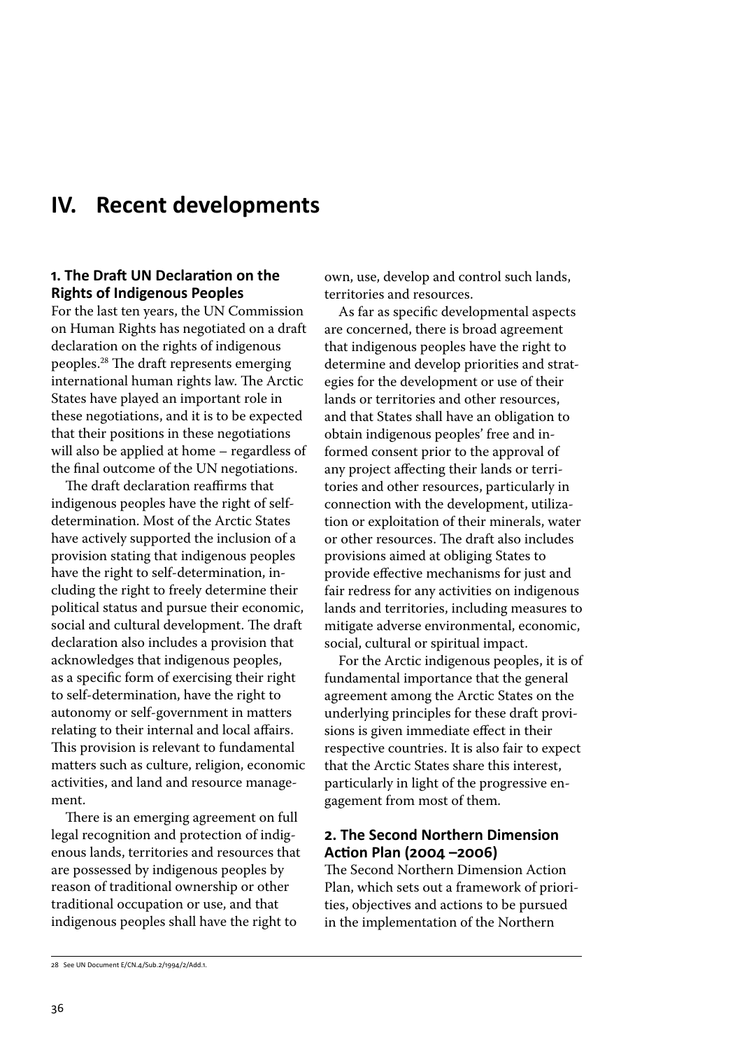# IV. Recent developments

## 1. The Draft UN Declaration on the Rights of Indigenous Peoples

For the last ten years, the UN Commission on Human Rights has negotiated on a draft declaration on the rights of indigenous peoples.[28] The draft represents emerging international human rights law. The Arctic States have played an important role in these negotiations, and it is to be expected that their positions in these negotiations will also be applied at home – regardless of the final outcome of the UN negotiations.

The draft declaration reaffirms that indigenous peoples have the right of self-determination. Most of the Arctic States have actively supported the inclusion of a provision stating that indigenous peoples have the right to self-determination, including the right to freely determine their political status and pursue their economic, social and cultural development. The draft declaration also includes a provision that acknowledges that indigenous peoples, as a specific form of exercising their right to self-determination, have the right to autonomy or self-government in matters relating to their internal and local affairs. This provision is relevant to fundamental matters such as culture, religion, economic activities, and land and resource management.

There is an emerging agreement on full legal recognition and protection of indigenous lands, territories and resources that are possessed by indigenous peoples by reason of traditional ownership or other traditional occupation or use, and that indigenous peoples shall have the right to own, use, develop and control such lands, territories and resources.

As far as specific developmental aspects are concerned, there is broad agreement that indigenous peoples have the right to determine and develop priorities and strategies for the development or use of their lands or territories and other resources, and that States shall have an obligation to obtain indigenous peoples' free and informed consent prior to the approval of any project affecting their lands or territories and other resources, particularly in connection with the development, utilization or exploitation of their minerals, water or other resources. The draft also includes provisions aimed at obliging States to provide effective mechanisms for just and fair redress for any activities on indigenous lands and territories, including measures to mitigate adverse environmental, economic, social, cultural or spiritual impact.

For the Arctic indigenous peoples, it is of fundamental importance that the general agreement among the Arctic States on the underlying principles for these draft provisions is given immediate effect in their respective countries. It is also fair to expect that the Arctic States share this interest, particularly in light of the progressive engagement from most of them.

## 2. The Second Northern Dimension Action Plan (2004 –2006)

The Second Northern Dimension Action Plan, which sets out a framework of priorities, objectives and actions to be pursued in the implementation of the Northern

---

[28] See UN Document E/CN.4/Sub.2/1994/2/Add.1.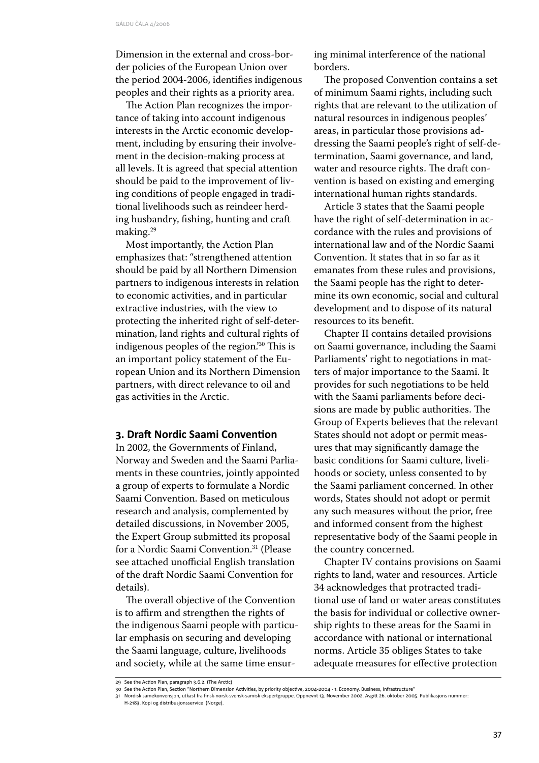Dimension in the external and cross-border policies of the European Union over the period 2004-2006, identifies indigenous peoples and their rights as a priority area.

The Action Plan recognizes the importance of taking into account indigenous interests in the Arctic economic development, including by ensuring their involvement in the decision-making process at all levels. It is agreed that special attention should be paid to the improvement of living conditions of people engaged in traditional livelihoods such as reindeer herding husbandry, fishing, hunting and craft making.[29]

Most importantly, the Action Plan emphasizes that: "strengthened attention should be paid by all Northern Dimension partners to indigenous interests in relation to economic activities, and in particular extractive industries, with the view to protecting the inherited right of self-determination, land rights and cultural rights of indigenous peoples of the region."[30] This is an important policy statement of the European Union and its Northern Dimension partners, with direct relevance to oil and gas activities in the Arctic.

## 3. Draft Nordic Saami Convention

In 2002, the Governments of Finland, Norway and Sweden and the Saami Parliaments in these countries, jointly appointed a group of experts to formulate a Nordic Saami Convention. Based on meticulous research and analysis, complemented by detailed discussions, in November 2005, the Expert Group submitted its proposal for a Nordic Saami Convention.[31] (Please see attached unofficial English translation of the draft Nordic Saami Convention for details).

The overall objective of the Convention is to affirm and strengthen the rights of the indigenous Saami people with particular emphasis on securing and developing the Saami language, culture, livelihoods and society, while at the same time ensuring minimal interference of the national borders.

The proposed Convention contains a set of minimum Saami rights, including such rights that are relevant to the utilization of natural resources in indigenous peoples' areas, in particular those provisions addressing the Saami people's right of self-determination, Saami governance, and land, water and resource rights. The draft convention is based on existing and emerging international human rights standards.

Article 3 states that the Saami people have the right of self-determination in accordance with the rules and provisions of international law and of the Nordic Saami Convention. It states that in so far as it emanates from these rules and provisions, the Saami people has the right to determine its own economic, social and cultural development and to dispose of its natural resources to its benefit.

Chapter II contains detailed provisions on Saami governance, including the Saami Parliaments' right to negotiations in matters of major importance to the Saami. It provides for such negotiations to be held with the Saami parliaments before decisions are made by public authorities. The Group of Experts believes that the relevant States should not adopt or permit measures that may significantly damage the basic conditions for Saami culture, livelihoods or society, unless consented to by the Saami parliament concerned. In other words, States should not adopt or permit any such measures without the prior, free and informed consent from the highest representative body of the Saami people in the country concerned.

Chapter IV contains provisions on Saami rights to land, water and resources. Article 34 acknowledges that protracted traditional use of land or water areas constitutes the basis for individual or collective ownership rights to these areas for the Saami in accordance with national or international norms. Article 35 obliges States to take adequate measures for effective protection

---

29 See the Action Plan, paragraph 3.6.2. (The Arctic)

30 See the Action Plan, Section "Northern Dimension Activities, by priority objective, 2004-2004 - 1. Economy, Business, Infrastructure"

31 Nordisk samekonvensjon, utkast fra finsk-norsk-svensk-samisk ekspertgruppe. Oppnevnt 13. November 2002. Avgitt 26. oktober 2005. Publikasjons nummer: H-2183. Kopi og distribusjonsservice (Norge).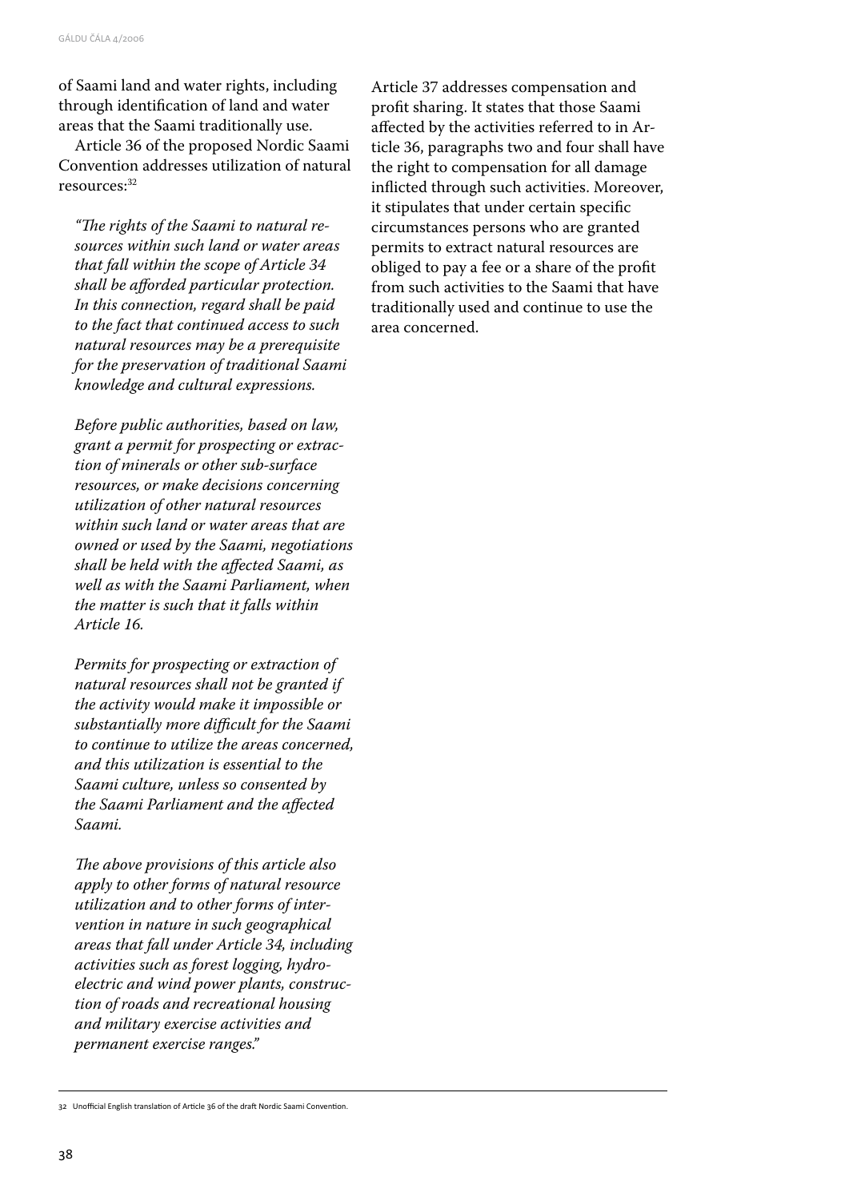of Saami land and water rights, including through identification of land and water areas that the Saami traditionally use.

Article 36 of the proposed Nordic Saami Convention addresses utilization of natural resources:[32]

> *"The rights of the Saami to natural resources within such land or water areas that fall within the scope of Article 34 shall be afforded particular protection. In this connection, regard shall be paid to the fact that continued access to such natural resources may be a prerequisite for the preservation of traditional Saami knowledge and cultural expressions.*
>
> *Before public authorities, based on law, grant a permit for prospecting or extraction of minerals or other sub-surface resources, or make decisions concerning utilization of other natural resources within such land or water areas that are owned or used by the Saami, negotiations shall be held with the affected Saami, as well as with the Saami Parliament, when the matter is such that it falls within Article 16.*
>
> *Permits for prospecting or extraction of natural resources shall not be granted if the activity would make it impossible or substantially more difficult for the Saami to continue to utilize the areas concerned, and this utilization is essential to the Saami culture, unless so consented by the Saami Parliament and the affected Saami.*
>
> *The above provisions of this article also apply to other forms of natural resource utilization and to other forms of intervention in nature in such geographical areas that fall under Article 34, including activities such as forest logging, hydroelectric and wind power plants, construction of roads and recreational housing and military exercise activities and permanent exercise ranges."*

Article 37 addresses compensation and profit sharing. It states that those Saami affected by the activities referred to in Article 36, paragraphs two and four shall have the right to compensation for all damage inflicted through such activities. Moreover, it stipulates that under certain specific circumstances persons who are granted permits to extract natural resources are obliged to pay a fee or a share of the profit from such activities to the Saami that have traditionally used and continue to use the area concerned.

---

32 Unofficial English translation of Article 36 of the draft Nordic Saami Convention.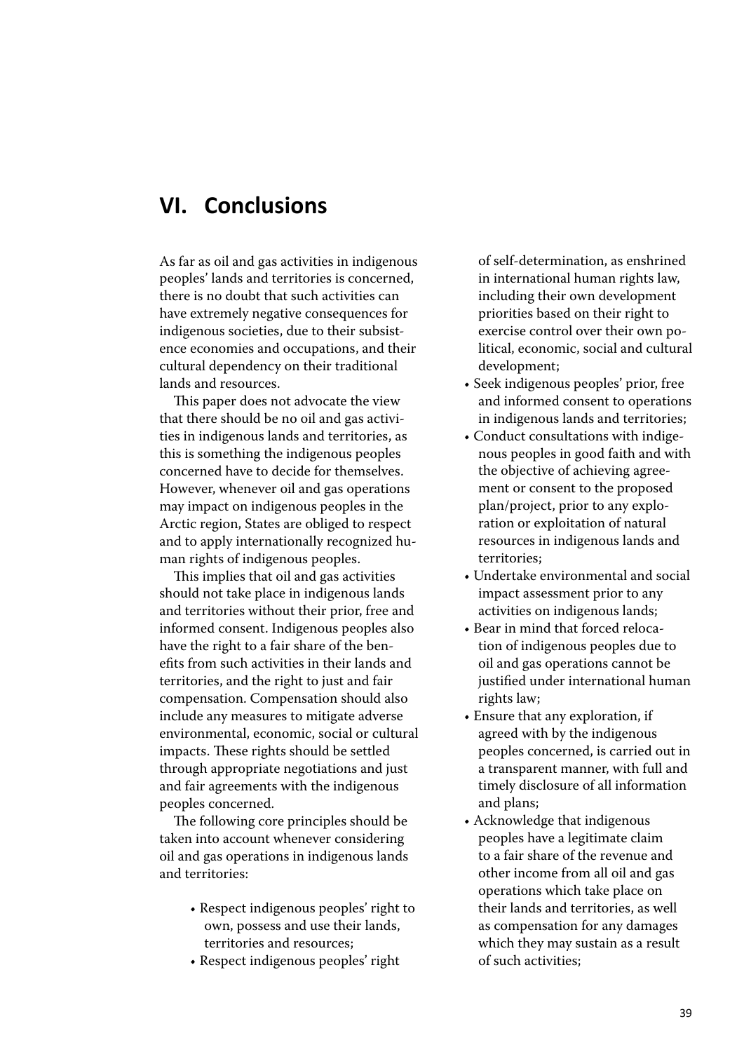# VI. Conclusions

As far as oil and gas activities in indigenous peoples' lands and territories is concerned, there is no doubt that such activities can have extremely negative consequences for indigenous societies, due to their subsistence economies and occupations, and their cultural dependency on their traditional lands and resources.

This paper does not advocate the view that there should be no oil and gas activities in indigenous lands and territories, as this is something the indigenous peoples concerned have to decide for themselves. However, whenever oil and gas operations may impact on indigenous peoples in the Arctic region, States are obliged to respect and to apply internationally recognized human rights of indigenous peoples.

This implies that oil and gas activities should not take place in indigenous lands and territories without their prior, free and informed consent. Indigenous peoples also have the right to a fair share of the benefits from such activities in their lands and territories, and the right to just and fair compensation. Compensation should also include any measures to mitigate adverse environmental, economic, social or cultural impacts. These rights should be settled through appropriate negotiations and just and fair agreements with the indigenous peoples concerned.

The following core principles should be taken into account whenever considering oil and gas operations in indigenous lands and territories:

- Respect indigenous peoples' right to own, possess and use their lands, territories and resources;
- Respect indigenous peoples' right of self-determination, as enshrined in international human rights law, including their own development priorities based on their right to exercise control over their own political, economic, social and cultural development;
- Seek indigenous peoples' prior, free and informed consent to operations in indigenous lands and territories;
- Conduct consultations with indigenous peoples in good faith and with the objective of achieving agreement or consent to the proposed plan/project, prior to any exploration or exploitation of natural resources in indigenous lands and territories;
- Undertake environmental and social impact assessment prior to any activities on indigenous lands;
- Bear in mind that forced relocation of indigenous peoples due to oil and gas operations cannot be justified under international human rights law;
- Ensure that any exploration, if agreed with by the indigenous peoples concerned, is carried out in a transparent manner, with full and timely disclosure of all information and plans;
- Acknowledge that indigenous peoples have a legitimate claim to a fair share of the revenue and other income from all oil and gas operations which take place on their lands and territories, as well as compensation for any damages which they may sustain as a result of such activities;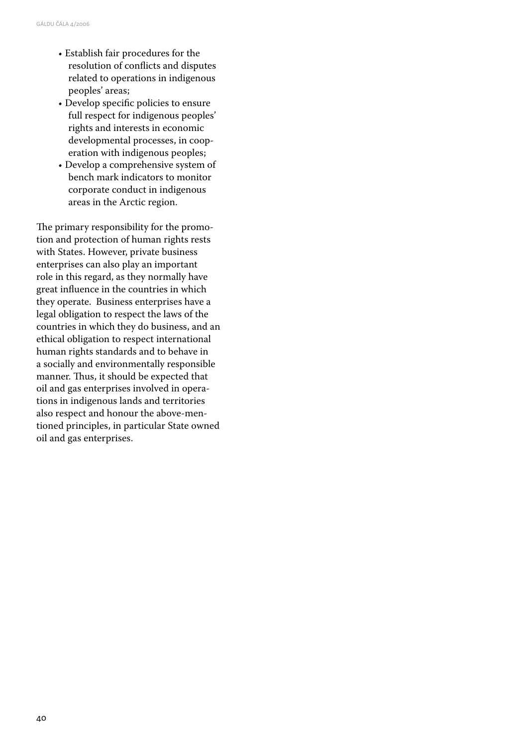- Establish fair procedures for the resolution of conflicts and disputes related to operations in indigenous peoples' areas;
- Develop specific policies to ensure full respect for indigenous peoples' rights and interests in economic developmental processes, in cooperation with indigenous peoples;
- Develop a comprehensive system of bench mark indicators to monitor corporate conduct in indigenous areas in the Arctic region.

The primary responsibility for the promotion and protection of human rights rests with States. However, private business enterprises can also play an important role in this regard, as they normally have great influence in the countries in which they operate. Business enterprises have a legal obligation to respect the laws of the countries in which they do business, and an ethical obligation to respect international human rights standards and to behave in a socially and environmentally responsible manner. Thus, it should be expected that oil and gas enterprises involved in operations in indigenous lands and territories also respect and honour the above-mentioned principles, in particular State owned oil and gas enterprises.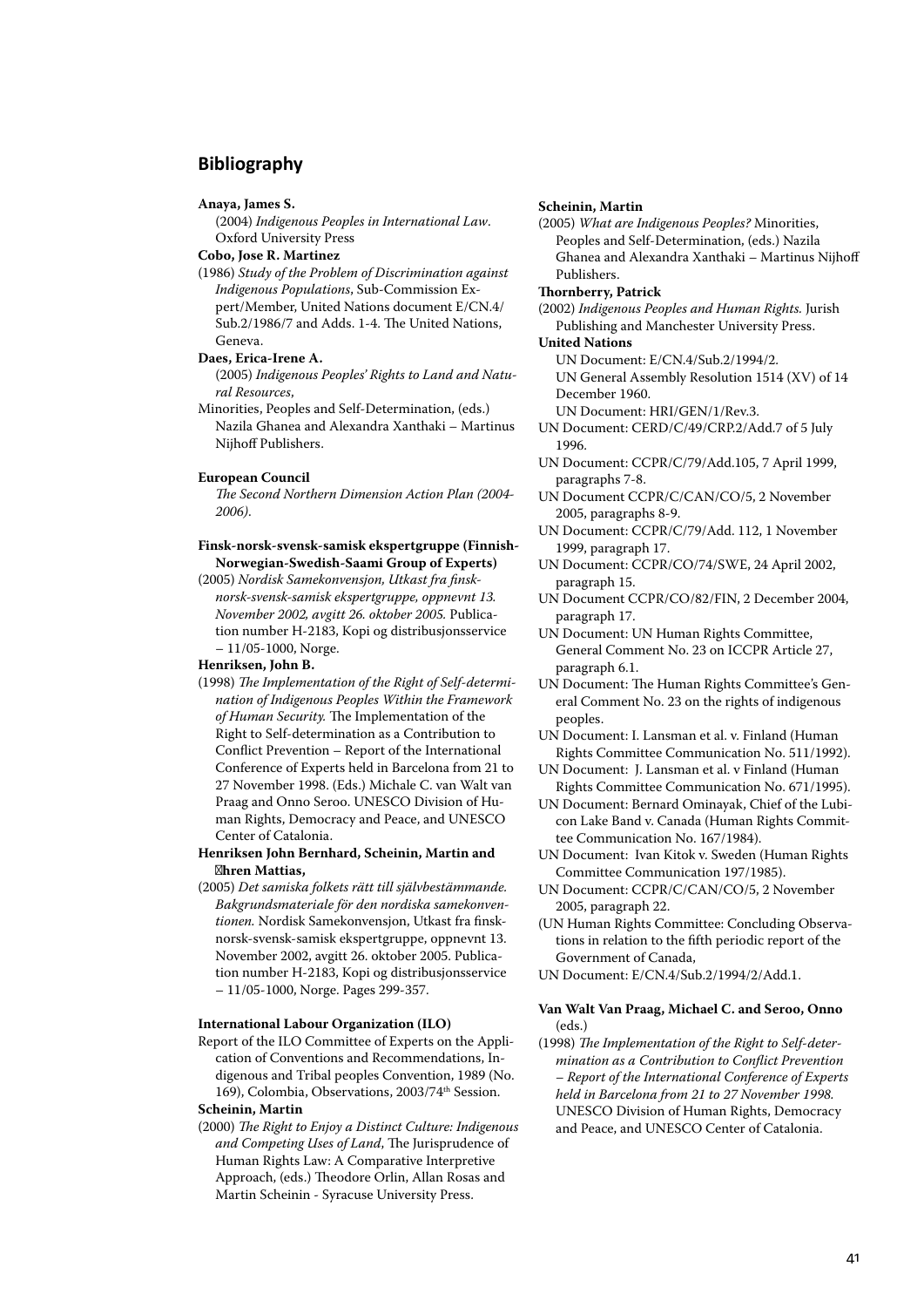## Bibliography

**Anaya, James S.**

(2004) *Indigenous Peoples in International Law*. Oxford University Press

**Cobo, Jose R. Martinez**

(1986) *Study of the Problem of Discrimination against Indigenous Populations*, Sub-Commission Expert/Member, United Nations document E/CN.4/Sub.2/1986/7 and Adds. 1-4. The United Nations, Geneva.

**Daes, Erica-Irene A.**

(2005) *Indigenous Peoples' Rights to Land and Natural Resources*,

Minorities, Peoples and Self-Determination, (eds.) Nazila Ghanea and Alexandra Xanthaki – Martinus Nijhoff Publishers.

**European Council**

*The Second Northern Dimension Action Plan (2004-2006).*

**Finsk-norsk-svensk-samisk ekspertgruppe (Finnish-Norwegian-Swedish-Saami Group of Experts)**

(2005) *Nordisk Samekonvensjon, Utkast fra finsk-norsk-svensk-samisk ekspertgruppe, oppnevnt 13. November 2002, avgitt 26. oktober 2005.* Publication number H-2183, Kopi og distribusjonsservice – 11/05-1000, Norge.

**Henriksen, John B.**

(1998) *The Implementation of the Right of Self-determination of Indigenous Peoples Within the Framework of Human Security.* The Implementation of the Right to Self-determination as a Contribution to Conflict Prevention – Report of the International Conference of Experts held in Barcelona from 21 to 27 November 1998. (Eds.) Michale C. van Walt van Praag and Onno Seroo. UNESCO Division of Human Rights, Democracy and Peace, and UNESCO Center of Catalonia.

**Henriksen John Bernhard, Scheinin, Martin and Åhren Mattias,**

(2005) *Det samiska folkets rätt till självbestämmande. Bakgrundsmateriale för den nordiska samekonventionen.* Nordisk Samekonvensjon, Utkast fra finsk-norsk-svensk-samisk ekspertgruppe, oppnevnt 13. November 2002, avgitt 26. oktober 2005. Publication number H-2183, Kopi og distribusjonsservice – 11/05-1000, Norge. Pages 299-357.

**International Labour Organization (ILO)**

Report of the ILO Committee of Experts on the Application of Conventions and Recommendations, Indigenous and Tribal peoples Convention, 1989 (No. 169), Colombia, Observations, 2003/74th Session.

**Scheinin, Martin**

(2000) *The Right to Enjoy a Distinct Culture: Indigenous and Competing Uses of Land*, The Jurisprudence of Human Rights Law: A Comparative Interpretive Approach, (eds.) Theodore Orlin, Allan Rosas and Martin Scheinin - Syracuse University Press.

**Scheinin, Martin**

(2005) *What are Indigenous Peoples?* Minorities, Peoples and Self-Determination, (eds.) Nazila Ghanea and Alexandra Xanthaki – Martinus Nijhoff Publishers.

**Thornberry, Patrick**

(2002) *Indigenous Peoples and Human Rights.* Jurish Publishing and Manchester University Press.

**United Nations**

UN Document: E/CN.4/Sub.2/1994/2.

UN General Assembly Resolution 1514 (XV) of 14 December 1960.

UN Document: HRI/GEN/1/Rev.3.

UN Document: CERD/C/49/CRP.2/Add.7 of 5 July 1996.

UN Document: CCPR/C/79/Add.105, 7 April 1999, paragraphs 7-8.

UN Document CCPR/C/CAN/CO/5, 2 November 2005, paragraphs 8-9.

UN Document: CCPR/C/79/Add. 112, 1 November 1999, paragraph 17.

UN Document: CCPR/CO/74/SWE, 24 April 2002, paragraph 15.

UN Document CCPR/CO/82/FIN, 2 December 2004, paragraph 17.

UN Document: UN Human Rights Committee, General Comment No. 23 on ICCPR Article 27, paragraph 6.1.

UN Document: The Human Rights Committee's General Comment No. 23 on the rights of indigenous peoples.

UN Document: I. Lansman et al. v. Finland (Human Rights Committee Communication No. 511/1992).

UN Document: J. Lansman et al. v Finland (Human Rights Committee Communication No. 671/1995).

UN Document: Bernard Ominayak, Chief of the Lubicon Lake Band v. Canada (Human Rights Committee Communication No. 167/1984).

UN Document: Ivan Kitok v. Sweden (Human Rights Committee Communication 197/1985).

UN Document: CCPR/C/CAN/CO/5, 2 November 2005, paragraph 22.

(UN Human Rights Committee: Concluding Observations in relation to the fifth periodic report of the Government of Canada,

UN Document: E/CN.4/Sub.2/1994/2/Add.1.

**Van Walt Van Praag, Michael C. and Seroo, Onno** (eds.)

(1998) *The Implementation of the Right to Self-determination as a Contribution to Conflict Prevention – Report of the International Conference of Experts held in Barcelona from 21 to 27 November 1998.* UNESCO Division of Human Rights, Democracy and Peace, and UNESCO Center of Catalonia.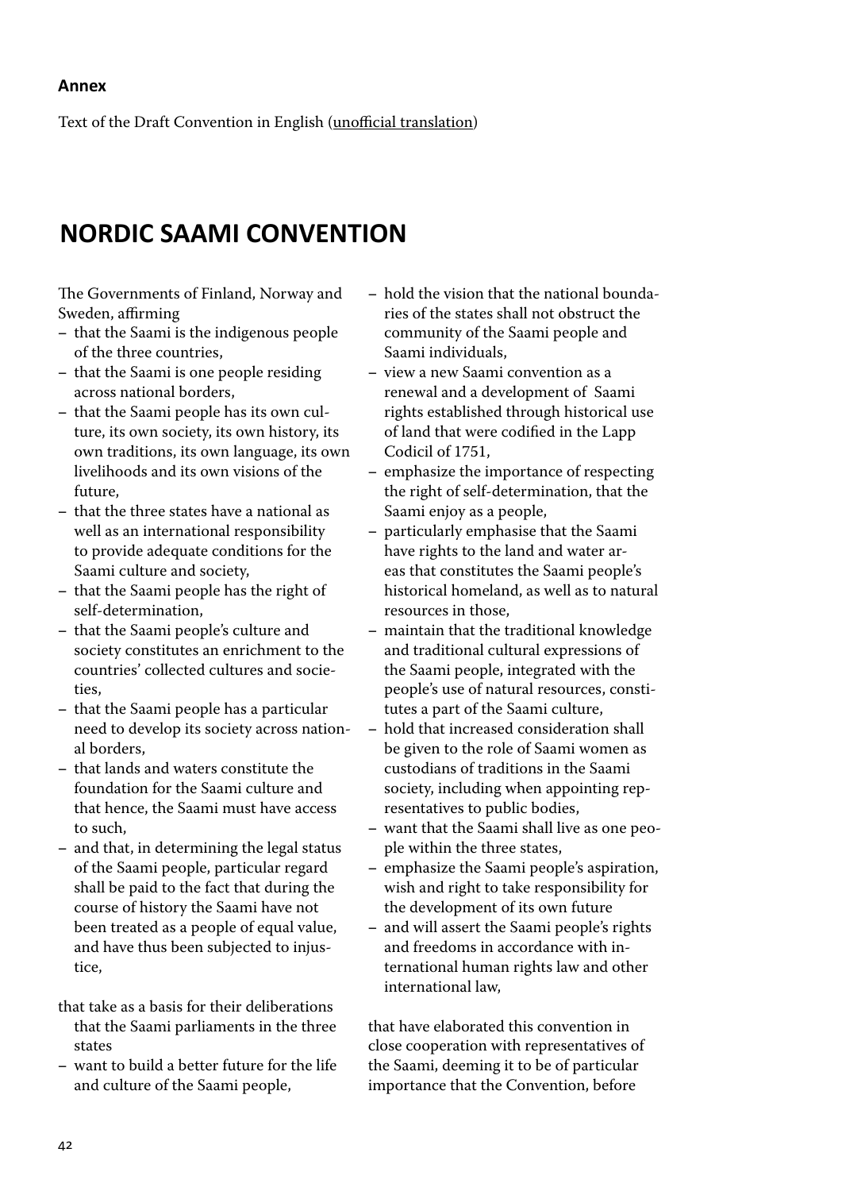**Annex**

Text of the Draft Convention in English (unofficial translation)

# NORDIC SAAMI CONVENTION

The Governments of Finland, Norway and Sweden, affirming

- that the Saami is the indigenous people of the three countries,
- that the Saami is one people residing across national borders,
- that the Saami people has its own culture, its own society, its own history, its own traditions, its own language, its own livelihoods and its own visions of the future,
- that the three states have a national as well as an international responsibility to provide adequate conditions for the Saami culture and society,
- that the Saami people has the right of self-determination,
- that the Saami people's culture and society constitutes an enrichment to the countries' collected cultures and societies,
- that the Saami people has a particular need to develop its society across national borders,
- that lands and waters constitute the foundation for the Saami culture and that hence, the Saami must have access to such,
- and that, in determining the legal status of the Saami people, particular regard shall be paid to the fact that during the course of history the Saami have not been treated as a people of equal value, and have thus been subjected to injustice,

that take as a basis for their deliberations that the Saami parliaments in the three states

- want to build a better future for the life and culture of the Saami people,
- hold the vision that the national boundaries of the states shall not obstruct the community of the Saami people and Saami individuals,
- view a new Saami convention as a renewal and a development of Saami rights established through historical use of land that were codified in the Lapp Codicil of 1751,
- emphasize the importance of respecting the right of self-determination, that the Saami enjoy as a people,
- particularly emphasise that the Saami have rights to the land and water areas that constitutes the Saami people's historical homeland, as well as to natural resources in those,
- maintain that the traditional knowledge and traditional cultural expressions of the Saami people, integrated with the people's use of natural resources, constitutes a part of the Saami culture,
- hold that increased consideration shall be given to the role of Saami women as custodians of traditions in the Saami society, including when appointing representatives to public bodies,
- want that the Saami shall live as one people within the three states,
- emphasize the Saami people's aspiration, wish and right to take responsibility for the development of its own future
- and will assert the Saami people's rights and freedoms in accordance with international human rights law and other international law,

that have elaborated this convention in close cooperation with representatives of the Saami, deeming it to be of particular importance that the Convention, before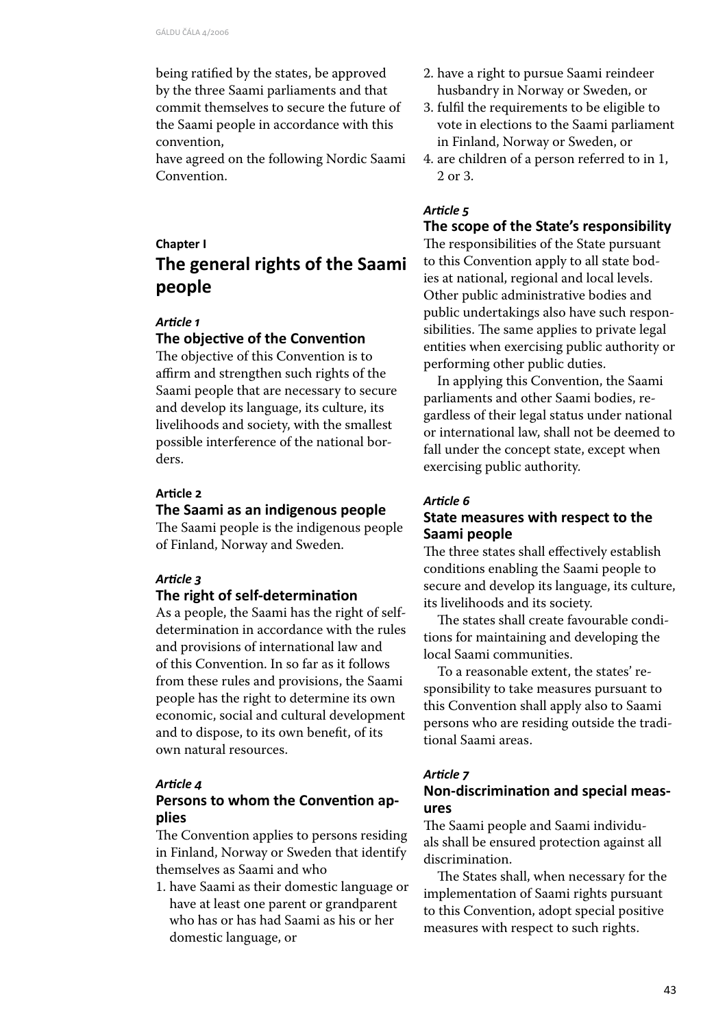being ratified by the states, be approved by the three Saami parliaments and that commit themselves to secure the future of the Saami people in accordance with this convention,

have agreed on the following Nordic Saami Convention.

**Chapter I**

## The general rights of the Saami people

***Article 1***

### The objective of the Convention

The objective of this Convention is to affirm and strengthen such rights of the Saami people that are necessary to secure and develop its language, its culture, its livelihoods and society, with the smallest possible interference of the national borders.

**Article 2**

### The Saami as an indigenous people

The Saami people is the indigenous people of Finland, Norway and Sweden.

***Article 3***

### The right of self-determination

As a people, the Saami has the right of self-determination in accordance with the rules and provisions of international law and of this Convention. In so far as it follows from these rules and provisions, the Saami people has the right to determine its own economic, social and cultural development and to dispose, to its own benefit, of its own natural resources.

***Article 4***

### Persons to whom the Convention applies

The Convention applies to persons residing in Finland, Norway or Sweden that identify themselves as Saami and who

1. have Saami as their domestic language or have at least one parent or grandparent who has or has had Saami as his or her domestic language, or
2. have a right to pursue Saami reindeer husbandry in Norway or Sweden, or
3. fulfil the requirements to be eligible to vote in elections to the Saami parliament in Finland, Norway or Sweden, or
4. are children of a person referred to in 1, 2 or 3.

***Article 5***

### The scope of the State's responsibility

The responsibilities of the State pursuant to this Convention apply to all state bodies at national, regional and local levels. Other public administrative bodies and public undertakings also have such responsibilities. The same applies to private legal entities when exercising public authority or performing other public duties.

In applying this Convention, the Saami parliaments and other Saami bodies, regardless of their legal status under national or international law, shall not be deemed to fall under the concept state, except when exercising public authority.

***Article 6***

### State measures with respect to the Saami people

The three states shall effectively establish conditions enabling the Saami people to secure and develop its language, its culture, its livelihoods and its society.

The states shall create favourable conditions for maintaining and developing the local Saami communities.

To a reasonable extent, the states' responsibility to take measures pursuant to this Convention shall apply also to Saami persons who are residing outside the traditional Saami areas.

***Article 7***

### Non-discrimination and special measures

The Saami people and Saami individuals shall be ensured protection against all discrimination.

The States shall, when necessary for the implementation of Saami rights pursuant to this Convention, adopt special positive measures with respect to such rights.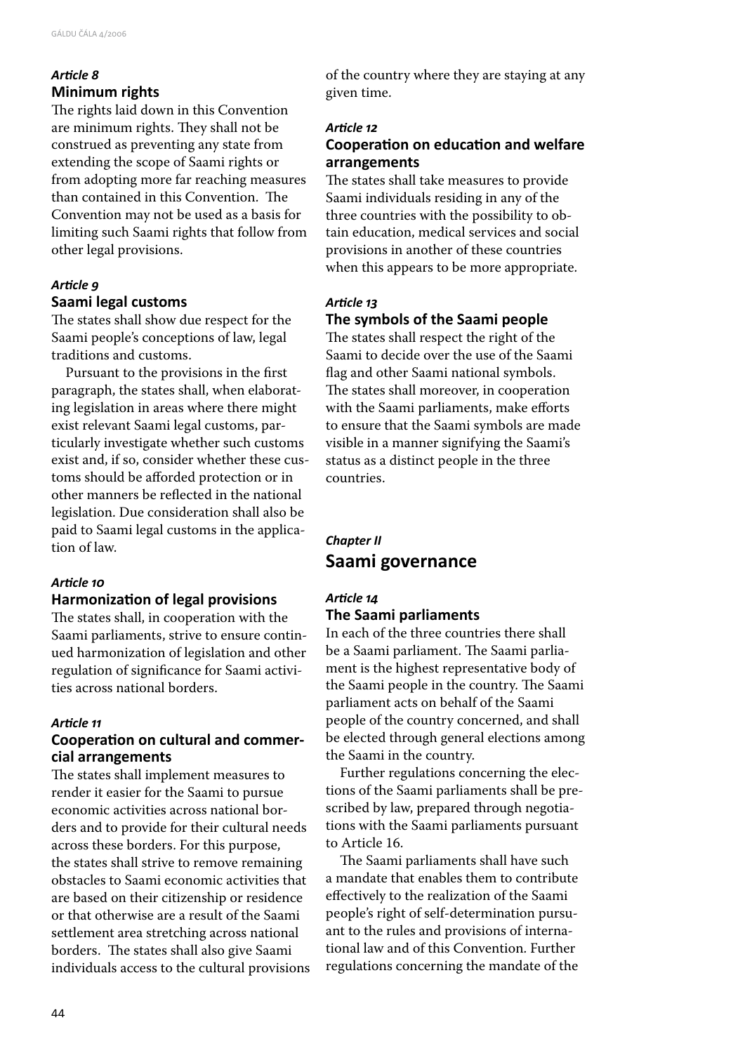*Article 8*
### Minimum rights

The rights laid down in this Convention are minimum rights. They shall not be construed as preventing any state from extending the scope of Saami rights or from adopting more far reaching measures than contained in this Convention. The Convention may not be used as a basis for limiting such Saami rights that follow from other legal provisions.

*Article 9*
### Saami legal customs

The states shall show due respect for the Saami people's conceptions of law, legal traditions and customs.

Pursuant to the provisions in the first paragraph, the states shall, when elaborating legislation in areas where there might exist relevant Saami legal customs, particularly investigate whether such customs exist and, if so, consider whether these customs should be afforded protection or in other manners be reflected in the national legislation. Due consideration shall also be paid to Saami legal customs in the application of law.

*Article 10*
### Harmonization of legal provisions

The states shall, in cooperation with the Saami parliaments, strive to ensure continued harmonization of legislation and other regulation of significance for Saami activities across national borders.

*Article 11*
### Cooperation on cultural and commercial arrangements

The states shall implement measures to render it easier for the Saami to pursue economic activities across national borders and to provide for their cultural needs across these borders. For this purpose, the states shall strive to remove remaining obstacles to Saami economic activities that are based on their citizenship or residence or that otherwise are a result of the Saami settlement area stretching across national borders. The states shall also give Saami individuals access to the cultural provisions of the country where they are staying at any given time.

*Article 12*
### Cooperation on education and welfare arrangements

The states shall take measures to provide Saami individuals residing in any of the three countries with the possibility to obtain education, medical services and social provisions in another of these countries when this appears to be more appropriate.

*Article 13*
### The symbols of the Saami people

The states shall respect the right of the Saami to decide over the use of the Saami flag and other Saami national symbols. The states shall moreover, in cooperation with the Saami parliaments, make efforts to ensure that the Saami symbols are made visible in a manner signifying the Saami's status as a distinct people in the three countries.

*Chapter II*
## Saami governance

*Article 14*
### The Saami parliaments

In each of the three countries there shall be a Saami parliament. The Saami parliament is the highest representative body of the Saami people in the country. The Saami parliament acts on behalf of the Saami people of the country concerned, and shall be elected through general elections among the Saami in the country.

Further regulations concerning the elections of the Saami parliaments shall be prescribed by law, prepared through negotiations with the Saami parliaments pursuant to Article 16.

The Saami parliaments shall have such a mandate that enables them to contribute effectively to the realization of the Saami people's right of self-determination pursuant to the rules and provisions of international law and of this Convention. Further regulations concerning the mandate of the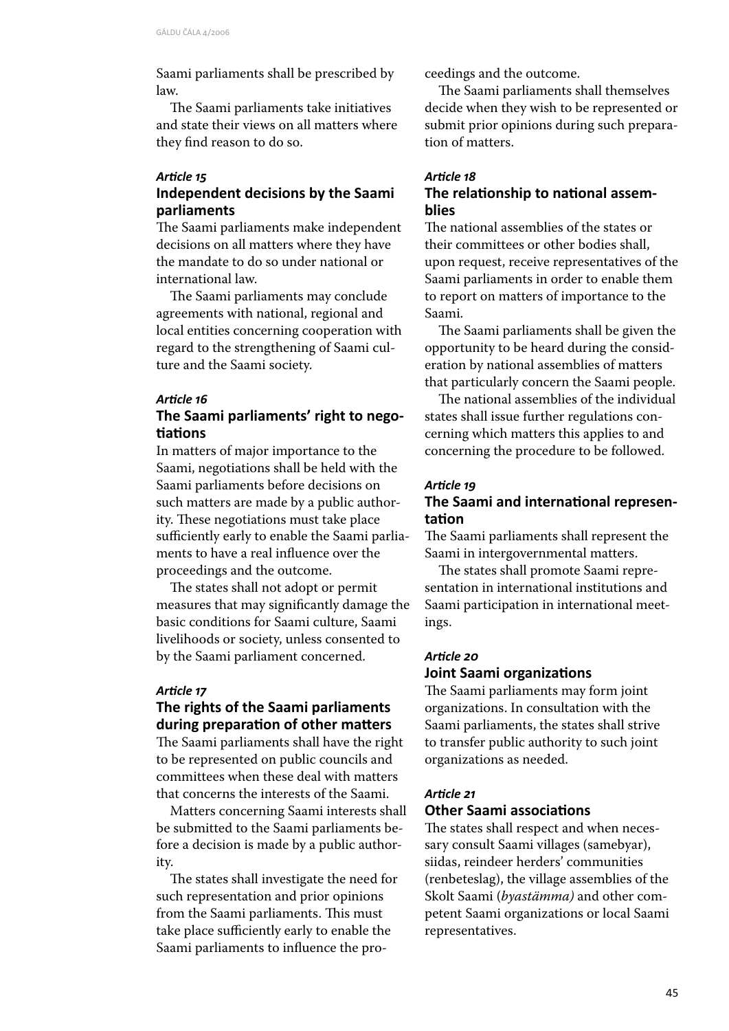Saami parliaments shall be prescribed by law.

The Saami parliaments take initiatives and state their views on all matters where they find reason to do so.

### *Article 15*
### Independent decisions by the Saami parliaments

The Saami parliaments make independent decisions on all matters where they have the mandate to do so under national or international law.

The Saami parliaments may conclude agreements with national, regional and local entities concerning cooperation with regard to the strengthening of Saami culture and the Saami society.

### *Article 16*
### The Saami parliaments' right to negotiations

In matters of major importance to the Saami, negotiations shall be held with the Saami parliaments before decisions on such matters are made by a public authority. These negotiations must take place sufficiently early to enable the Saami parliaments to have a real influence over the proceedings and the outcome.

The states shall not adopt or permit measures that may significantly damage the basic conditions for Saami culture, Saami livelihoods or society, unless consented to by the Saami parliament concerned.

### *Article 17*
### The rights of the Saami parliaments during preparation of other matters

The Saami parliaments shall have the right to be represented on public councils and committees when these deal with matters that concerns the interests of the Saami.

Matters concerning Saami interests shall be submitted to the Saami parliaments before a decision is made by a public authority.

The states shall investigate the need for such representation and prior opinions from the Saami parliaments. This must take place sufficiently early to enable the Saami parliaments to influence the proceedings and the outcome.

The Saami parliaments shall themselves decide when they wish to be represented or submit prior opinions during such preparation of matters.

### *Article 18*
### The relationship to national assemblies

The national assemblies of the states or their committees or other bodies shall, upon request, receive representatives of the Saami parliaments in order to enable them to report on matters of importance to the Saami.

The Saami parliaments shall be given the opportunity to be heard during the consideration by national assemblies of matters that particularly concern the Saami people.

The national assemblies of the individual states shall issue further regulations concerning which matters this applies to and concerning the procedure to be followed.

### *Article 19*
### The Saami and international representation

The Saami parliaments shall represent the Saami in intergovernmental matters.

The states shall promote Saami representation in international institutions and Saami participation in international meetings.

### *Article 20*
### Joint Saami organizations

The Saami parliaments may form joint organizations. In consultation with the Saami parliaments, the states shall strive to transfer public authority to such joint organizations as needed.

### *Article 21*
### Other Saami associations

The states shall respect and when necessary consult Saami villages (samebyar), siidas, reindeer herders' communities (renbeteslag), the village assemblies of the Skolt Saami (*byastämma)* and other competent Saami organizations or local Saami representatives.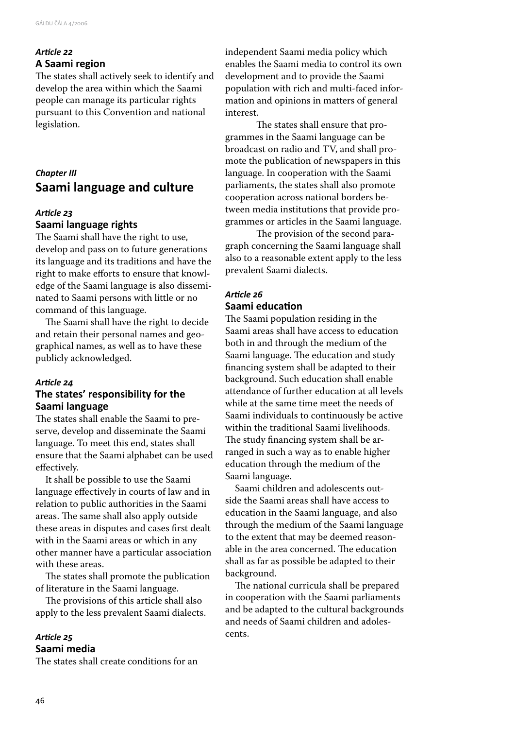*Article 22*

### A Saami region

The states shall actively seek to identify and develop the area within which the Saami people can manage its particular rights pursuant to this Convention and national legislation.

*Chapter III*

## Saami language and culture

*Article 23*

### Saami language rights

The Saami shall have the right to use, develop and pass on to future generations its language and its traditions and have the right to make efforts to ensure that knowledge of the Saami language is also disseminated to Saami persons with little or no command of this language.

The Saami shall have the right to decide and retain their personal names and geographical names, as well as to have these publicly acknowledged.

*Article 24*

### The states' responsibility for the Saami language

The states shall enable the Saami to preserve, develop and disseminate the Saami language. To meet this end, states shall ensure that the Saami alphabet can be used effectively.

It shall be possible to use the Saami language effectively in courts of law and in relation to public authorities in the Saami areas. The same shall also apply outside these areas in disputes and cases first dealt with in the Saami areas or which in any other manner have a particular association with these areas.

The states shall promote the publication of literature in the Saami language.

The provisions of this article shall also apply to the less prevalent Saami dialects.

*Article 25*

### Saami media

The states shall create conditions for an independent Saami media policy which enables the Saami media to control its own development and to provide the Saami population with rich and multi-faced information and opinions in matters of general interest.

The states shall ensure that programmes in the Saami language can be broadcast on radio and TV, and shall promote the publication of newspapers in this language. In cooperation with the Saami parliaments, the states shall also promote cooperation across national borders between media institutions that provide programmes or articles in the Saami language.

The provision of the second paragraph concerning the Saami language shall also to a reasonable extent apply to the less prevalent Saami dialects.

*Article 26*

### Saami education

The Saami population residing in the Saami areas shall have access to education both in and through the medium of the Saami language. The education and study financing system shall be adapted to their background. Such education shall enable attendance of further education at all levels while at the same time meet the needs of Saami individuals to continuously be active within the traditional Saami livelihoods. The study financing system shall be arranged in such a way as to enable higher education through the medium of the Saami language.

Saami children and adolescents outside the Saami areas shall have access to education in the Saami language, and also through the medium of the Saami language to the extent that may be deemed reasonable in the area concerned. The education shall as far as possible be adapted to their background.

The national curricula shall be prepared in cooperation with the Saami parliaments and be adapted to the cultural backgrounds and needs of Saami children and adolescents.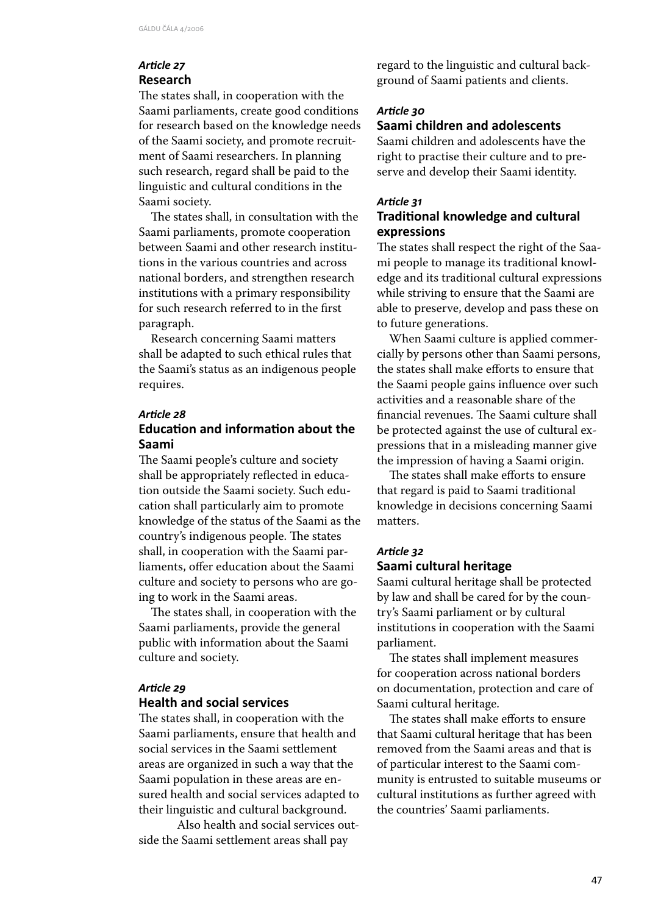### *Article 27*
### Research

The states shall, in cooperation with the Saami parliaments, create good conditions for research based on the knowledge needs of the Saami society, and promote recruitment of Saami researchers. In planning such research, regard shall be paid to the linguistic and cultural conditions in the Saami society.

The states shall, in consultation with the Saami parliaments, promote cooperation between Saami and other research institutions in the various countries and across national borders, and strengthen research institutions with a primary responsibility for such research referred to in the first paragraph.

Research concerning Saami matters shall be adapted to such ethical rules that the Saami's status as an indigenous people requires.

### *Article 28*
### Education and information about the Saami

The Saami people's culture and society shall be appropriately reflected in education outside the Saami society. Such education shall particularly aim to promote knowledge of the status of the Saami as the country's indigenous people. The states shall, in cooperation with the Saami parliaments, offer education about the Saami culture and society to persons who are going to work in the Saami areas.

The states shall, in cooperation with the Saami parliaments, provide the general public with information about the Saami culture and society.

### *Article 29*
### Health and social services

The states shall, in cooperation with the Saami parliaments, ensure that health and social services in the Saami settlement areas are organized in such a way that the Saami population in these areas are ensured health and social services adapted to their linguistic and cultural background.

Also health and social services outside the Saami settlement areas shall pay regard to the linguistic and cultural background of Saami patients and clients.

### *Article 30*
### Saami children and adolescents

Saami children and adolescents have the right to practise their culture and to preserve and develop their Saami identity.

### *Article 31*
### Traditional knowledge and cultural expressions

The states shall respect the right of the Saami people to manage its traditional knowledge and its traditional cultural expressions while striving to ensure that the Saami are able to preserve, develop and pass these on to future generations.

When Saami culture is applied commercially by persons other than Saami persons, the states shall make efforts to ensure that the Saami people gains influence over such activities and a reasonable share of the financial revenues. The Saami culture shall be protected against the use of cultural expressions that in a misleading manner give the impression of having a Saami origin.

The states shall make efforts to ensure that regard is paid to Saami traditional knowledge in decisions concerning Saami matters.

### *Article 32*
### Saami cultural heritage

Saami cultural heritage shall be protected by law and shall be cared for by the country's Saami parliament or by cultural institutions in cooperation with the Saami parliament.

The states shall implement measures for cooperation across national borders on documentation, protection and care of Saami cultural heritage.

The states shall make efforts to ensure that Saami cultural heritage that has been removed from the Saami areas and that is of particular interest to the Saami community is entrusted to suitable museums or cultural institutions as further agreed with the countries' Saami parliaments.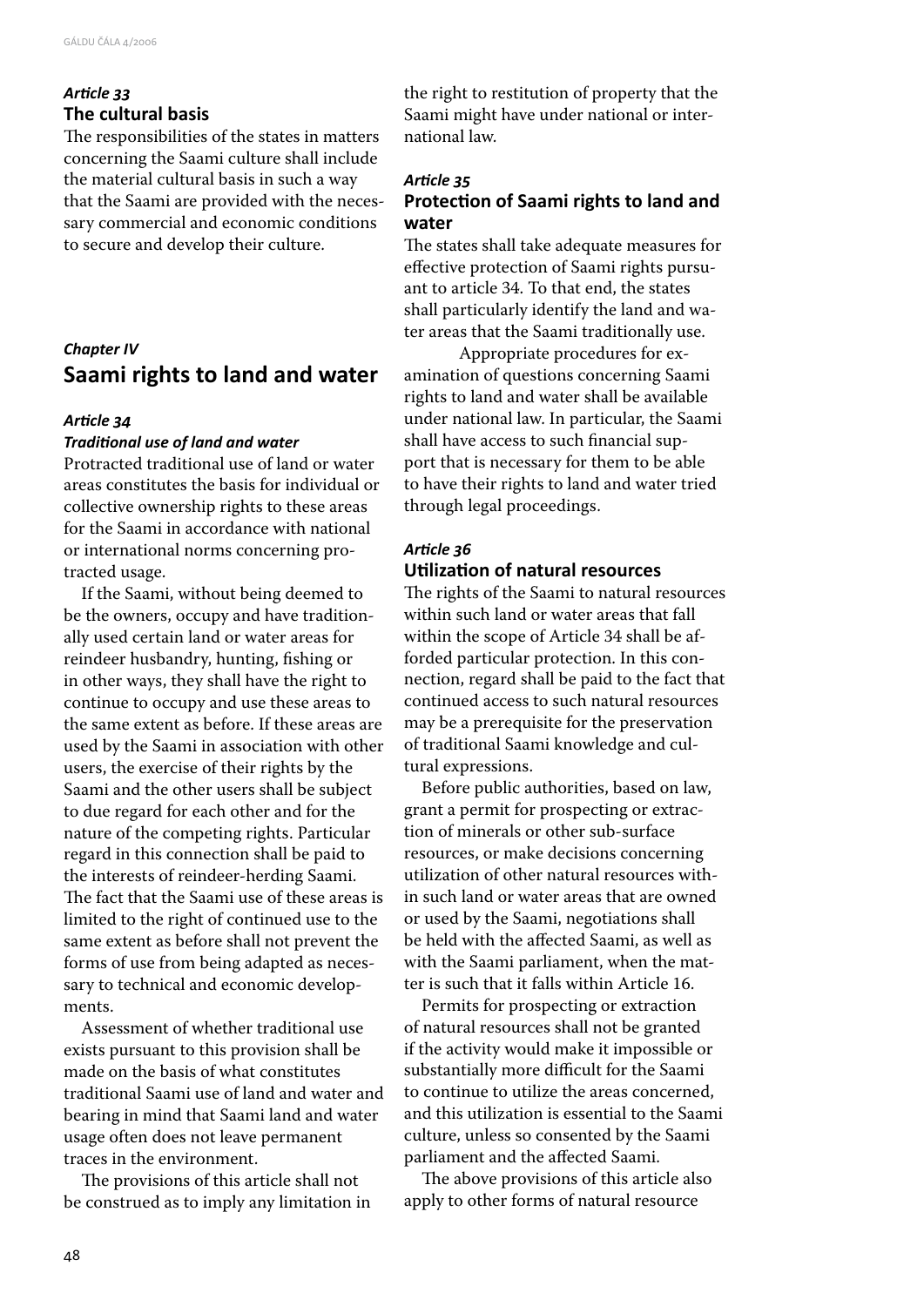*Article 33*

**The cultural basis**

The responsibilities of the states in matters concerning the Saami culture shall include the material cultural basis in such a way that the Saami are provided with the necessary commercial and economic conditions to secure and develop their culture.

*Chapter IV*

## Saami rights to land and water

*Article 34*

***Traditional use of land and water***

Protracted traditional use of land or water areas constitutes the basis for individual or collective ownership rights to these areas for the Saami in accordance with national or international norms concerning protracted usage.

If the Saami, without being deemed to be the owners, occupy and have traditionally used certain land or water areas for reindeer husbandry, hunting, fishing or in other ways, they shall have the right to continue to occupy and use these areas to the same extent as before. If these areas are used by the Saami in association with other users, the exercise of their rights by the Saami and the other users shall be subject to due regard for each other and for the nature of the competing rights. Particular regard in this connection shall be paid to the interests of reindeer-herding Saami. The fact that the Saami use of these areas is limited to the right of continued use to the same extent as before shall not prevent the forms of use from being adapted as necessary to technical and economic developments.

Assessment of whether traditional use exists pursuant to this provision shall be made on the basis of what constitutes traditional Saami use of land and water and bearing in mind that Saami land and water usage often does not leave permanent traces in the environment.

The provisions of this article shall not be construed as to imply any limitation in the right to restitution of property that the Saami might have under national or international law.

*Article 35*

**Protection of Saami rights to land and water**

The states shall take adequate measures for effective protection of Saami rights pursuant to article 34. To that end, the states shall particularly identify the land and water areas that the Saami traditionally use.

Appropriate procedures for examination of questions concerning Saami rights to land and water shall be available under national law. In particular, the Saami shall have access to such financial support that is necessary for them to be able to have their rights to land and water tried through legal proceedings.

*Article 36*

**Utilization of natural resources**

The rights of the Saami to natural resources within such land or water areas that fall within the scope of Article 34 shall be afforded particular protection. In this connection, regard shall be paid to the fact that continued access to such natural resources may be a prerequisite for the preservation of traditional Saami knowledge and cultural expressions.

Before public authorities, based on law, grant a permit for prospecting or extraction of minerals or other sub-surface resources, or make decisions concerning utilization of other natural resources within such land or water areas that are owned or used by the Saami, negotiations shall be held with the affected Saami, as well as with the Saami parliament, when the matter is such that it falls within Article 16.

Permits for prospecting or extraction of natural resources shall not be granted if the activity would make it impossible or substantially more difficult for the Saami to continue to utilize the areas concerned, and this utilization is essential to the Saami culture, unless so consented by the Saami parliament and the affected Saami.

The above provisions of this article also apply to other forms of natural resource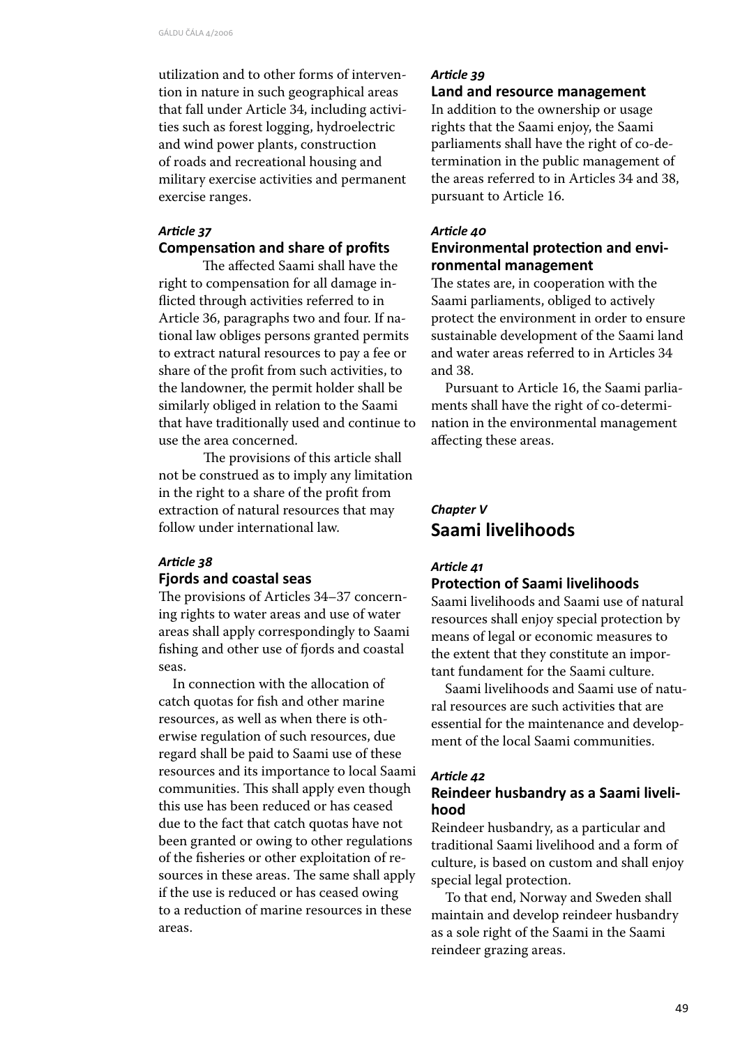utilization and to other forms of intervention in nature in such geographical areas that fall under Article 34, including activities such as forest logging, hydroelectric and wind power plants, construction of roads and recreational housing and military exercise activities and permanent exercise ranges.

### *Article 37*
### Compensation and share of profits

The affected Saami shall have the right to compensation for all damage inflicted through activities referred to in Article 36, paragraphs two and four. If national law obliges persons granted permits to extract natural resources to pay a fee or share of the profit from such activities, to the landowner, the permit holder shall be similarly obliged in relation to the Saami that have traditionally used and continue to use the area concerned.

The provisions of this article shall not be construed as to imply any limitation in the right to a share of the profit from extraction of natural resources that may follow under international law.

### *Article 38*
### Fjords and coastal seas

The provisions of Articles 34–37 concerning rights to water areas and use of water areas shall apply correspondingly to Saami fishing and other use of fjords and coastal seas.

In connection with the allocation of catch quotas for fish and other marine resources, as well as when there is otherwise regulation of such resources, due regard shall be paid to Saami use of these resources and its importance to local Saami communities. This shall apply even though this use has been reduced or has ceased due to the fact that catch quotas have not been granted or owing to other regulations of the fisheries or other exploitation of resources in these areas. The same shall apply if the use is reduced or has ceased owing to a reduction of marine resources in these areas.

### *Article 39*
### Land and resource management

In addition to the ownership or usage rights that the Saami enjoy, the Saami parliaments shall have the right of co-determination in the public management of the areas referred to in Articles 34 and 38, pursuant to Article 16.

### *Article 40*
### Environmental protection and environmental management

The states are, in cooperation with the Saami parliaments, obliged to actively protect the environment in order to ensure sustainable development of the Saami land and water areas referred to in Articles 34 and 38.

Pursuant to Article 16, the Saami parliaments shall have the right of co-determination in the environmental management affecting these areas.

## *Chapter V*
## Saami livelihoods

### *Article 41*
### Protection of Saami livelihoods

Saami livelihoods and Saami use of natural resources shall enjoy special protection by means of legal or economic measures to the extent that they constitute an important fundament for the Saami culture.

Saami livelihoods and Saami use of natural resources are such activities that are essential for the maintenance and development of the local Saami communities.

### *Article 42*
### Reindeer husbandry as a Saami livelihood

Reindeer husbandry, as a particular and traditional Saami livelihood and a form of culture, is based on custom and shall enjoy special legal protection.

To that end, Norway and Sweden shall maintain and develop reindeer husbandry as a sole right of the Saami in the Saami reindeer grazing areas.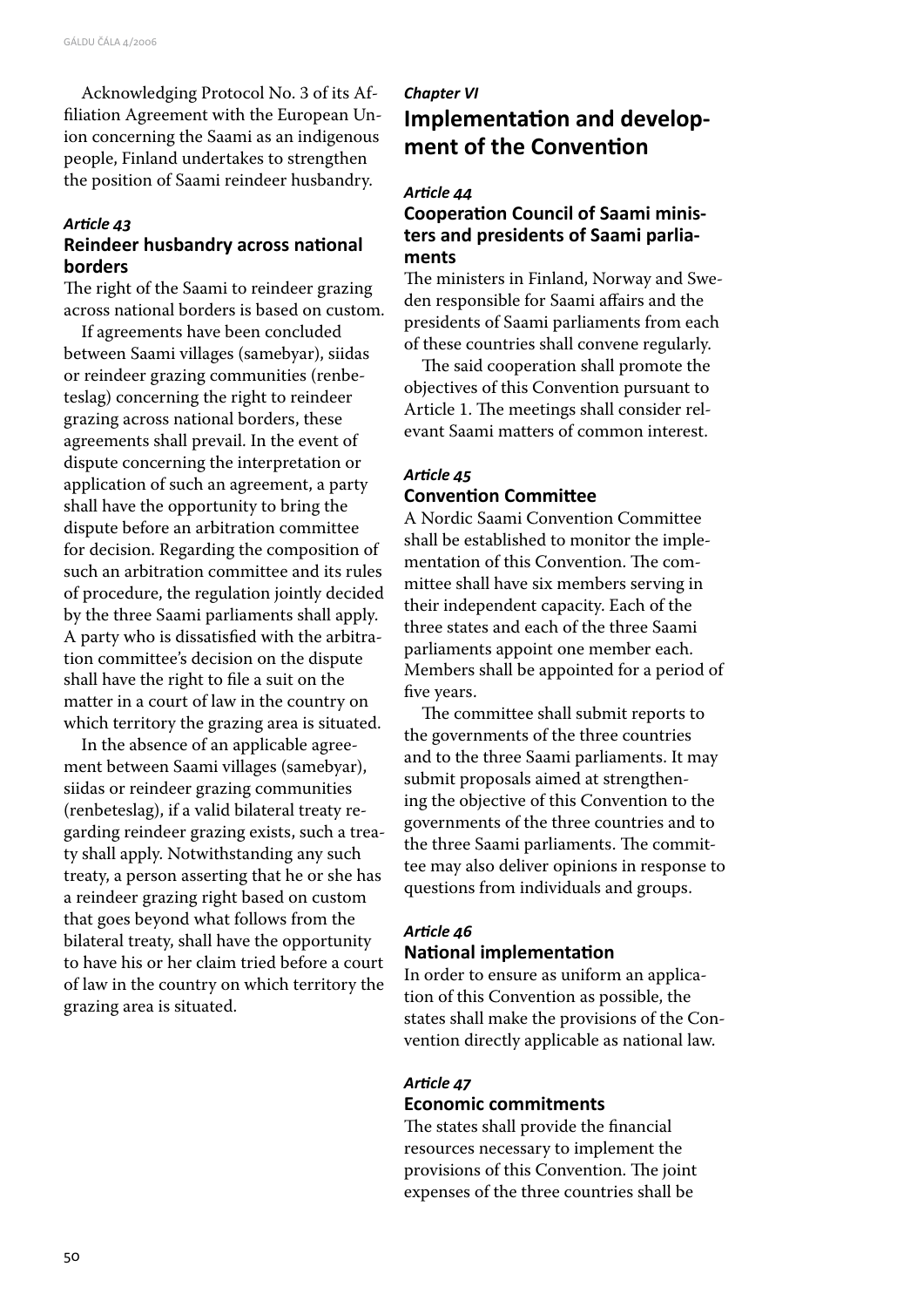Acknowledging Protocol No. 3 of its Affiliation Agreement with the European Union concerning the Saami as an indigenous people, Finland undertakes to strengthen the position of Saami reindeer husbandry.

*Article 43*
### Reindeer husbandry across national borders

The right of the Saami to reindeer grazing across national borders is based on custom.

If agreements have been concluded between Saami villages (samebyar), siidas or reindeer grazing communities (renbeteslag) concerning the right to reindeer grazing across national borders, these agreements shall prevail. In the event of dispute concerning the interpretation or application of such an agreement, a party shall have the opportunity to bring the dispute before an arbitration committee for decision. Regarding the composition of such an arbitration committee and its rules of procedure, the regulation jointly decided by the three Saami parliaments shall apply. A party who is dissatisfied with the arbitration committee's decision on the dispute shall have the right to file a suit on the matter in a court of law in the country on which territory the grazing area is situated.

In the absence of an applicable agreement between Saami villages (samebyar), siidas or reindeer grazing communities (renbeteslag), if a valid bilateral treaty regarding reindeer grazing exists, such a treaty shall apply. Notwithstanding any such treaty, a person asserting that he or she has a reindeer grazing right based on custom that goes beyond what follows from the bilateral treaty, shall have the opportunity to have his or her claim tried before a court of law in the country on which territory the grazing area is situated.

*Chapter VI*
## Implementation and development of the Convention

*Article 44*
### Cooperation Council of Saami ministers and presidents of Saami parliaments

The ministers in Finland, Norway and Sweden responsible for Saami affairs and the presidents of Saami parliaments from each of these countries shall convene regularly.

The said cooperation shall promote the objectives of this Convention pursuant to Article 1. The meetings shall consider relevant Saami matters of common interest.

*Article 45*
### Convention Committee

A Nordic Saami Convention Committee shall be established to monitor the implementation of this Convention. The committee shall have six members serving in their independent capacity. Each of the three states and each of the three Saami parliaments appoint one member each. Members shall be appointed for a period of five years.

The committee shall submit reports to the governments of the three countries and to the three Saami parliaments. It may submit proposals aimed at strengthening the objective of this Convention to the governments of the three countries and to the three Saami parliaments. The committee may also deliver opinions in response to questions from individuals and groups.

*Article 46*
### National implementation

In order to ensure as uniform an application of this Convention as possible, the states shall make the provisions of the Convention directly applicable as national law.

*Article 47*
### Economic commitments

The states shall provide the financial resources necessary to implement the provisions of this Convention. The joint expenses of the three countries shall be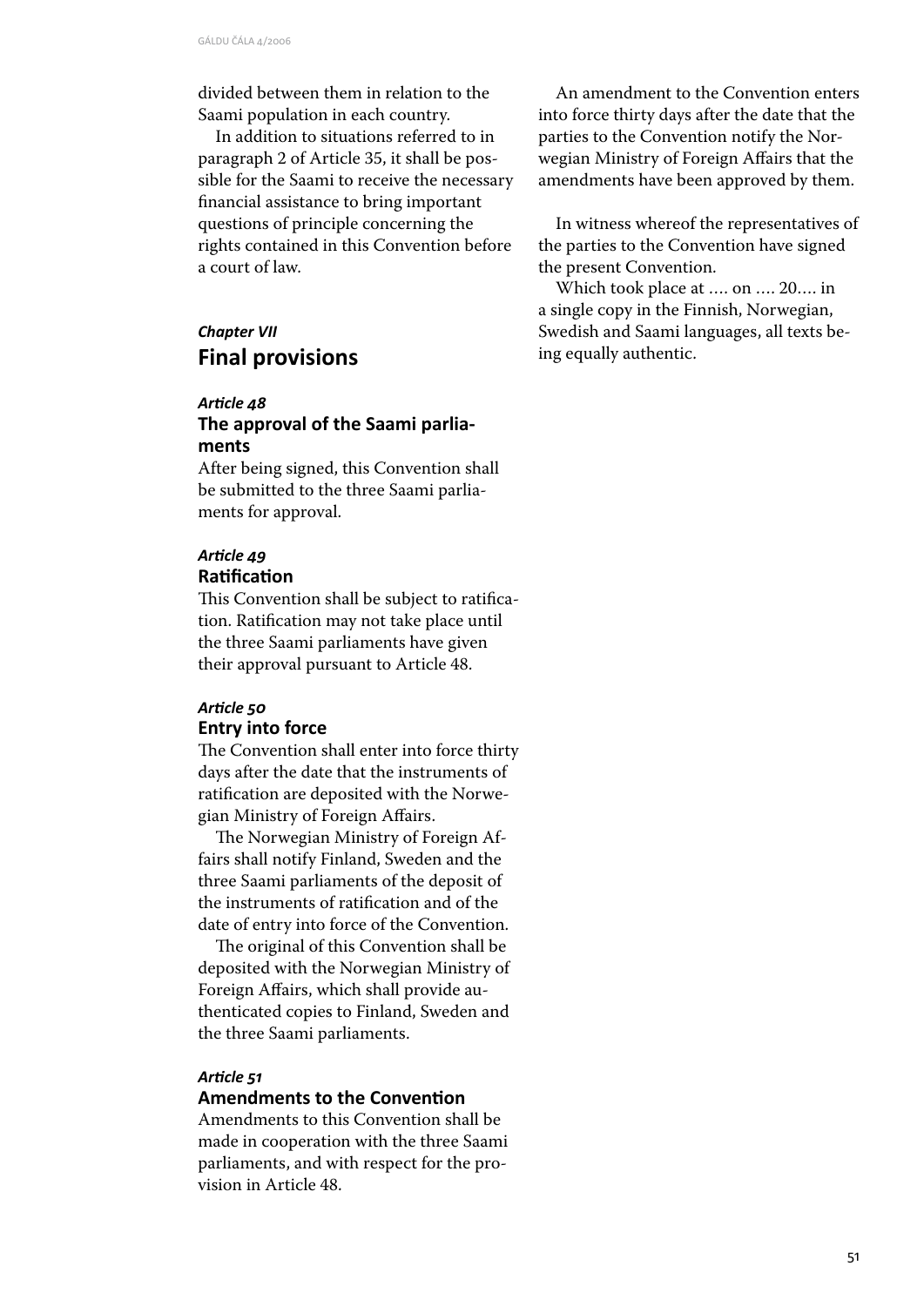divided between them in relation to the Saami population in each country.

In addition to situations referred to in paragraph 2 of Article 35, it shall be possible for the Saami to receive the necessary financial assistance to bring important questions of principle concerning the rights contained in this Convention before a court of law.

## *Chapter VII*
## Final provisions

### *Article 48*
### The approval of the Saami parliaments

After being signed, this Convention shall be submitted to the three Saami parliaments for approval.

### *Article 49*
### Ratification

This Convention shall be subject to ratification. Ratification may not take place until the three Saami parliaments have given their approval pursuant to Article 48.

### *Article 50*
### Entry into force

The Convention shall enter into force thirty days after the date that the instruments of ratification are deposited with the Norwegian Ministry of Foreign Affairs.

The Norwegian Ministry of Foreign Affairs shall notify Finland, Sweden and the three Saami parliaments of the deposit of the instruments of ratification and of the date of entry into force of the Convention.

The original of this Convention shall be deposited with the Norwegian Ministry of Foreign Affairs, which shall provide authenticated copies to Finland, Sweden and the three Saami parliaments.

### *Article 51*
### Amendments to the Convention

Amendments to this Convention shall be made in cooperation with the three Saami parliaments, and with respect for the provision in Article 48.

An amendment to the Convention enters into force thirty days after the date that the parties to the Convention notify the Norwegian Ministry of Foreign Affairs that the amendments have been approved by them.

In witness whereof the representatives of the parties to the Convention have signed the present Convention.

Which took place at …. on …. 20…. in a single copy in the Finnish, Norwegian, Swedish and Saami languages, all texts being equally authentic.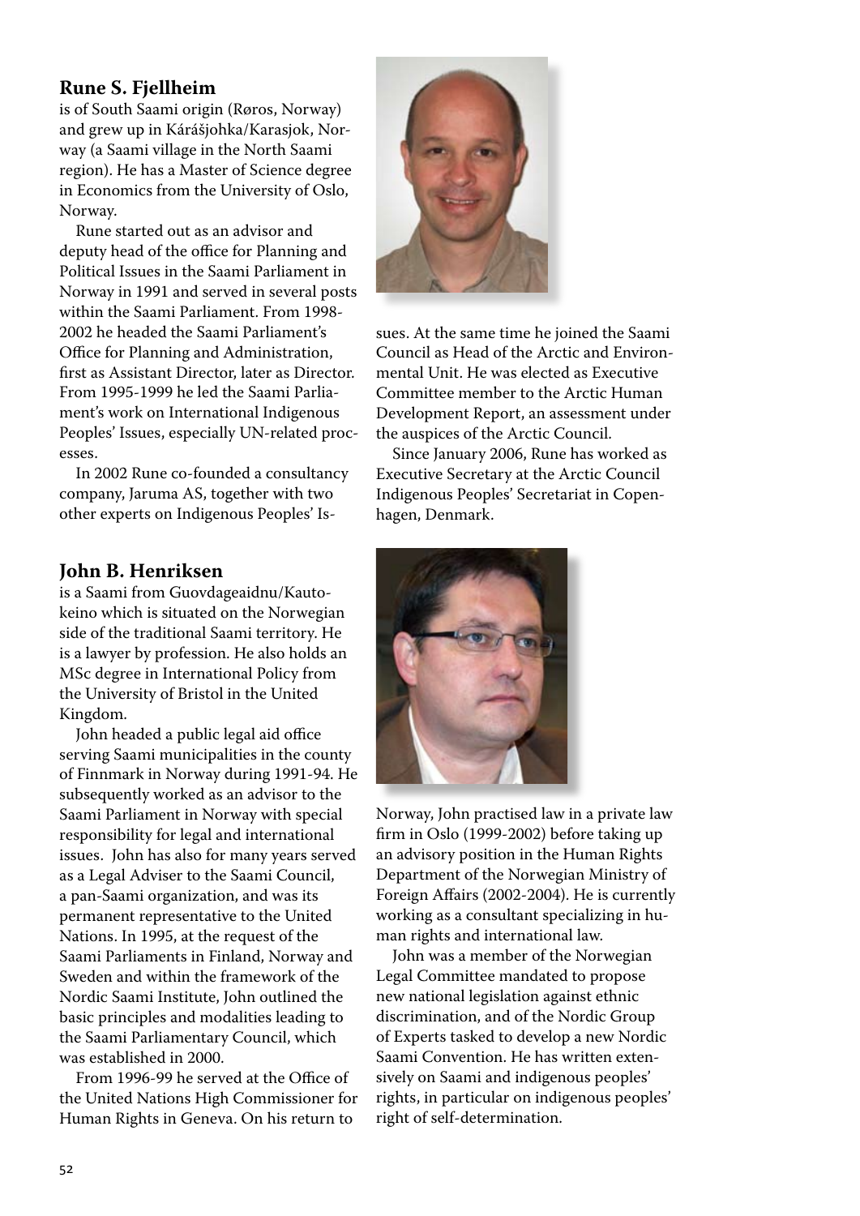## Rune S. Fjellheim

is of South Saami origin (Røros, Norway) and grew up in Kárášjohka/Karasjok, Norway (a Saami village in the North Saami region). He has a Master of Science degree in Economics from the University of Oslo, Norway.

Rune started out as an advisor and deputy head of the office for Planning and Political Issues in the Saami Parliament in Norway in 1991 and served in several posts within the Saami Parliament. From 1998-2002 he headed the Saami Parliament's Office for Planning and Administration, first as Assistant Director, later as Director. From 1995-1999 he led the Saami Parliament's work on International Indigenous Peoples' Issues, especially UN-related processes.

In 2002 Rune co-founded a consultancy company, Jaruma AS, together with two other experts on Indigenous Peoples' Issues. At the same time he joined the Saami Council as Head of the Arctic and Environmental Unit. He was elected as Executive Committee member to the Arctic Human Development Report, an assessment under the auspices of the Arctic Council.

Since January 2006, Rune has worked as Executive Secretary at the Arctic Council Indigenous Peoples' Secretariat in Copenhagen, Denmark.

## John B. Henriksen

is a Saami from Guovdageaidnu/Kautokeino which is situated on the Norwegian side of the traditional Saami territory. He is a lawyer by profession. He also holds an MSc degree in International Policy from the University of Bristol in the United Kingdom.

John headed a public legal aid office serving Saami municipalities in the county of Finnmark in Norway during 1991-94. He subsequently worked as an advisor to the Saami Parliament in Norway with special responsibility for legal and international issues. John has also for many years served as a Legal Adviser to the Saami Council, a pan-Saami organization, and was its permanent representative to the United Nations. In 1995, at the request of the Saami Parliaments in Finland, Norway and Sweden and within the framework of the Nordic Saami Institute, John outlined the basic principles and modalities leading to the Saami Parliamentary Council, which was established in 2000.

From 1996-99 he served at the Office of the United Nations High Commissioner for Human Rights in Geneva. On his return to Norway, John practised law in a private law firm in Oslo (1999-2002) before taking up an advisory position in the Human Rights Department of the Norwegian Ministry of Foreign Affairs (2002-2004). He is currently working as a consultant specializing in human rights and international law.

John was a member of the Norwegian Legal Committee mandated to propose new national legislation against ethnic discrimination, and of the Nordic Group of Experts tasked to develop a new Nordic Saami Convention. He has written extensively on Saami and indigenous peoples' rights, in particular on indigenous peoples' right of self-determination.